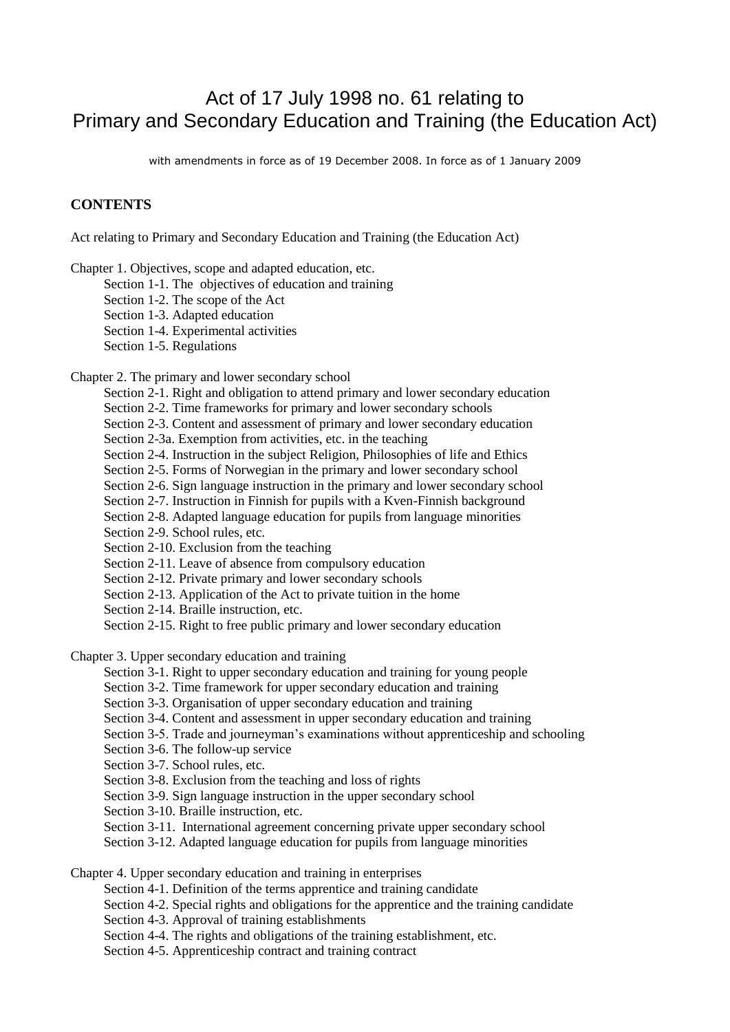# Act of 17 July 1998 no. 61 relating to Primary and Secondary Education and Training (the Education Act)

with amendments in force as of 19 December 2008. In force as of 1 January 2009

## CONTENTS

Act relating to Primary and Secondary Education and Training (the Education Act)

Chapter 1. Objectives, scope and adapted education, etc.

- Section 1-1. The objectives of education and training
- Section 1-2. The scope of the Act
- Section 1-3. Adapted education
- Section 1-4. Experimental activities
- Section 1-5. Regulations

Chapter 2. The primary and lower secondary school

- Section 2-1. Right and obligation to attend primary and lower secondary education
- Section 2-2. Time frameworks for primary and lower secondary schools
- Section 2-3. Content and assessment of primary and lower secondary education
- Section 2-3a. Exemption from activities, etc. in the teaching
- Section 2-4. Instruction in the subject Religion, Philosophies of life and Ethics
- Section 2-5. Forms of Norwegian in the primary and lower secondary school
- Section 2-6. Sign language instruction in the primary and lower secondary school
- Section 2-7. Instruction in Finnish for pupils with a Kven-Finnish background
- Section 2-8. Adapted language education for pupils from language minorities
- Section 2-9. School rules, etc.
- Section 2-10. Exclusion from the teaching
- Section 2-11. Leave of absence from compulsory education
- Section 2-12. Private primary and lower secondary schools
- Section 2-13. Application of the Act to private tuition in the home
- Section 2-14. Braille instruction, etc.
- Section 2-15. Right to free public primary and lower secondary education

Chapter 3. Upper secondary education and training

- Section 3-1. Right to upper secondary education and training for young people
- Section 3-2. Time framework for upper secondary education and training
- Section 3-3. Organisation of upper secondary education and training
- Section 3-4. Content and assessment in upper secondary education and training
- Section 3-5. Trade and journeyman's examinations without apprenticeship and schooling
- Section 3-6. The follow-up service
- Section 3-7. School rules, etc.
- Section 3-8. Exclusion from the teaching and loss of rights
- Section 3-9. Sign language instruction in the upper secondary school
- Section 3-10. Braille instruction, etc.
- Section 3-11. International agreement concerning private upper secondary school
- Section 3-12. Adapted language education for pupils from language minorities

Chapter 4. Upper secondary education and training in enterprises

- Section 4-1. Definition of the terms apprentice and training candidate
- Section 4-2. Special rights and obligations for the apprentice and the training candidate
- Section 4-3. Approval of training establishments
- Section 4-4. The rights and obligations of the training establishment, etc.
- Section 4-5. Apprenticeship contract and training contract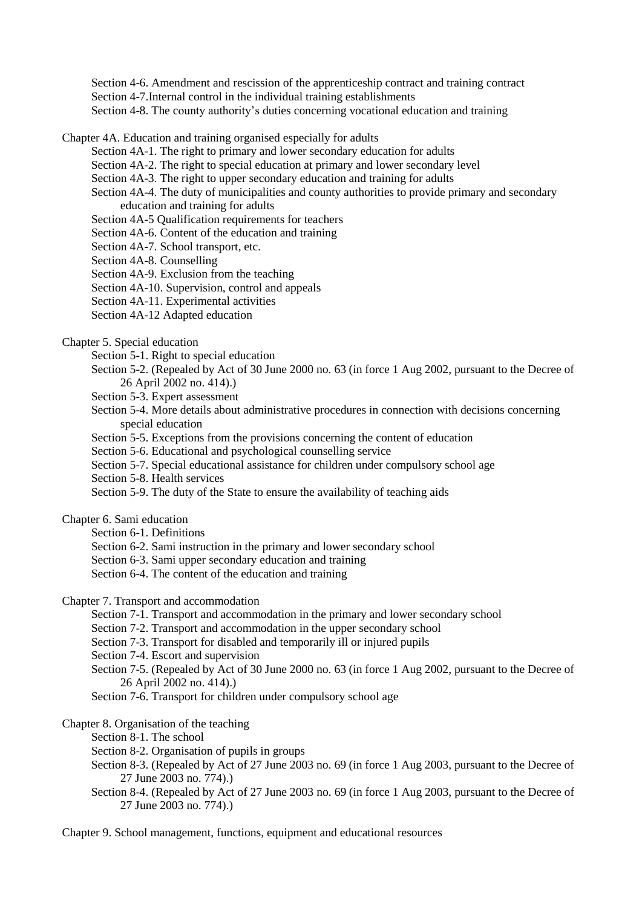Section 4-6. Amendment and rescission of the apprenticeship contract and training contract
Section 4-7.Internal control in the individual training establishments
Section 4-8. The county authority's duties concerning vocational education and training

Chapter 4A. Education and training organised especially for adults

- Section 4A-1. The right to primary and lower secondary education for adults
- Section 4A-2. The right to special education at primary and lower secondary level
- Section 4A-3. The right to upper secondary education and training for adults
- Section 4A-4. The duty of municipalities and county authorities to provide primary and secondary education and training for adults
- Section 4A-5 Qualification requirements for teachers
- Section 4A-6. Content of the education and training
- Section 4A-7. School transport, etc.
- Section 4A-8. Counselling
- Section 4A-9. Exclusion from the teaching
- Section 4A-10. Supervision, control and appeals
- Section 4A-11. Experimental activities
- Section 4A-12 Adapted education

Chapter 5. Special education

- Section 5-1. Right to special education
- Section 5-2. (Repealed by Act of 30 June 2000 no. 63 (in force 1 Aug 2002, pursuant to the Decree of 26 April 2002 no. 414).)
- Section 5-3. Expert assessment
- Section 5-4. More details about administrative procedures in connection with decisions concerning special education
- Section 5-5. Exceptions from the provisions concerning the content of education
- Section 5-6. Educational and psychological counselling service
- Section 5-7. Special educational assistance for children under compulsory school age
- Section 5-8. Health services
- Section 5-9. The duty of the State to ensure the availability of teaching aids

Chapter 6. Sami education

- Section 6-1. Definitions
- Section 6-2. Sami instruction in the primary and lower secondary school
- Section 6-3. Sami upper secondary education and training
- Section 6-4. The content of the education and training

Chapter 7. Transport and accommodation

- Section 7-1. Transport and accommodation in the primary and lower secondary school
- Section 7-2. Transport and accommodation in the upper secondary school
- Section 7-3. Transport for disabled and temporarily ill or injured pupils
- Section 7-4. Escort and supervision
- Section 7-5. (Repealed by Act of 30 June 2000 no. 63 (in force 1 Aug 2002, pursuant to the Decree of 26 April 2002 no. 414).)
- Section 7-6. Transport for children under compulsory school age

Chapter 8. Organisation of the teaching

- Section 8-1. The school
- Section 8-2. Organisation of pupils in groups
- Section 8-3. (Repealed by Act of 27 June 2003 no. 69 (in force 1 Aug 2003, pursuant to the Decree of 27 June 2003 no. 774).)
- Section 8-4. (Repealed by Act of 27 June 2003 no. 69 (in force 1 Aug 2003, pursuant to the Decree of 27 June 2003 no. 774).)

Chapter 9. School management, functions, equipment and educational resources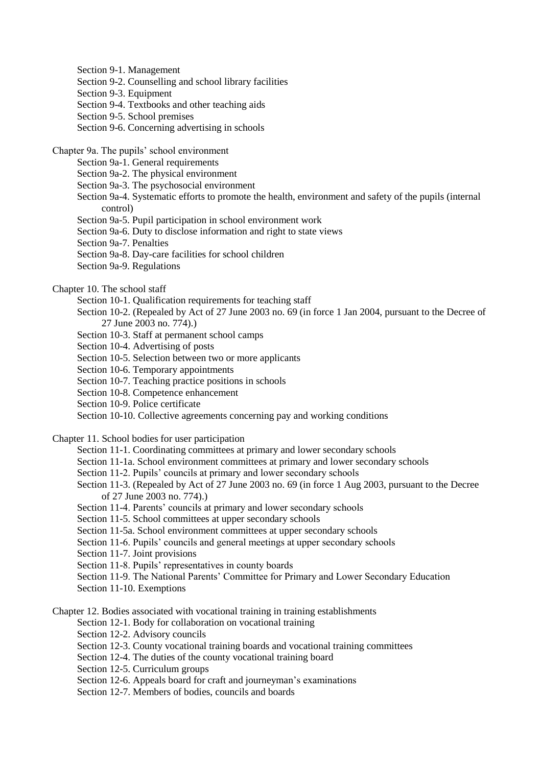Section 9-1. Management
Section 9-2. Counselling and school library facilities
Section 9-3. Equipment
Section 9-4. Textbooks and other teaching aids
Section 9-5. School premises
Section 9-6. Concerning advertising in schools

Chapter 9a. The pupils' school environment

Section 9a-1. General requirements
Section 9a-2. The physical environment
Section 9a-3. The psychosocial environment
Section 9a-4. Systematic efforts to promote the health, environment and safety of the pupils (internal control)
Section 9a-5. Pupil participation in school environment work
Section 9a-6. Duty to disclose information and right to state views
Section 9a-7. Penalties
Section 9a-8. Day-care facilities for school children
Section 9a-9. Regulations

Chapter 10. The school staff

Section 10-1. Qualification requirements for teaching staff
Section 10-2. (Repealed by Act of 27 June 2003 no. 69 (in force 1 Jan 2004, pursuant to the Decree of 27 June 2003 no. 774).)
Section 10-3. Staff at permanent school camps
Section 10-4. Advertising of posts
Section 10-5. Selection between two or more applicants
Section 10-6. Temporary appointments
Section 10-7. Teaching practice positions in schools
Section 10-8. Competence enhancement
Section 10-9. Police certificate
Section 10-10. Collective agreements concerning pay and working conditions

Chapter 11. School bodies for user participation

Section 11-1. Coordinating committees at primary and lower secondary schools
Section 11-1a. School environment committees at primary and lower secondary schools
Section 11-2. Pupils' councils at primary and lower secondary schools
Section 11-3. (Repealed by Act of 27 June 2003 no. 69 (in force 1 Aug 2003, pursuant to the Decree of 27 June 2003 no. 774).)
Section 11-4. Parents' councils at primary and lower secondary schools
Section 11-5. School committees at upper secondary schools
Section 11-5a. School environment committees at upper secondary schools
Section 11-6. Pupils' councils and general meetings at upper secondary schools
Section 11-7. Joint provisions
Section 11-8. Pupils' representatives in county boards
Section 11-9. The National Parents' Committee for Primary and Lower Secondary Education
Section 11-10. Exemptions

Chapter 12. Bodies associated with vocational training in training establishments

Section 12-1. Body for collaboration on vocational training
Section 12-2. Advisory councils
Section 12-3. County vocational training boards and vocational training committees
Section 12-4. The duties of the county vocational training board
Section 12-5. Curriculum groups
Section 12-6. Appeals board for craft and journeyman's examinations
Section 12-7. Members of bodies, councils and boards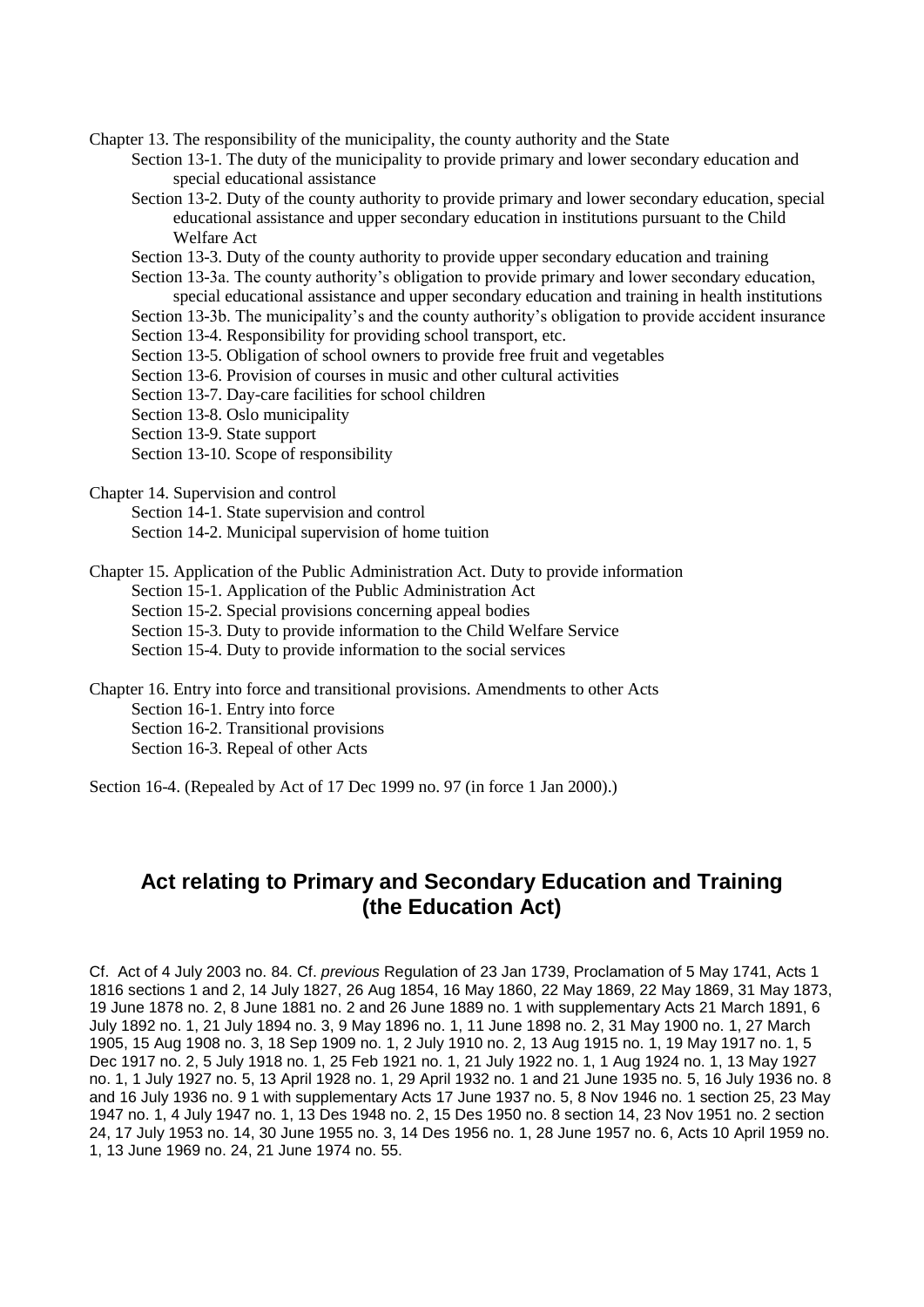Chapter 13. The responsibility of the municipality, the county authority and the State

- Section 13-1. The duty of the municipality to provide primary and lower secondary education and special educational assistance
- Section 13-2. Duty of the county authority to provide primary and lower secondary education, special educational assistance and upper secondary education in institutions pursuant to the Child Welfare Act
- Section 13-3. Duty of the county authority to provide upper secondary education and training
- Section 13-3a. The county authority's obligation to provide primary and lower secondary education, special educational assistance and upper secondary education and training in health institutions
- Section 13-3b. The municipality's and the county authority's obligation to provide accident insurance
- Section 13-4. Responsibility for providing school transport, etc.
- Section 13-5. Obligation of school owners to provide free fruit and vegetables
- Section 13-6. Provision of courses in music and other cultural activities
- Section 13-7. Day-care facilities for school children
- Section 13-8. Oslo municipality
- Section 13-9. State support
- Section 13-10. Scope of responsibility

Chapter 14. Supervision and control

- Section 14-1. State supervision and control
- Section 14-2. Municipal supervision of home tuition

Chapter 15. Application of the Public Administration Act. Duty to provide information

- Section 15-1. Application of the Public Administration Act
- Section 15-2. Special provisions concerning appeal bodies
- Section 15-3. Duty to provide information to the Child Welfare Service
- Section 15-4. Duty to provide information to the social services

Chapter 16. Entry into force and transitional provisions. Amendments to other Acts

- Section 16-1. Entry into force
- Section 16-2. Transitional provisions
- Section 16-3. Repeal of other Acts

Section 16-4. (Repealed by Act of 17 Dec 1999 no. 97 (in force 1 Jan 2000).)

## Act relating to Primary and Secondary Education and Training (the Education Act)

Cf. Act of 4 July 2003 no. 84. Cf. *previous* Regulation of 23 Jan 1739, Proclamation of 5 May 1741, Acts 1 1816 sections 1 and 2, 14 July 1827, 26 Aug 1854, 16 May 1860, 22 May 1869, 22 May 1869, 31 May 1873, 19 June 1878 no. 2, 8 June 1881 no. 2 and 26 June 1889 no. 1 with supplementary Acts 21 March 1891, 6 July 1892 no. 1, 21 July 1894 no. 3, 9 May 1896 no. 1, 11 June 1898 no. 2, 31 May 1900 no. 1, 27 March 1905, 15 Aug 1908 no. 3, 18 Sep 1909 no. 1, 2 July 1910 no. 2, 13 Aug 1915 no. 1, 19 May 1917 no. 1, 5 Dec 1917 no. 2, 5 July 1918 no. 1, 25 Feb 1921 no. 1, 21 July 1922 no. 1, 1 Aug 1924 no. 1, 13 May 1927 no. 1, 1 July 1927 no. 5, 13 April 1928 no. 1, 29 April 1932 no. 1 and 21 June 1935 no. 5, 16 July 1936 no. 8 and 16 July 1936 no. 9 1 with supplementary Acts 17 June 1937 no. 5, 8 Nov 1946 no. 1 section 25, 23 May 1947 no. 1, 4 July 1947 no. 1, 13 Des 1948 no. 2, 15 Des 1950 no. 8 section 14, 23 Nov 1951 no. 2 section 24, 17 July 1953 no. 14, 30 June 1955 no. 3, 14 Des 1956 no. 1, 28 June 1957 no. 6, Acts 10 April 1959 no. 1, 13 June 1969 no. 24, 21 June 1974 no. 55.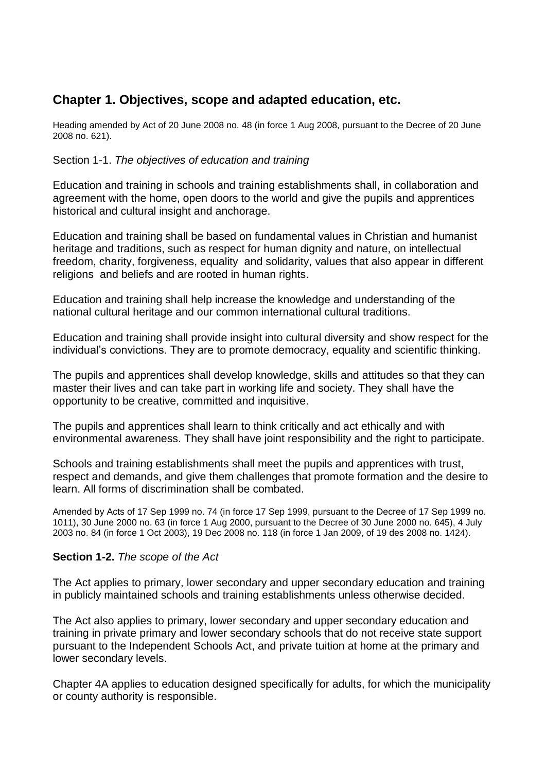## Chapter 1. Objectives, scope and adapted education, etc.

Heading amended by Act of 20 June 2008 no. 48 (in force 1 Aug 2008, pursuant to the Decree of 20 June 2008 no. 621).

Section 1-1. *The objectives of education and training*

Education and training in schools and training establishments shall, in collaboration and agreement with the home, open doors to the world and give the pupils and apprentices historical and cultural insight and anchorage.

Education and training shall be based on fundamental values in Christian and humanist heritage and traditions, such as respect for human dignity and nature, on intellectual freedom, charity, forgiveness, equality and solidarity, values that also appear in different religions and beliefs and are rooted in human rights.

Education and training shall help increase the knowledge and understanding of the national cultural heritage and our common international cultural traditions.

Education and training shall provide insight into cultural diversity and show respect for the individual's convictions. They are to promote democracy, equality and scientific thinking.

The pupils and apprentices shall develop knowledge, skills and attitudes so that they can master their lives and can take part in working life and society. They shall have the opportunity to be creative, committed and inquisitive.

The pupils and apprentices shall learn to think critically and act ethically and with environmental awareness. They shall have joint responsibility and the right to participate.

Schools and training establishments shall meet the pupils and apprentices with trust, respect and demands, and give them challenges that promote formation and the desire to learn. All forms of discrimination shall be combated.

Amended by Acts of 17 Sep 1999 no. 74 (in force 17 Sep 1999, pursuant to the Decree of 17 Sep 1999 no. 1011), 30 June 2000 no. 63 (in force 1 Aug 2000, pursuant to the Decree of 30 June 2000 no. 645), 4 July 2003 no. 84 (in force 1 Oct 2003), 19 Dec 2008 no. 118 (in force 1 Jan 2009, of 19 des 2008 no. 1424).

**Section 1-2.** *The scope of the Act*

The Act applies to primary, lower secondary and upper secondary education and training in publicly maintained schools and training establishments unless otherwise decided.

The Act also applies to primary, lower secondary and upper secondary education and training in private primary and lower secondary schools that do not receive state support pursuant to the Independent Schools Act, and private tuition at home at the primary and lower secondary levels.

Chapter 4A applies to education designed specifically for adults, for which the municipality or county authority is responsible.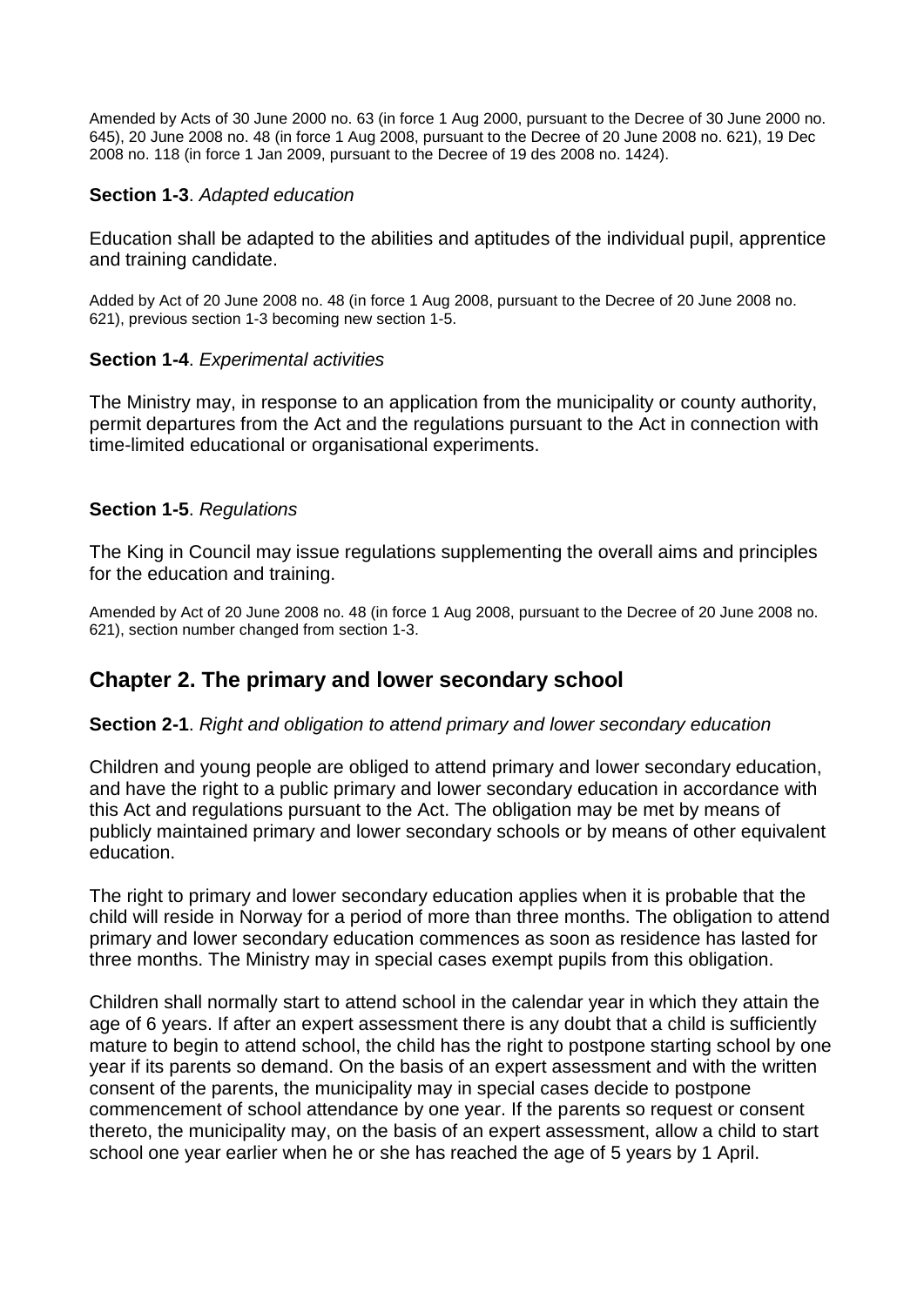Amended by Acts of 30 June 2000 no. 63 (in force 1 Aug 2000, pursuant to the Decree of 30 June 2000 no. 645), 20 June 2008 no. 48 (in force 1 Aug 2008, pursuant to the Decree of 20 June 2008 no. 621), 19 Dec 2008 no. 118 (in force 1 Jan 2009, pursuant to the Decree of 19 des 2008 no. 1424).

**Section 1-3**. *Adapted education*

Education shall be adapted to the abilities and aptitudes of the individual pupil, apprentice and training candidate.

Added by Act of 20 June 2008 no. 48 (in force 1 Aug 2008, pursuant to the Decree of 20 June 2008 no. 621), previous section 1-3 becoming new section 1-5.

**Section 1-4**. *Experimental activities*

The Ministry may, in response to an application from the municipality or county authority, permit departures from the Act and the regulations pursuant to the Act in connection with time-limited educational or organisational experiments.

**Section 1-5**. *Regulations*

The King in Council may issue regulations supplementing the overall aims and principles for the education and training.

Amended by Act of 20 June 2008 no. 48 (in force 1 Aug 2008, pursuant to the Decree of 20 June 2008 no. 621), section number changed from section 1-3.

## Chapter 2. The primary and lower secondary school

**Section 2-1**. *Right and obligation to attend primary and lower secondary education*

Children and young people are obliged to attend primary and lower secondary education, and have the right to a public primary and lower secondary education in accordance with this Act and regulations pursuant to the Act. The obligation may be met by means of publicly maintained primary and lower secondary schools or by means of other equivalent education.

The right to primary and lower secondary education applies when it is probable that the child will reside in Norway for a period of more than three months. The obligation to attend primary and lower secondary education commences as soon as residence has lasted for three months. The Ministry may in special cases exempt pupils from this obligation.

Children shall normally start to attend school in the calendar year in which they attain the age of 6 years. If after an expert assessment there is any doubt that a child is sufficiently mature to begin to attend school, the child has the right to postpone starting school by one year if its parents so demand. On the basis of an expert assessment and with the written consent of the parents, the municipality may in special cases decide to postpone commencement of school attendance by one year. If the parents so request or consent thereto, the municipality may, on the basis of an expert assessment, allow a child to start school one year earlier when he or she has reached the age of 5 years by 1 April.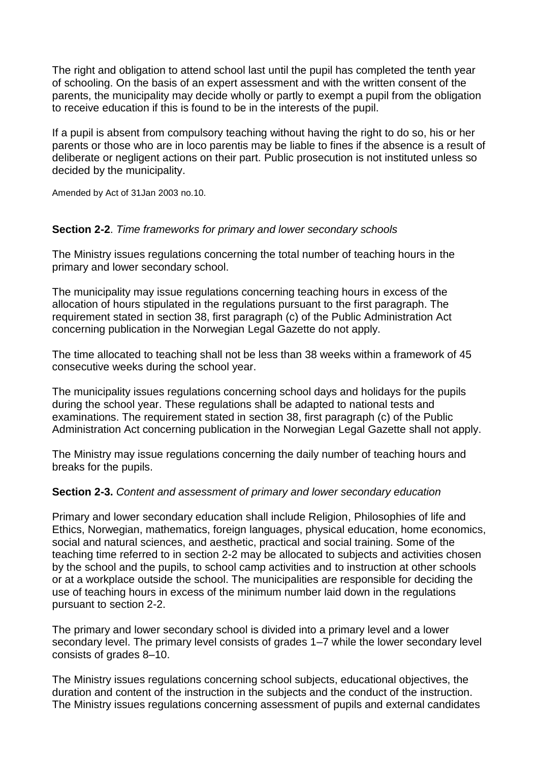The right and obligation to attend school last until the pupil has completed the tenth year of schooling. On the basis of an expert assessment and with the written consent of the parents, the municipality may decide wholly or partly to exempt a pupil from the obligation to receive education if this is found to be in the interests of the pupil.

If a pupil is absent from compulsory teaching without having the right to do so, his or her parents or those who are in loco parentis may be liable to fines if the absence is a result of deliberate or negligent actions on their part. Public prosecution is not instituted unless so decided by the municipality.

Amended by Act of 31Jan 2003 no.10.

**Section 2-2**. *Time frameworks for primary and lower secondary schools*

The Ministry issues regulations concerning the total number of teaching hours in the primary and lower secondary school.

The municipality may issue regulations concerning teaching hours in excess of the allocation of hours stipulated in the regulations pursuant to the first paragraph. The requirement stated in section 38, first paragraph (c) of the Public Administration Act concerning publication in the Norwegian Legal Gazette do not apply.

The time allocated to teaching shall not be less than 38 weeks within a framework of 45 consecutive weeks during the school year.

The municipality issues regulations concerning school days and holidays for the pupils during the school year. These regulations shall be adapted to national tests and examinations. The requirement stated in section 38, first paragraph (c) of the Public Administration Act concerning publication in the Norwegian Legal Gazette shall not apply.

The Ministry may issue regulations concerning the daily number of teaching hours and breaks for the pupils.

**Section 2-3.** *Content and assessment of primary and lower secondary education*

Primary and lower secondary education shall include Religion, Philosophies of life and Ethics, Norwegian, mathematics, foreign languages, physical education, home economics, social and natural sciences, and aesthetic, practical and social training. Some of the teaching time referred to in section 2-2 may be allocated to subjects and activities chosen by the school and the pupils, to school camp activities and to instruction at other schools or at a workplace outside the school. The municipalities are responsible for deciding the use of teaching hours in excess of the minimum number laid down in the regulations pursuant to section 2-2.

The primary and lower secondary school is divided into a primary level and a lower secondary level. The primary level consists of grades 1–7 while the lower secondary level consists of grades 8–10.

The Ministry issues regulations concerning school subjects, educational objectives, the duration and content of the instruction in the subjects and the conduct of the instruction. The Ministry issues regulations concerning assessment of pupils and external candidates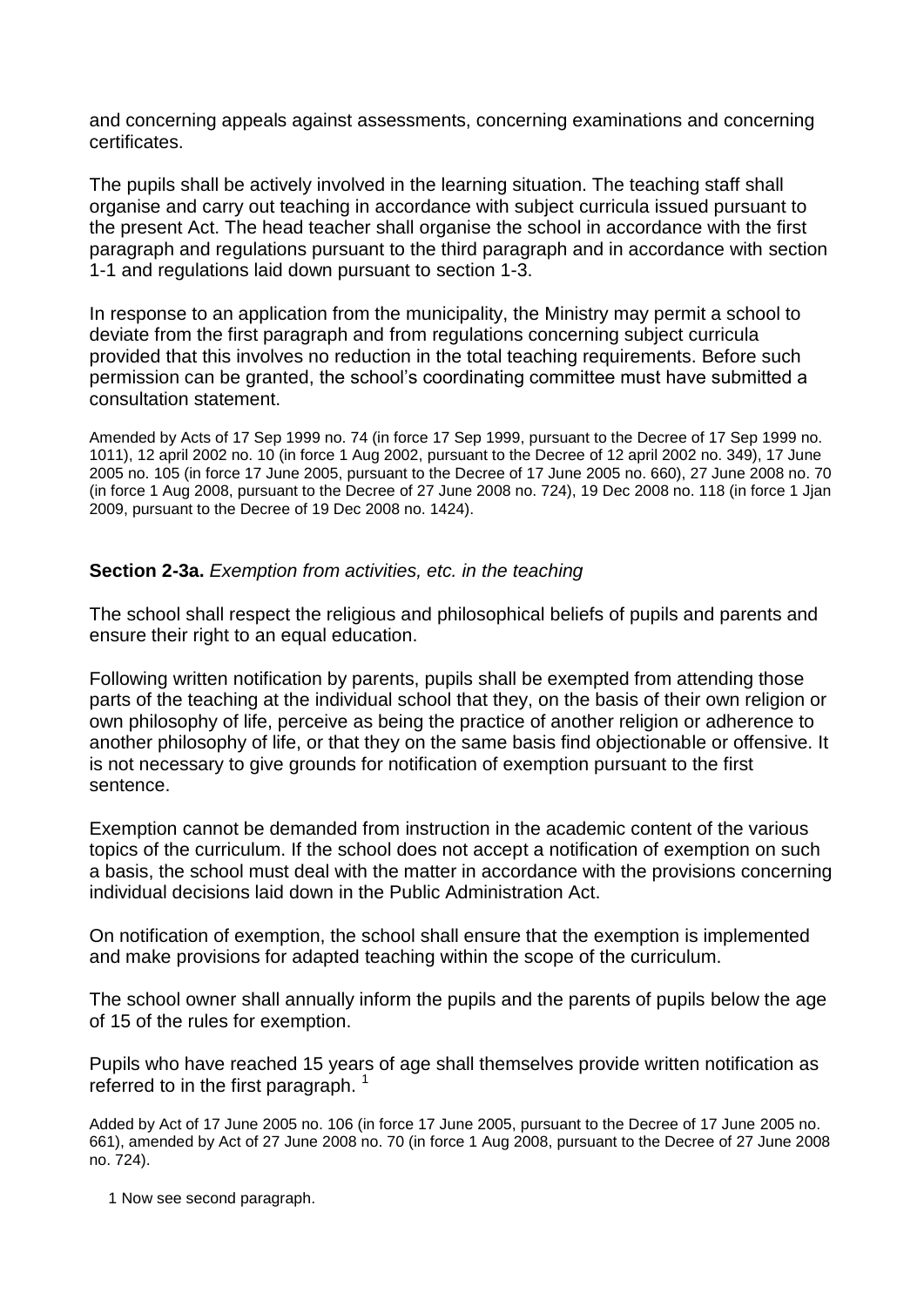and concerning appeals against assessments, concerning examinations and concerning certificates.

The pupils shall be actively involved in the learning situation. The teaching staff shall organise and carry out teaching in accordance with subject curricula issued pursuant to the present Act. The head teacher shall organise the school in accordance with the first paragraph and regulations pursuant to the third paragraph and in accordance with section 1-1 and regulations laid down pursuant to section 1-3.

In response to an application from the municipality, the Ministry may permit a school to deviate from the first paragraph and from regulations concerning subject curricula provided that this involves no reduction in the total teaching requirements. Before such permission can be granted, the school's coordinating committee must have submitted a consultation statement.

Amended by Acts of 17 Sep 1999 no. 74 (in force 17 Sep 1999, pursuant to the Decree of 17 Sep 1999 no. 1011), 12 april 2002 no. 10 (in force 1 Aug 2002, pursuant to the Decree of 12 april 2002 no. 349), 17 June 2005 no. 105 (in force 17 June 2005, pursuant to the Decree of 17 June 2005 no. 660), 27 June 2008 no. 70 (in force 1 Aug 2008, pursuant to the Decree of 27 June 2008 no. 724), 19 Dec 2008 no. 118 (in force 1 Jjan 2009, pursuant to the Decree of 19 Dec 2008 no. 1424).

**Section 2-3a.** *Exemption from activities, etc. in the teaching*

The school shall respect the religious and philosophical beliefs of pupils and parents and ensure their right to an equal education.

Following written notification by parents, pupils shall be exempted from attending those parts of the teaching at the individual school that they, on the basis of their own religion or own philosophy of life, perceive as being the practice of another religion or adherence to another philosophy of life, or that they on the same basis find objectionable or offensive. It is not necessary to give grounds for notification of exemption pursuant to the first sentence.

Exemption cannot be demanded from instruction in the academic content of the various topics of the curriculum. If the school does not accept a notification of exemption on such a basis, the school must deal with the matter in accordance with the provisions concerning individual decisions laid down in the Public Administration Act.

On notification of exemption, the school shall ensure that the exemption is implemented and make provisions for adapted teaching within the scope of the curriculum.

The school owner shall annually inform the pupils and the parents of pupils below the age of 15 of the rules for exemption.

Pupils who have reached 15 years of age shall themselves provide written notification as referred to in the first paragraph. [1]

Added by Act of 17 June 2005 no. 106 (in force 17 June 2005, pursuant to the Decree of 17 June 2005 no. 661), amended by Act of 27 June 2008 no. 70 (in force 1 Aug 2008, pursuant to the Decree of 27 June 2008 no. 724).

1 Now see second paragraph.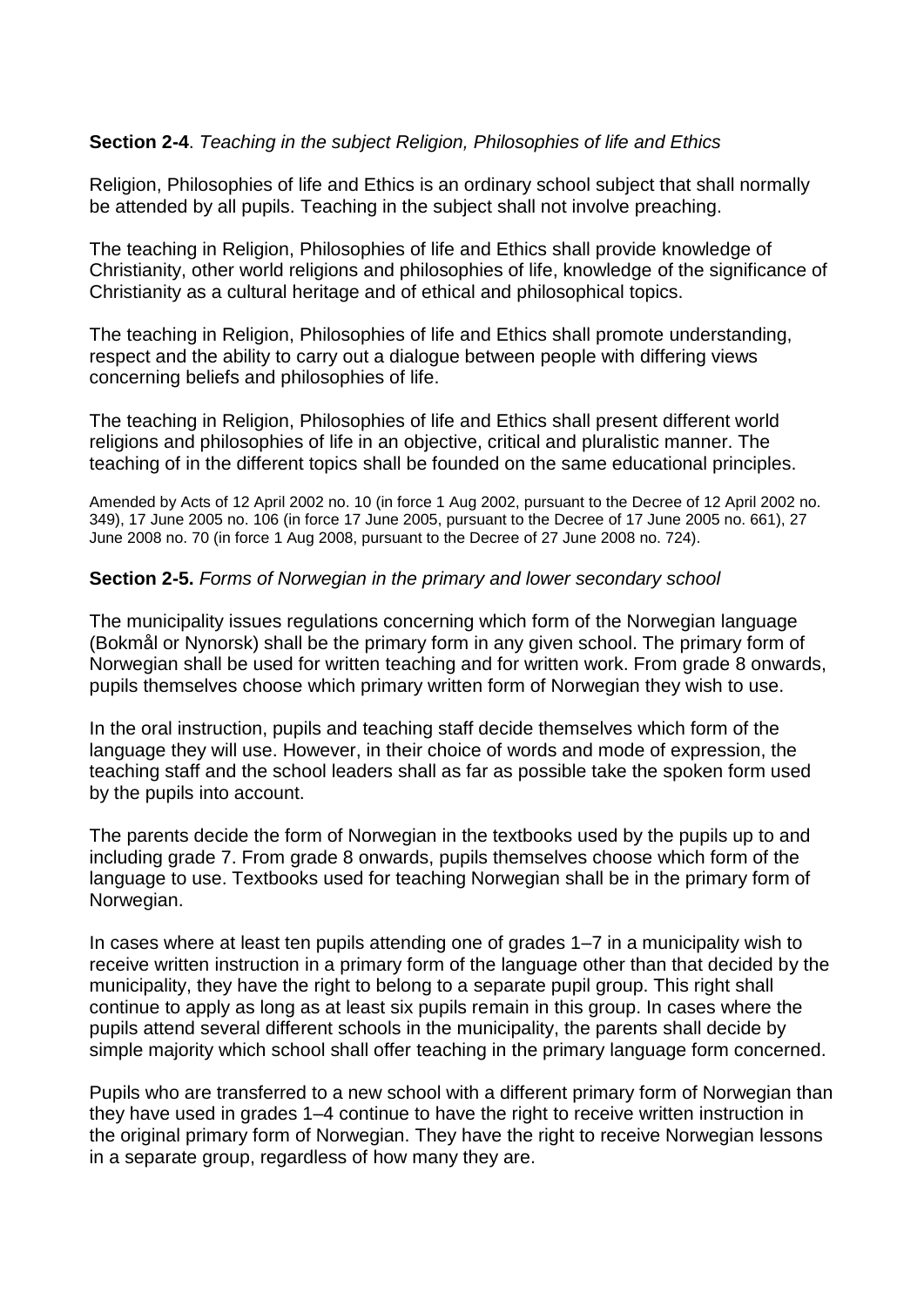**Section 2-4**. *Teaching in the subject Religion, Philosophies of life and Ethics*

Religion, Philosophies of life and Ethics is an ordinary school subject that shall normally be attended by all pupils. Teaching in the subject shall not involve preaching.

The teaching in Religion, Philosophies of life and Ethics shall provide knowledge of Christianity, other world religions and philosophies of life, knowledge of the significance of Christianity as a cultural heritage and of ethical and philosophical topics.

The teaching in Religion, Philosophies of life and Ethics shall promote understanding, respect and the ability to carry out a dialogue between people with differing views concerning beliefs and philosophies of life.

The teaching in Religion, Philosophies of life and Ethics shall present different world religions and philosophies of life in an objective, critical and pluralistic manner. The teaching of in the different topics shall be founded on the same educational principles.

Amended by Acts of 12 April 2002 no. 10 (in force 1 Aug 2002, pursuant to the Decree of 12 April 2002 no. 349), 17 June 2005 no. 106 (in force 17 June 2005, pursuant to the Decree of 17 June 2005 no. 661), 27 June 2008 no. 70 (in force 1 Aug 2008, pursuant to the Decree of 27 June 2008 no. 724).

**Section 2-5.** *Forms of Norwegian in the primary and lower secondary school*

The municipality issues regulations concerning which form of the Norwegian language (Bokmål or Nynorsk) shall be the primary form in any given school. The primary form of Norwegian shall be used for written teaching and for written work. From grade 8 onwards, pupils themselves choose which primary written form of Norwegian they wish to use.

In the oral instruction, pupils and teaching staff decide themselves which form of the language they will use. However, in their choice of words and mode of expression, the teaching staff and the school leaders shall as far as possible take the spoken form used by the pupils into account.

The parents decide the form of Norwegian in the textbooks used by the pupils up to and including grade 7. From grade 8 onwards, pupils themselves choose which form of the language to use. Textbooks used for teaching Norwegian shall be in the primary form of Norwegian.

In cases where at least ten pupils attending one of grades 1–7 in a municipality wish to receive written instruction in a primary form of the language other than that decided by the municipality, they have the right to belong to a separate pupil group. This right shall continue to apply as long as at least six pupils remain in this group. In cases where the pupils attend several different schools in the municipality, the parents shall decide by simple majority which school shall offer teaching in the primary language form concerned.

Pupils who are transferred to a new school with a different primary form of Norwegian than they have used in grades 1–4 continue to have the right to receive written instruction in the original primary form of Norwegian. They have the right to receive Norwegian lessons in a separate group, regardless of how many they are.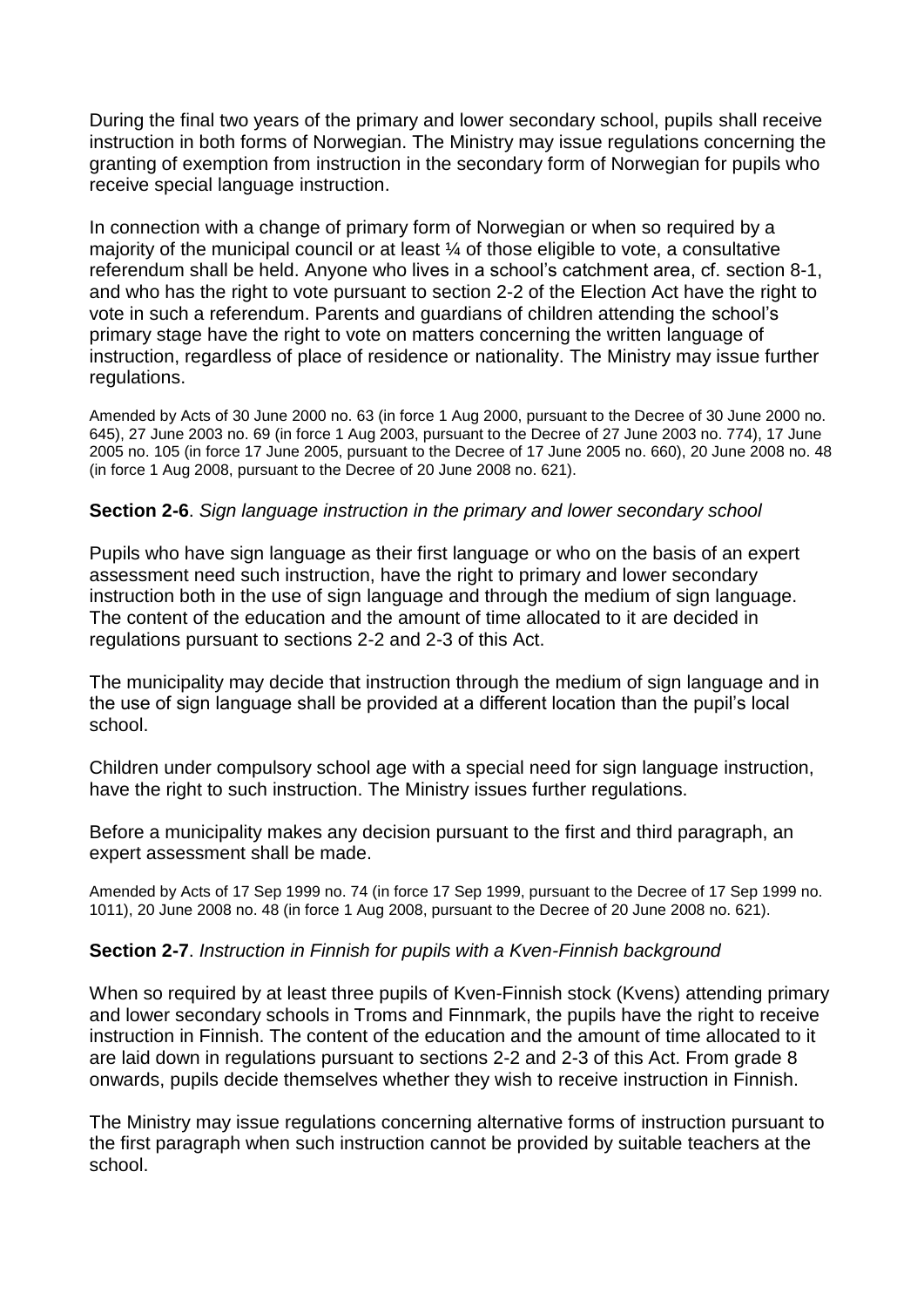During the final two years of the primary and lower secondary school, pupils shall receive instruction in both forms of Norwegian. The Ministry may issue regulations concerning the granting of exemption from instruction in the secondary form of Norwegian for pupils who receive special language instruction.

In connection with a change of primary form of Norwegian or when so required by a majority of the municipal council or at least ¼ of those eligible to vote, a consultative referendum shall be held. Anyone who lives in a school's catchment area, cf. section 8-1, and who has the right to vote pursuant to section 2-2 of the Election Act have the right to vote in such a referendum. Parents and guardians of children attending the school's primary stage have the right to vote on matters concerning the written language of instruction, regardless of place of residence or nationality. The Ministry may issue further regulations.

Amended by Acts of 30 June 2000 no. 63 (in force 1 Aug 2000, pursuant to the Decree of 30 June 2000 no. 645), 27 June 2003 no. 69 (in force 1 Aug 2003, pursuant to the Decree of 27 June 2003 no. 774), 17 June 2005 no. 105 (in force 17 June 2005, pursuant to the Decree of 17 June 2005 no. 660), 20 June 2008 no. 48 (in force 1 Aug 2008, pursuant to the Decree of 20 June 2008 no. 621).

**Section 2-6**. *Sign language instruction in the primary and lower secondary school*

Pupils who have sign language as their first language or who on the basis of an expert assessment need such instruction, have the right to primary and lower secondary instruction both in the use of sign language and through the medium of sign language. The content of the education and the amount of time allocated to it are decided in regulations pursuant to sections 2-2 and 2-3 of this Act.

The municipality may decide that instruction through the medium of sign language and in the use of sign language shall be provided at a different location than the pupil's local school.

Children under compulsory school age with a special need for sign language instruction, have the right to such instruction. The Ministry issues further regulations.

Before a municipality makes any decision pursuant to the first and third paragraph, an expert assessment shall be made.

Amended by Acts of 17 Sep 1999 no. 74 (in force 17 Sep 1999, pursuant to the Decree of 17 Sep 1999 no. 1011), 20 June 2008 no. 48 (in force 1 Aug 2008, pursuant to the Decree of 20 June 2008 no. 621).

**Section 2-7**. *Instruction in Finnish for pupils with a Kven-Finnish background*

When so required by at least three pupils of Kven-Finnish stock (Kvens) attending primary and lower secondary schools in Troms and Finnmark, the pupils have the right to receive instruction in Finnish. The content of the education and the amount of time allocated to it are laid down in regulations pursuant to sections 2-2 and 2-3 of this Act. From grade 8 onwards, pupils decide themselves whether they wish to receive instruction in Finnish.

The Ministry may issue regulations concerning alternative forms of instruction pursuant to the first paragraph when such instruction cannot be provided by suitable teachers at the school.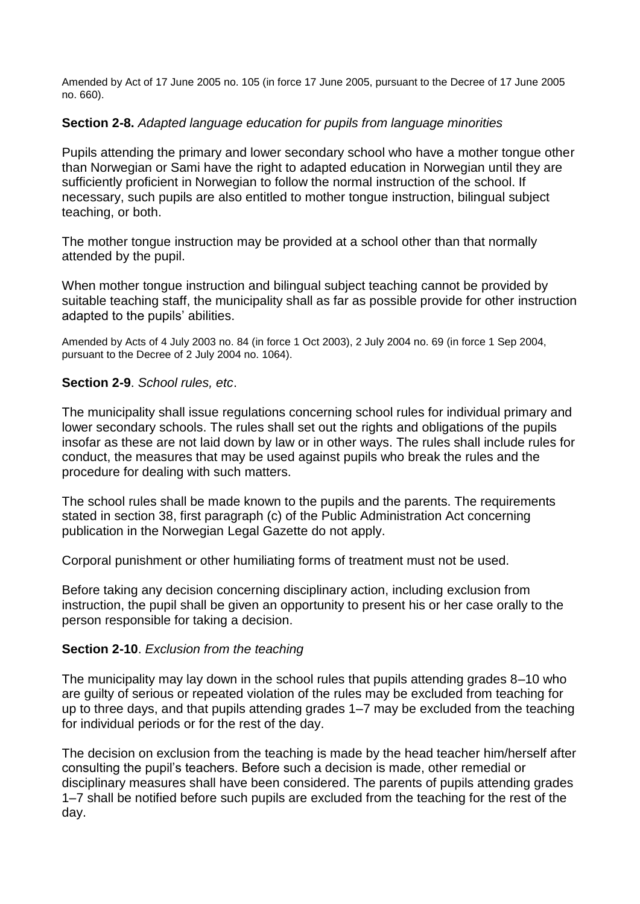Amended by Act of 17 June 2005 no. 105 (in force 17 June 2005, pursuant to the Decree of 17 June 2005 no. 660).

**Section 2-8.** *Adapted language education for pupils from language minorities*

Pupils attending the primary and lower secondary school who have a mother tongue other than Norwegian or Sami have the right to adapted education in Norwegian until they are sufficiently proficient in Norwegian to follow the normal instruction of the school. If necessary, such pupils are also entitled to mother tongue instruction, bilingual subject teaching, or both.

The mother tongue instruction may be provided at a school other than that normally attended by the pupil.

When mother tongue instruction and bilingual subject teaching cannot be provided by suitable teaching staff, the municipality shall as far as possible provide for other instruction adapted to the pupils' abilities.

Amended by Acts of 4 July 2003 no. 84 (in force 1 Oct 2003), 2 July 2004 no. 69 (in force 1 Sep 2004, pursuant to the Decree of 2 July 2004 no. 1064).

**Section 2-9**. *School rules, etc*.

The municipality shall issue regulations concerning school rules for individual primary and lower secondary schools. The rules shall set out the rights and obligations of the pupils insofar as these are not laid down by law or in other ways. The rules shall include rules for conduct, the measures that may be used against pupils who break the rules and the procedure for dealing with such matters.

The school rules shall be made known to the pupils and the parents. The requirements stated in section 38, first paragraph (c) of the Public Administration Act concerning publication in the Norwegian Legal Gazette do not apply.

Corporal punishment or other humiliating forms of treatment must not be used.

Before taking any decision concerning disciplinary action, including exclusion from instruction, the pupil shall be given an opportunity to present his or her case orally to the person responsible for taking a decision.

**Section 2-10**. *Exclusion from the teaching*

The municipality may lay down in the school rules that pupils attending grades 8–10 who are guilty of serious or repeated violation of the rules may be excluded from teaching for up to three days, and that pupils attending grades 1–7 may be excluded from the teaching for individual periods or for the rest of the day.

The decision on exclusion from the teaching is made by the head teacher him/herself after consulting the pupil's teachers. Before such a decision is made, other remedial or disciplinary measures shall have been considered. The parents of pupils attending grades 1–7 shall be notified before such pupils are excluded from the teaching for the rest of the day.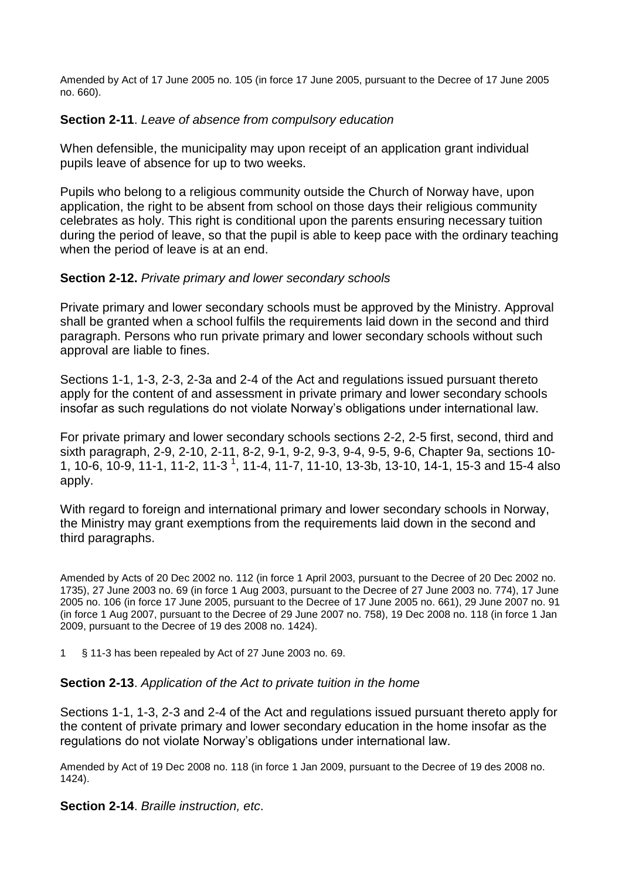Amended by Act of 17 June 2005 no. 105 (in force 17 June 2005, pursuant to the Decree of 17 June 2005 no. 660).

**Section 2-11**. *Leave of absence from compulsory education*

When defensible, the municipality may upon receipt of an application grant individual pupils leave of absence for up to two weeks.

Pupils who belong to a religious community outside the Church of Norway have, upon application, the right to be absent from school on those days their religious community celebrates as holy. This right is conditional upon the parents ensuring necessary tuition during the period of leave, so that the pupil is able to keep pace with the ordinary teaching when the period of leave is at an end.

**Section 2-12.** *Private primary and lower secondary schools*

Private primary and lower secondary schools must be approved by the Ministry. Approval shall be granted when a school fulfils the requirements laid down in the second and third paragraph. Persons who run private primary and lower secondary schools without such approval are liable to fines.

Sections 1-1, 1-3, 2-3, 2-3a and 2-4 of the Act and regulations issued pursuant thereto apply for the content of and assessment in private primary and lower secondary schools insofar as such regulations do not violate Norway's obligations under international law.

For private primary and lower secondary schools sections 2-2, 2-5 first, second, third and sixth paragraph, 2-9, 2-10, 2-11, 8-2, 9-1, 9-2, 9-3, 9-4, 9-5, 9-6, Chapter 9a, sections 10-1, 10-6, 10-9, 11-1, 11-2, 11-3 [1], 11-4, 11-7, 11-10, 13-3b, 13-10, 14-1, 15-3 and 15-4 also apply.

With regard to foreign and international primary and lower secondary schools in Norway, the Ministry may grant exemptions from the requirements laid down in the second and third paragraphs.

Amended by Acts of 20 Dec 2002 no. 112 (in force 1 April 2003, pursuant to the Decree of 20 Dec 2002 no. 1735), 27 June 2003 no. 69 (in force 1 Aug 2003, pursuant to the Decree of 27 June 2003 no. 774), 17 June 2005 no. 106 (in force 17 June 2005, pursuant to the Decree of 17 June 2005 no. 661), 29 June 2007 no. 91 (in force 1 Aug 2007, pursuant to the Decree of 29 June 2007 no. 758), 19 Dec 2008 no. 118 (in force 1 Jan 2009, pursuant to the Decree of 19 des 2008 no. 1424).

1 § 11-3 has been repealed by Act of 27 June 2003 no. 69.

**Section 2-13**. *Application of the Act to private tuition in the home*

Sections 1-1, 1-3, 2-3 and 2-4 of the Act and regulations issued pursuant thereto apply for the content of private primary and lower secondary education in the home insofar as the regulations do not violate Norway's obligations under international law.

Amended by Act of 19 Dec 2008 no. 118 (in force 1 Jan 2009, pursuant to the Decree of 19 des 2008 no. 1424).

**Section 2-14**. *Braille instruction, etc*.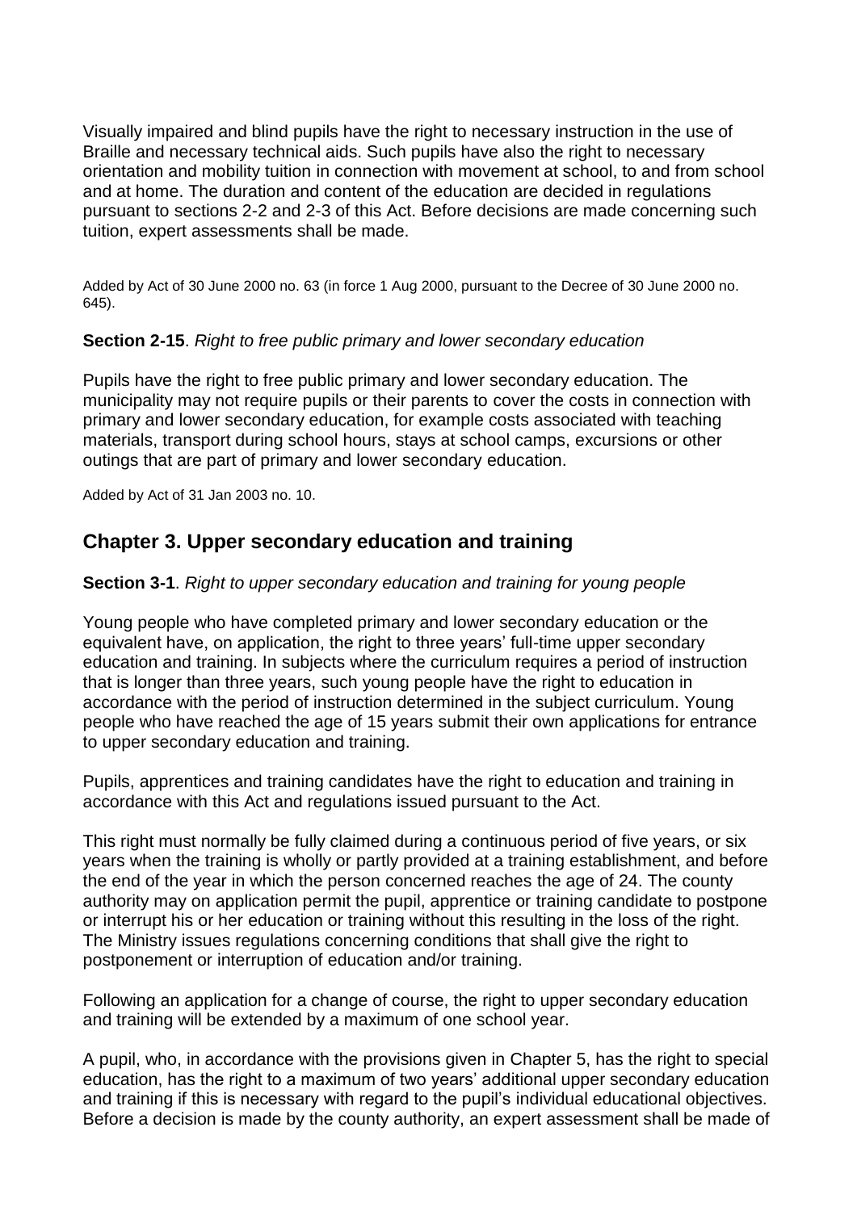Visually impaired and blind pupils have the right to necessary instruction in the use of Braille and necessary technical aids. Such pupils have also the right to necessary orientation and mobility tuition in connection with movement at school, to and from school and at home. The duration and content of the education are decided in regulations pursuant to sections 2-2 and 2-3 of this Act. Before decisions are made concerning such tuition, expert assessments shall be made.

Added by Act of 30 June 2000 no. 63 (in force 1 Aug 2000, pursuant to the Decree of 30 June 2000 no. 645).

**Section 2-15**. *Right to free public primary and lower secondary education*

Pupils have the right to free public primary and lower secondary education. The municipality may not require pupils or their parents to cover the costs in connection with primary and lower secondary education, for example costs associated with teaching materials, transport during school hours, stays at school camps, excursions or other outings that are part of primary and lower secondary education.

Added by Act of 31 Jan 2003 no. 10.

## Chapter 3. Upper secondary education and training

**Section 3-1**. *Right to upper secondary education and training for young people*

Young people who have completed primary and lower secondary education or the equivalent have, on application, the right to three years' full-time upper secondary education and training. In subjects where the curriculum requires a period of instruction that is longer than three years, such young people have the right to education in accordance with the period of instruction determined in the subject curriculum. Young people who have reached the age of 15 years submit their own applications for entrance to upper secondary education and training.

Pupils, apprentices and training candidates have the right to education and training in accordance with this Act and regulations issued pursuant to the Act.

This right must normally be fully claimed during a continuous period of five years, or six years when the training is wholly or partly provided at a training establishment, and before the end of the year in which the person concerned reaches the age of 24. The county authority may on application permit the pupil, apprentice or training candidate to postpone or interrupt his or her education or training without this resulting in the loss of the right. The Ministry issues regulations concerning conditions that shall give the right to postponement or interruption of education and/or training.

Following an application for a change of course, the right to upper secondary education and training will be extended by a maximum of one school year.

A pupil, who, in accordance with the provisions given in Chapter 5, has the right to special education, has the right to a maximum of two years' additional upper secondary education and training if this is necessary with regard to the pupil's individual educational objectives. Before a decision is made by the county authority, an expert assessment shall be made of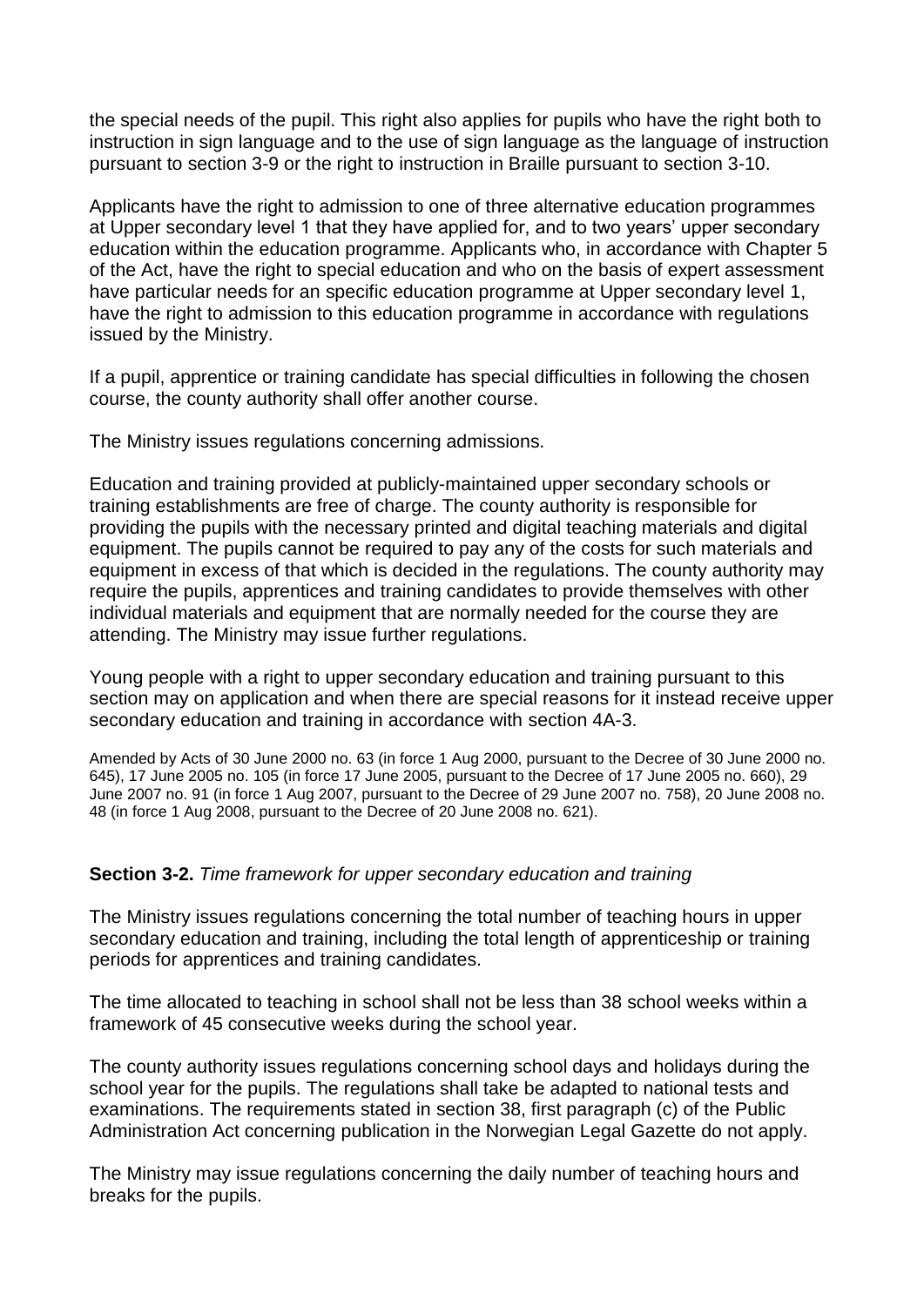the special needs of the pupil. This right also applies for pupils who have the right both to instruction in sign language and to the use of sign language as the language of instruction pursuant to section 3-9 or the right to instruction in Braille pursuant to section 3-10.

Applicants have the right to admission to one of three alternative education programmes at Upper secondary level 1 that they have applied for, and to two years' upper secondary education within the education programme. Applicants who, in accordance with Chapter 5 of the Act, have the right to special education and who on the basis of expert assessment have particular needs for an specific education programme at Upper secondary level 1, have the right to admission to this education programme in accordance with regulations issued by the Ministry.

If a pupil, apprentice or training candidate has special difficulties in following the chosen course, the county authority shall offer another course.

The Ministry issues regulations concerning admissions.

Education and training provided at publicly-maintained upper secondary schools or training establishments are free of charge. The county authority is responsible for providing the pupils with the necessary printed and digital teaching materials and digital equipment. The pupils cannot be required to pay any of the costs for such materials and equipment in excess of that which is decided in the regulations. The county authority may require the pupils, apprentices and training candidates to provide themselves with other individual materials and equipment that are normally needed for the course they are attending. The Ministry may issue further regulations.

Young people with a right to upper secondary education and training pursuant to this section may on application and when there are special reasons for it instead receive upper secondary education and training in accordance with section 4A-3.

Amended by Acts of 30 June 2000 no. 63 (in force 1 Aug 2000, pursuant to the Decree of 30 June 2000 no. 645), 17 June 2005 no. 105 (in force 17 June 2005, pursuant to the Decree of 17 June 2005 no. 660), 29 June 2007 no. 91 (in force 1 Aug 2007, pursuant to the Decree of 29 June 2007 no. 758), 20 June 2008 no. 48 (in force 1 Aug 2008, pursuant to the Decree of 20 June 2008 no. 621).

**Section 3-2.** *Time framework for upper secondary education and training*

The Ministry issues regulations concerning the total number of teaching hours in upper secondary education and training, including the total length of apprenticeship or training periods for apprentices and training candidates.

The time allocated to teaching in school shall not be less than 38 school weeks within a framework of 45 consecutive weeks during the school year.

The county authority issues regulations concerning school days and holidays during the school year for the pupils. The regulations shall take be adapted to national tests and examinations. The requirements stated in section 38, first paragraph (c) of the Public Administration Act concerning publication in the Norwegian Legal Gazette do not apply.

The Ministry may issue regulations concerning the daily number of teaching hours and breaks for the pupils.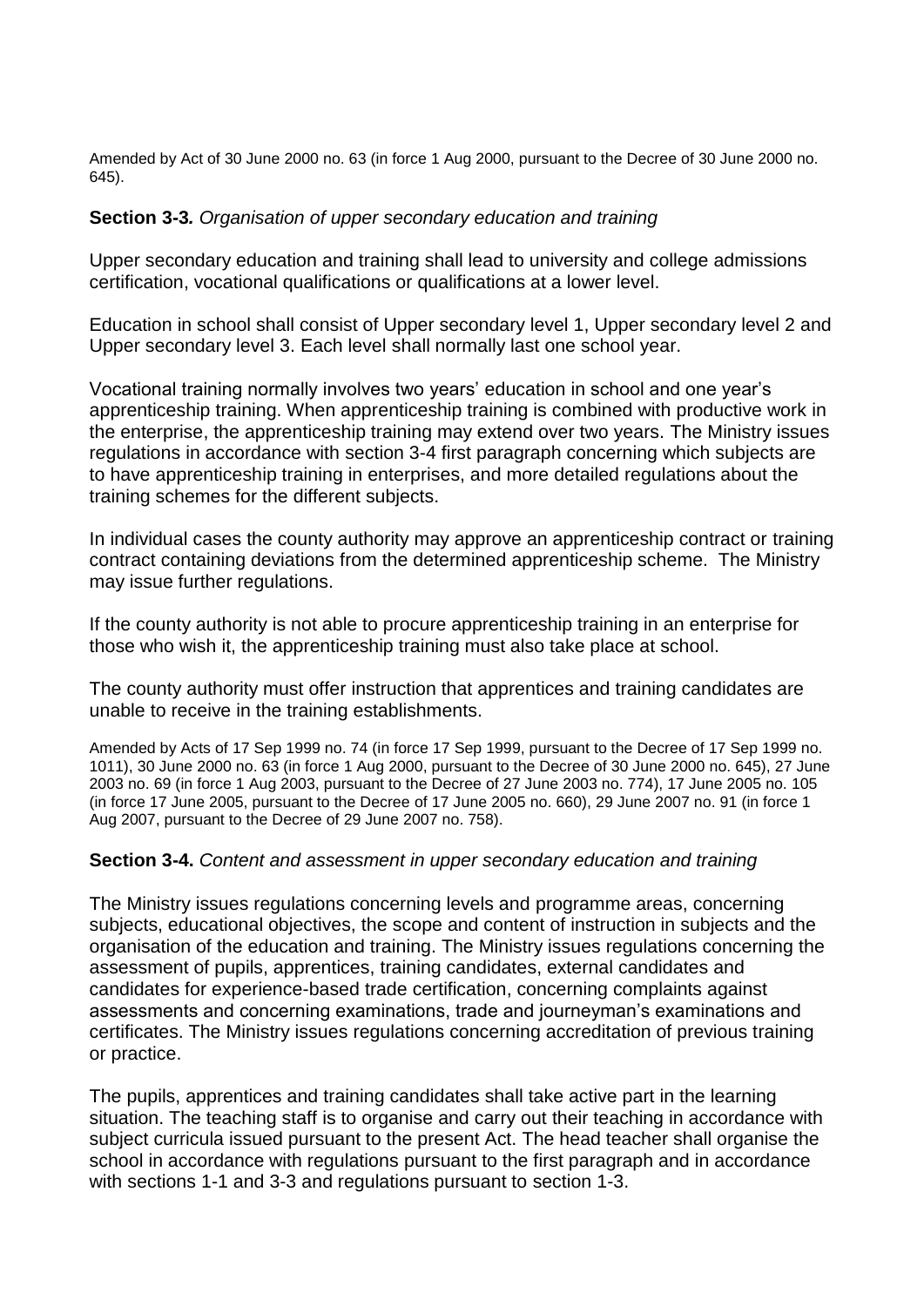Amended by Act of 30 June 2000 no. 63 (in force 1 Aug 2000, pursuant to the Decree of 30 June 2000 no. 645).

**Section 3-3.** *Organisation of upper secondary education and training*

Upper secondary education and training shall lead to university and college admissions certification, vocational qualifications or qualifications at a lower level.

Education in school shall consist of Upper secondary level 1, Upper secondary level 2 and Upper secondary level 3. Each level shall normally last one school year.

Vocational training normally involves two years' education in school and one year's apprenticeship training. When apprenticeship training is combined with productive work in the enterprise, the apprenticeship training may extend over two years. The Ministry issues regulations in accordance with section 3-4 first paragraph concerning which subjects are to have apprenticeship training in enterprises, and more detailed regulations about the training schemes for the different subjects.

In individual cases the county authority may approve an apprenticeship contract or training contract containing deviations from the determined apprenticeship scheme. The Ministry may issue further regulations.

If the county authority is not able to procure apprenticeship training in an enterprise for those who wish it, the apprenticeship training must also take place at school.

The county authority must offer instruction that apprentices and training candidates are unable to receive in the training establishments.

Amended by Acts of 17 Sep 1999 no. 74 (in force 17 Sep 1999, pursuant to the Decree of 17 Sep 1999 no. 1011), 30 June 2000 no. 63 (in force 1 Aug 2000, pursuant to the Decree of 30 June 2000 no. 645), 27 June 2003 no. 69 (in force 1 Aug 2003, pursuant to the Decree of 27 June 2003 no. 774), 17 June 2005 no. 105 (in force 17 June 2005, pursuant to the Decree of 17 June 2005 no. 660), 29 June 2007 no. 91 (in force 1 Aug 2007, pursuant to the Decree of 29 June 2007 no. 758).

**Section 3-4.** *Content and assessment in upper secondary education and training*

The Ministry issues regulations concerning levels and programme areas, concerning subjects, educational objectives, the scope and content of instruction in subjects and the organisation of the education and training. The Ministry issues regulations concerning the assessment of pupils, apprentices, training candidates, external candidates and candidates for experience-based trade certification, concerning complaints against assessments and concerning examinations, trade and journeyman's examinations and certificates. The Ministry issues regulations concerning accreditation of previous training or practice.

The pupils, apprentices and training candidates shall take active part in the learning situation. The teaching staff is to organise and carry out their teaching in accordance with subject curricula issued pursuant to the present Act. The head teacher shall organise the school in accordance with regulations pursuant to the first paragraph and in accordance with sections 1-1 and 3-3 and regulations pursuant to section 1-3.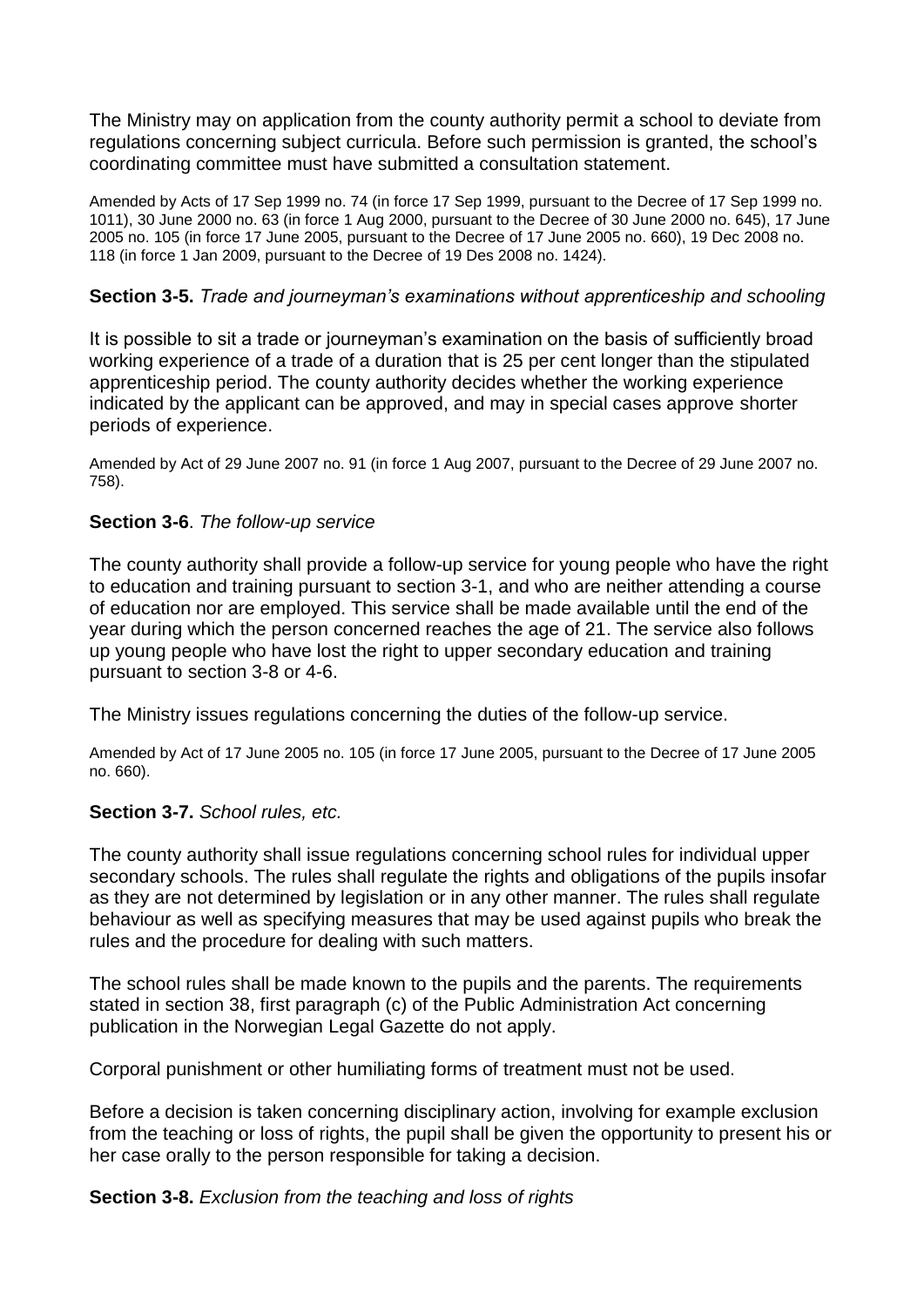The Ministry may on application from the county authority permit a school to deviate from regulations concerning subject curricula. Before such permission is granted, the school's coordinating committee must have submitted a consultation statement.

Amended by Acts of 17 Sep 1999 no. 74 (in force 17 Sep 1999, pursuant to the Decree of 17 Sep 1999 no. 1011), 30 June 2000 no. 63 (in force 1 Aug 2000, pursuant to the Decree of 30 June 2000 no. 645), 17 June 2005 no. 105 (in force 17 June 2005, pursuant to the Decree of 17 June 2005 no. 660), 19 Dec 2008 no. 118 (in force 1 Jan 2009, pursuant to the Decree of 19 Des 2008 no. 1424).

**Section 3-5.** *Trade and journeyman's examinations without apprenticeship and schooling*

It is possible to sit a trade or journeyman's examination on the basis of sufficiently broad working experience of a trade of a duration that is 25 per cent longer than the stipulated apprenticeship period. The county authority decides whether the working experience indicated by the applicant can be approved, and may in special cases approve shorter periods of experience.

Amended by Act of 29 June 2007 no. 91 (in force 1 Aug 2007, pursuant to the Decree of 29 June 2007 no. 758).

**Section 3-6**. *The follow-up service*

The county authority shall provide a follow-up service for young people who have the right to education and training pursuant to section 3-1, and who are neither attending a course of education nor are employed. This service shall be made available until the end of the year during which the person concerned reaches the age of 21. The service also follows up young people who have lost the right to upper secondary education and training pursuant to section 3-8 or 4-6.

The Ministry issues regulations concerning the duties of the follow-up service.

Amended by Act of 17 June 2005 no. 105 (in force 17 June 2005, pursuant to the Decree of 17 June 2005 no. 660).

**Section 3-7.** *School rules, etc.*

The county authority shall issue regulations concerning school rules for individual upper secondary schools. The rules shall regulate the rights and obligations of the pupils insofar as they are not determined by legislation or in any other manner. The rules shall regulate behaviour as well as specifying measures that may be used against pupils who break the rules and the procedure for dealing with such matters.

The school rules shall be made known to the pupils and the parents. The requirements stated in section 38, first paragraph (c) of the Public Administration Act concerning publication in the Norwegian Legal Gazette do not apply.

Corporal punishment or other humiliating forms of treatment must not be used.

Before a decision is taken concerning disciplinary action, involving for example exclusion from the teaching or loss of rights, the pupil shall be given the opportunity to present his or her case orally to the person responsible for taking a decision.

**Section 3-8.** *Exclusion from the teaching and loss of rights*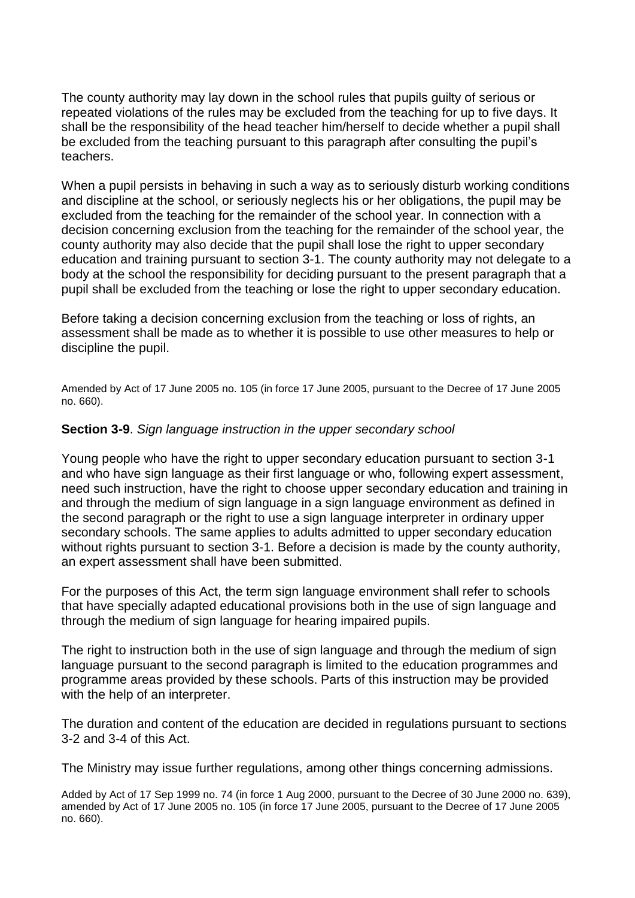The county authority may lay down in the school rules that pupils guilty of serious or repeated violations of the rules may be excluded from the teaching for up to five days. It shall be the responsibility of the head teacher him/herself to decide whether a pupil shall be excluded from the teaching pursuant to this paragraph after consulting the pupil's teachers.

When a pupil persists in behaving in such a way as to seriously disturb working conditions and discipline at the school, or seriously neglects his or her obligations, the pupil may be excluded from the teaching for the remainder of the school year. In connection with a decision concerning exclusion from the teaching for the remainder of the school year, the county authority may also decide that the pupil shall lose the right to upper secondary education and training pursuant to section 3-1. The county authority may not delegate to a body at the school the responsibility for deciding pursuant to the present paragraph that a pupil shall be excluded from the teaching or lose the right to upper secondary education.

Before taking a decision concerning exclusion from the teaching or loss of rights, an assessment shall be made as to whether it is possible to use other measures to help or discipline the pupil.

Amended by Act of 17 June 2005 no. 105 (in force 17 June 2005, pursuant to the Decree of 17 June 2005 no. 660).

**Section 3-9**. *Sign language instruction in the upper secondary school*

Young people who have the right to upper secondary education pursuant to section 3-1 and who have sign language as their first language or who, following expert assessment, need such instruction, have the right to choose upper secondary education and training in and through the medium of sign language in a sign language environment as defined in the second paragraph or the right to use a sign language interpreter in ordinary upper secondary schools. The same applies to adults admitted to upper secondary education without rights pursuant to section 3-1. Before a decision is made by the county authority, an expert assessment shall have been submitted.

For the purposes of this Act, the term sign language environment shall refer to schools that have specially adapted educational provisions both in the use of sign language and through the medium of sign language for hearing impaired pupils.

The right to instruction both in the use of sign language and through the medium of sign language pursuant to the second paragraph is limited to the education programmes and programme areas provided by these schools. Parts of this instruction may be provided with the help of an interpreter.

The duration and content of the education are decided in regulations pursuant to sections 3-2 and 3-4 of this Act.

The Ministry may issue further regulations, among other things concerning admissions.

Added by Act of 17 Sep 1999 no. 74 (in force 1 Aug 2000, pursuant to the Decree of 30 June 2000 no. 639), amended by Act of 17 June 2005 no. 105 (in force 17 June 2005, pursuant to the Decree of 17 June 2005 no. 660).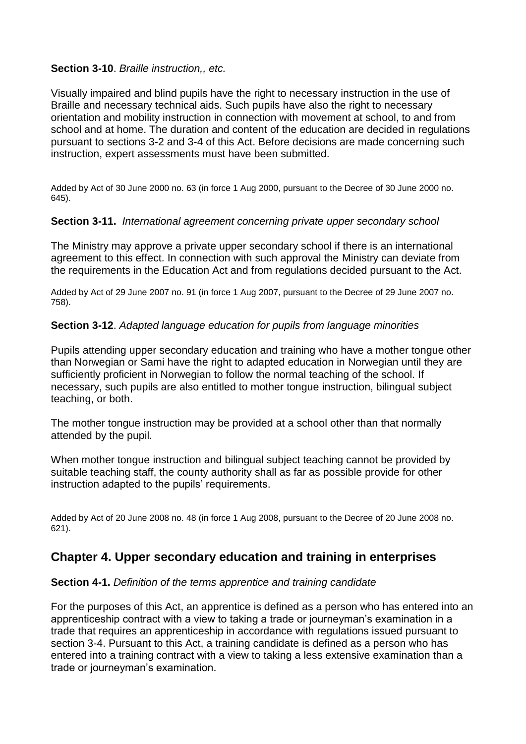**Section 3-10**. *Braille instruction,, etc.*

Visually impaired and blind pupils have the right to necessary instruction in the use of Braille and necessary technical aids. Such pupils have also the right to necessary orientation and mobility instruction in connection with movement at school, to and from school and at home. The duration and content of the education are decided in regulations pursuant to sections 3-2 and 3-4 of this Act. Before decisions are made concerning such instruction, expert assessments must have been submitted.

Added by Act of 30 June 2000 no. 63 (in force 1 Aug 2000, pursuant to the Decree of 30 June 2000 no. 645).

**Section 3-11.** *International agreement concerning private upper secondary school*

The Ministry may approve a private upper secondary school if there is an international agreement to this effect. In connection with such approval the Ministry can deviate from the requirements in the Education Act and from regulations decided pursuant to the Act.

Added by Act of 29 June 2007 no. 91 (in force 1 Aug 2007, pursuant to the Decree of 29 June 2007 no. 758).

**Section 3-12**. *Adapted language education for pupils from language minorities*

Pupils attending upper secondary education and training who have a mother tongue other than Norwegian or Sami have the right to adapted education in Norwegian until they are sufficiently proficient in Norwegian to follow the normal teaching of the school. If necessary, such pupils are also entitled to mother tongue instruction, bilingual subject teaching, or both.

The mother tongue instruction may be provided at a school other than that normally attended by the pupil.

When mother tongue instruction and bilingual subject teaching cannot be provided by suitable teaching staff, the county authority shall as far as possible provide for other instruction adapted to the pupils' requirements.

Added by Act of 20 June 2008 no. 48 (in force 1 Aug 2008, pursuant to the Decree of 20 June 2008 no. 621).

## Chapter 4. Upper secondary education and training in enterprises

**Section 4-1.** *Definition of the terms apprentice and training candidate*

For the purposes of this Act, an apprentice is defined as a person who has entered into an apprenticeship contract with a view to taking a trade or journeyman's examination in a trade that requires an apprenticeship in accordance with regulations issued pursuant to section 3-4. Pursuant to this Act, a training candidate is defined as a person who has entered into a training contract with a view to taking a less extensive examination than a trade or journeyman's examination.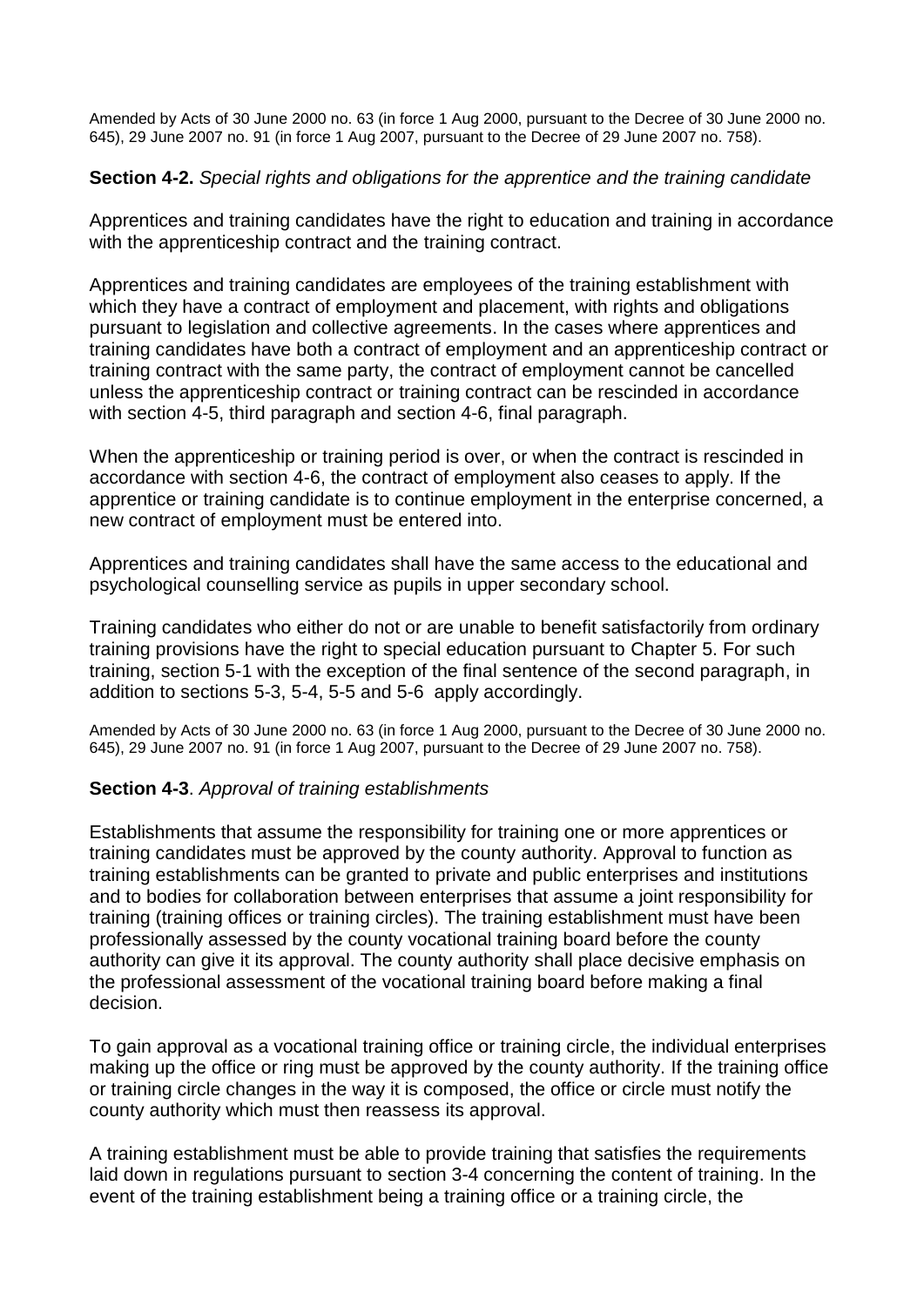Amended by Acts of 30 June 2000 no. 63 (in force 1 Aug 2000, pursuant to the Decree of 30 June 2000 no. 645), 29 June 2007 no. 91 (in force 1 Aug 2007, pursuant to the Decree of 29 June 2007 no. 758).

**Section 4-2.** *Special rights and obligations for the apprentice and the training candidate*

Apprentices and training candidates have the right to education and training in accordance with the apprenticeship contract and the training contract.

Apprentices and training candidates are employees of the training establishment with which they have a contract of employment and placement, with rights and obligations pursuant to legislation and collective agreements. In the cases where apprentices and training candidates have both a contract of employment and an apprenticeship contract or training contract with the same party, the contract of employment cannot be cancelled unless the apprenticeship contract or training contract can be rescinded in accordance with section 4-5, third paragraph and section 4-6, final paragraph.

When the apprenticeship or training period is over, or when the contract is rescinded in accordance with section 4-6, the contract of employment also ceases to apply. If the apprentice or training candidate is to continue employment in the enterprise concerned, a new contract of employment must be entered into.

Apprentices and training candidates shall have the same access to the educational and psychological counselling service as pupils in upper secondary school.

Training candidates who either do not or are unable to benefit satisfactorily from ordinary training provisions have the right to special education pursuant to Chapter 5. For such training, section 5-1 with the exception of the final sentence of the second paragraph, in addition to sections 5-3, 5-4, 5-5 and 5-6 apply accordingly.

Amended by Acts of 30 June 2000 no. 63 (in force 1 Aug 2000, pursuant to the Decree of 30 June 2000 no. 645), 29 June 2007 no. 91 (in force 1 Aug 2007, pursuant to the Decree of 29 June 2007 no. 758).

**Section 4-3**. *Approval of training establishments*

Establishments that assume the responsibility for training one or more apprentices or training candidates must be approved by the county authority. Approval to function as training establishments can be granted to private and public enterprises and institutions and to bodies for collaboration between enterprises that assume a joint responsibility for training (training offices or training circles). The training establishment must have been professionally assessed by the county vocational training board before the county authority can give it its approval. The county authority shall place decisive emphasis on the professional assessment of the vocational training board before making a final decision.

To gain approval as a vocational training office or training circle, the individual enterprises making up the office or ring must be approved by the county authority. If the training office or training circle changes in the way it is composed, the office or circle must notify the county authority which must then reassess its approval.

A training establishment must be able to provide training that satisfies the requirements laid down in regulations pursuant to section 3-4 concerning the content of training. In the event of the training establishment being a training office or a training circle, the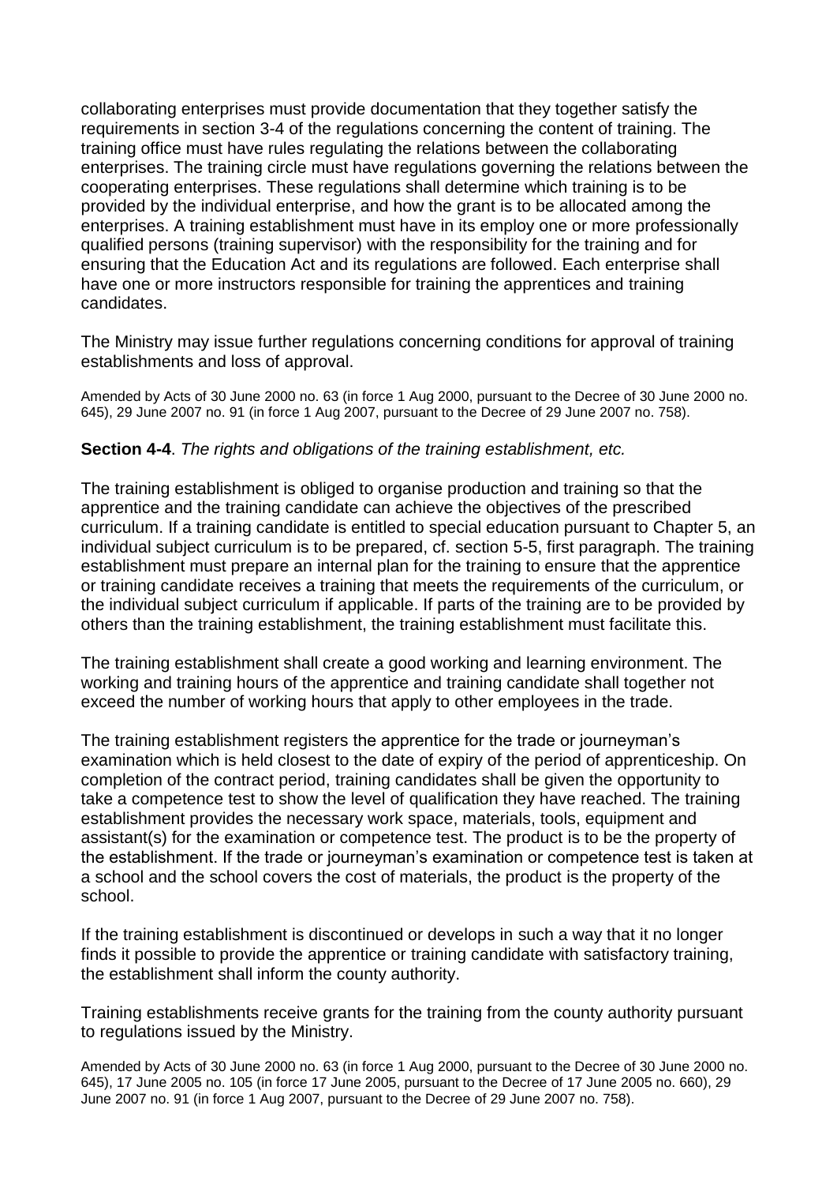collaborating enterprises must provide documentation that they together satisfy the requirements in section 3-4 of the regulations concerning the content of training. The training office must have rules regulating the relations between the collaborating enterprises. The training circle must have regulations governing the relations between the cooperating enterprises. These regulations shall determine which training is to be provided by the individual enterprise, and how the grant is to be allocated among the enterprises. A training establishment must have in its employ one or more professionally qualified persons (training supervisor) with the responsibility for the training and for ensuring that the Education Act and its regulations are followed. Each enterprise shall have one or more instructors responsible for training the apprentices and training candidates.

The Ministry may issue further regulations concerning conditions for approval of training establishments and loss of approval.

Amended by Acts of 30 June 2000 no. 63 (in force 1 Aug 2000, pursuant to the Decree of 30 June 2000 no. 645), 29 June 2007 no. 91 (in force 1 Aug 2007, pursuant to the Decree of 29 June 2007 no. 758).

**Section 4-4**. *The rights and obligations of the training establishment, etc.*

The training establishment is obliged to organise production and training so that the apprentice and the training candidate can achieve the objectives of the prescribed curriculum. If a training candidate is entitled to special education pursuant to Chapter 5, an individual subject curriculum is to be prepared, cf. section 5-5, first paragraph. The training establishment must prepare an internal plan for the training to ensure that the apprentice or training candidate receives a training that meets the requirements of the curriculum, or the individual subject curriculum if applicable. If parts of the training are to be provided by others than the training establishment, the training establishment must facilitate this.

The training establishment shall create a good working and learning environment. The working and training hours of the apprentice and training candidate shall together not exceed the number of working hours that apply to other employees in the trade.

The training establishment registers the apprentice for the trade or journeyman's examination which is held closest to the date of expiry of the period of apprenticeship. On completion of the contract period, training candidates shall be given the opportunity to take a competence test to show the level of qualification they have reached. The training establishment provides the necessary work space, materials, tools, equipment and assistant(s) for the examination or competence test. The product is to be the property of the establishment. If the trade or journeyman's examination or competence test is taken at a school and the school covers the cost of materials, the product is the property of the school.

If the training establishment is discontinued or develops in such a way that it no longer finds it possible to provide the apprentice or training candidate with satisfactory training, the establishment shall inform the county authority.

Training establishments receive grants for the training from the county authority pursuant to regulations issued by the Ministry.

Amended by Acts of 30 June 2000 no. 63 (in force 1 Aug 2000, pursuant to the Decree of 30 June 2000 no. 645), 17 June 2005 no. 105 (in force 17 June 2005, pursuant to the Decree of 17 June 2005 no. 660), 29 June 2007 no. 91 (in force 1 Aug 2007, pursuant to the Decree of 29 June 2007 no. 758).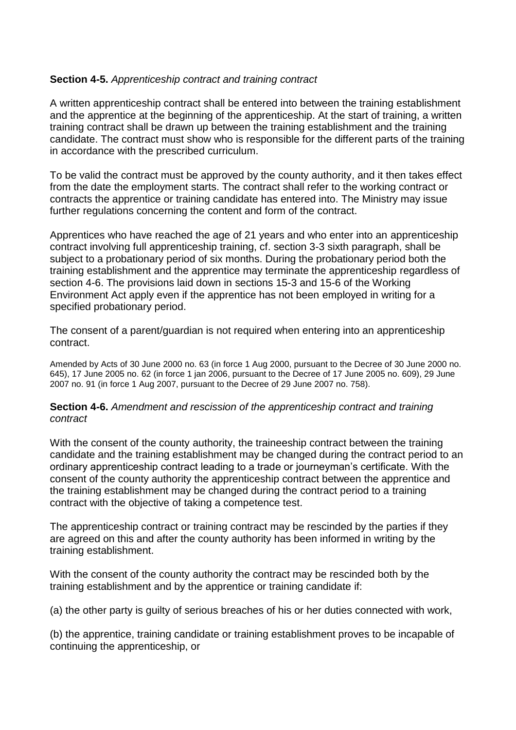**Section 4-5.** *Apprenticeship contract and training contract*

A written apprenticeship contract shall be entered into between the training establishment and the apprentice at the beginning of the apprenticeship. At the start of training, a written training contract shall be drawn up between the training establishment and the training candidate. The contract must show who is responsible for the different parts of the training in accordance with the prescribed curriculum.

To be valid the contract must be approved by the county authority, and it then takes effect from the date the employment starts. The contract shall refer to the working contract or contracts the apprentice or training candidate has entered into. The Ministry may issue further regulations concerning the content and form of the contract.

Apprentices who have reached the age of 21 years and who enter into an apprenticeship contract involving full apprenticeship training, cf. section 3-3 sixth paragraph, shall be subject to a probationary period of six months. During the probationary period both the training establishment and the apprentice may terminate the apprenticeship regardless of section 4-6. The provisions laid down in sections 15-3 and 15-6 of the Working Environment Act apply even if the apprentice has not been employed in writing for a specified probationary period.

The consent of a parent/guardian is not required when entering into an apprenticeship contract.

Amended by Acts of 30 June 2000 no. 63 (in force 1 Aug 2000, pursuant to the Decree of 30 June 2000 no. 645), 17 June 2005 no. 62 (in force 1 jan 2006, pursuant to the Decree of 17 June 2005 no. 609), 29 June 2007 no. 91 (in force 1 Aug 2007, pursuant to the Decree of 29 June 2007 no. 758).

**Section 4-6.** *Amendment and rescission of the apprenticeship contract and training contract*

With the consent of the county authority, the traineeship contract between the training candidate and the training establishment may be changed during the contract period to an ordinary apprenticeship contract leading to a trade or journeyman's certificate. With the consent of the county authority the apprenticeship contract between the apprentice and the training establishment may be changed during the contract period to a training contract with the objective of taking a competence test.

The apprenticeship contract or training contract may be rescinded by the parties if they are agreed on this and after the county authority has been informed in writing by the training establishment.

With the consent of the county authority the contract may be rescinded both by the training establishment and by the apprentice or training candidate if:

(a) the other party is guilty of serious breaches of his or her duties connected with work,

(b) the apprentice, training candidate or training establishment proves to be incapable of continuing the apprenticeship, or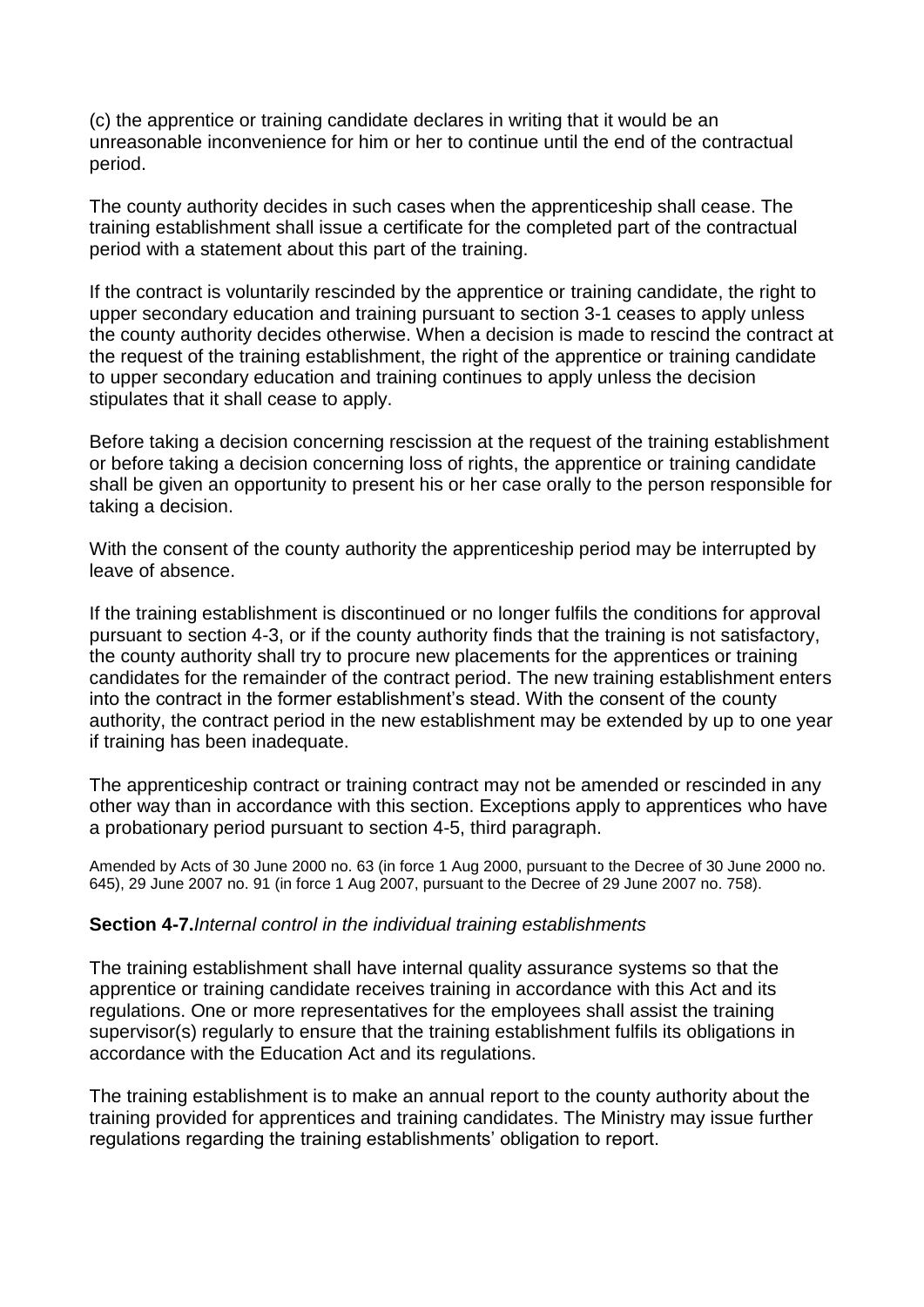(c) the apprentice or training candidate declares in writing that it would be an unreasonable inconvenience for him or her to continue until the end of the contractual period.

The county authority decides in such cases when the apprenticeship shall cease. The training establishment shall issue a certificate for the completed part of the contractual period with a statement about this part of the training.

If the contract is voluntarily rescinded by the apprentice or training candidate, the right to upper secondary education and training pursuant to section 3-1 ceases to apply unless the county authority decides otherwise. When a decision is made to rescind the contract at the request of the training establishment, the right of the apprentice or training candidate to upper secondary education and training continues to apply unless the decision stipulates that it shall cease to apply.

Before taking a decision concerning rescission at the request of the training establishment or before taking a decision concerning loss of rights, the apprentice or training candidate shall be given an opportunity to present his or her case orally to the person responsible for taking a decision.

With the consent of the county authority the apprenticeship period may be interrupted by leave of absence.

If the training establishment is discontinued or no longer fulfils the conditions for approval pursuant to section 4-3, or if the county authority finds that the training is not satisfactory, the county authority shall try to procure new placements for the apprentices or training candidates for the remainder of the contract period. The new training establishment enters into the contract in the former establishment's stead. With the consent of the county authority, the contract period in the new establishment may be extended by up to one year if training has been inadequate.

The apprenticeship contract or training contract may not be amended or rescinded in any other way than in accordance with this section. Exceptions apply to apprentices who have a probationary period pursuant to section 4-5, third paragraph.

Amended by Acts of 30 June 2000 no. 63 (in force 1 Aug 2000, pursuant to the Decree of 30 June 2000 no. 645), 29 June 2007 no. 91 (in force 1 Aug 2007, pursuant to the Decree of 29 June 2007 no. 758).

**Section 4-7.** *Internal control in the individual training establishments*

The training establishment shall have internal quality assurance systems so that the apprentice or training candidate receives training in accordance with this Act and its regulations. One or more representatives for the employees shall assist the training supervisor(s) regularly to ensure that the training establishment fulfils its obligations in accordance with the Education Act and its regulations.

The training establishment is to make an annual report to the county authority about the training provided for apprentices and training candidates. The Ministry may issue further regulations regarding the training establishments' obligation to report.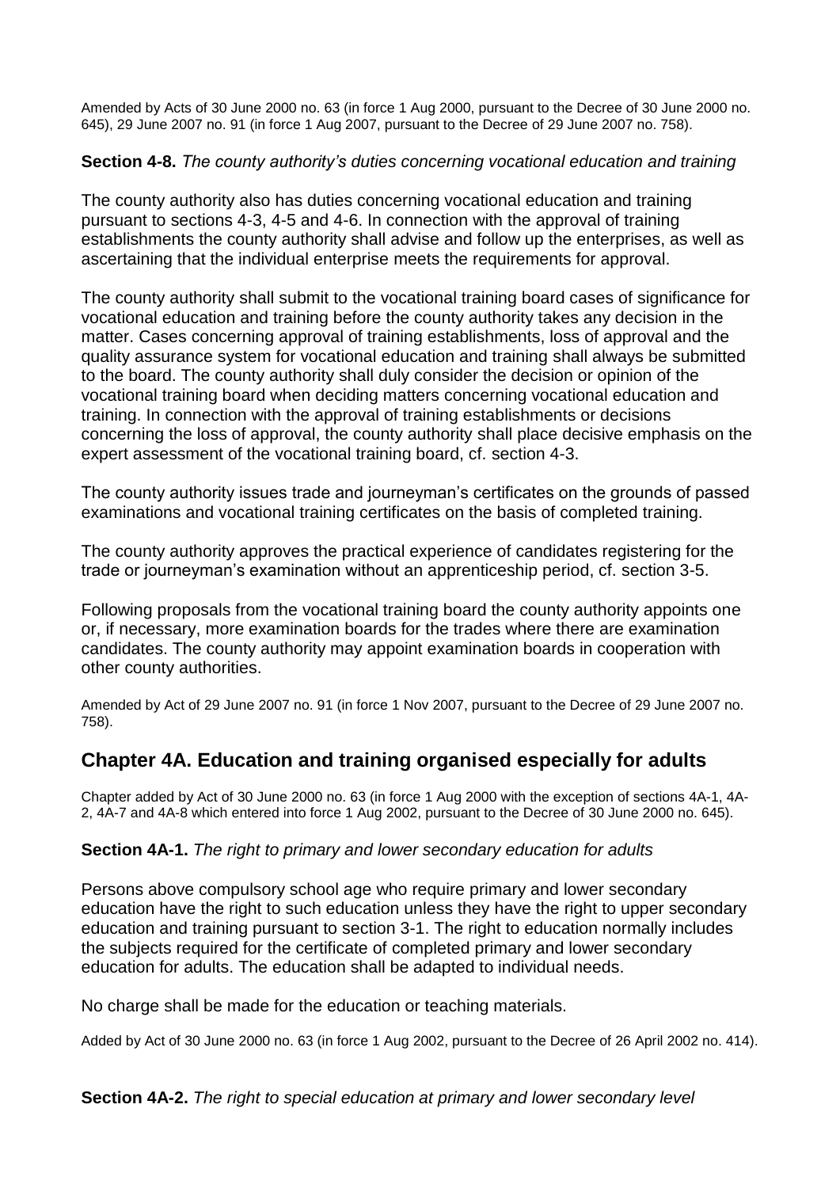Amended by Acts of 30 June 2000 no. 63 (in force 1 Aug 2000, pursuant to the Decree of 30 June 2000 no. 645), 29 June 2007 no. 91 (in force 1 Aug 2007, pursuant to the Decree of 29 June 2007 no. 758).

**Section 4-8.** *The county authority's duties concerning vocational education and training*

The county authority also has duties concerning vocational education and training pursuant to sections 4-3, 4-5 and 4-6. In connection with the approval of training establishments the county authority shall advise and follow up the enterprises, as well as ascertaining that the individual enterprise meets the requirements for approval.

The county authority shall submit to the vocational training board cases of significance for vocational education and training before the county authority takes any decision in the matter. Cases concerning approval of training establishments, loss of approval and the quality assurance system for vocational education and training shall always be submitted to the board. The county authority shall duly consider the decision or opinion of the vocational training board when deciding matters concerning vocational education and training. In connection with the approval of training establishments or decisions concerning the loss of approval, the county authority shall place decisive emphasis on the expert assessment of the vocational training board, cf. section 4-3.

The county authority issues trade and journeyman's certificates on the grounds of passed examinations and vocational training certificates on the basis of completed training.

The county authority approves the practical experience of candidates registering for the trade or journeyman's examination without an apprenticeship period, cf. section 3-5.

Following proposals from the vocational training board the county authority appoints one or, if necessary, more examination boards for the trades where there are examination candidates. The county authority may appoint examination boards in cooperation with other county authorities.

Amended by Act of 29 June 2007 no. 91 (in force 1 Nov 2007, pursuant to the Decree of 29 June 2007 no. 758).

## Chapter 4A. Education and training organised especially for adults

Chapter added by Act of 30 June 2000 no. 63 (in force 1 Aug 2000 with the exception of sections 4A-1, 4A-2, 4A-7 and 4A-8 which entered into force 1 Aug 2002, pursuant to the Decree of 30 June 2000 no. 645).

**Section 4A-1.** *The right to primary and lower secondary education for adults*

Persons above compulsory school age who require primary and lower secondary education have the right to such education unless they have the right to upper secondary education and training pursuant to section 3-1. The right to education normally includes the subjects required for the certificate of completed primary and lower secondary education for adults. The education shall be adapted to individual needs.

No charge shall be made for the education or teaching materials.

Added by Act of 30 June 2000 no. 63 (in force 1 Aug 2002, pursuant to the Decree of 26 April 2002 no. 414).

**Section 4A-2.** *The right to special education at primary and lower secondary level*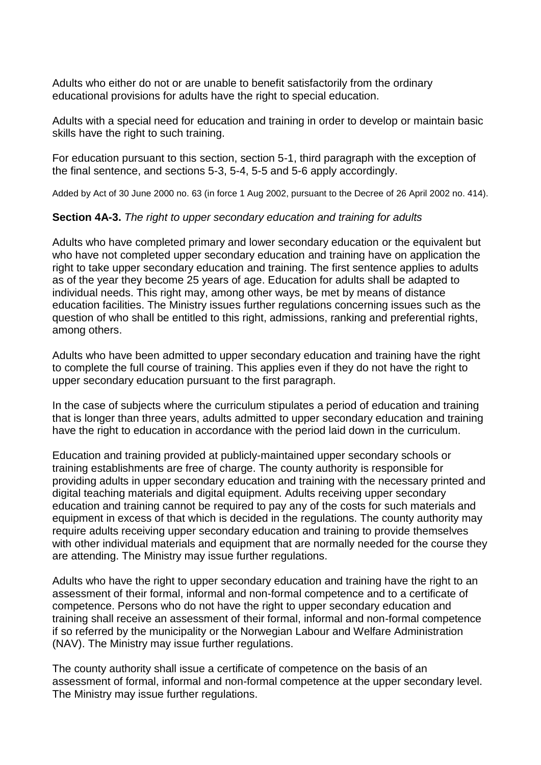Adults who either do not or are unable to benefit satisfactorily from the ordinary educational provisions for adults have the right to special education.

Adults with a special need for education and training in order to develop or maintain basic skills have the right to such training.

For education pursuant to this section, section 5-1, third paragraph with the exception of the final sentence, and sections 5-3, 5-4, 5-5 and 5-6 apply accordingly.

Added by Act of 30 June 2000 no. 63 (in force 1 Aug 2002, pursuant to the Decree of 26 April 2002 no. 414).

**Section 4A-3.** *The right to upper secondary education and training for adults*

Adults who have completed primary and lower secondary education or the equivalent but who have not completed upper secondary education and training have on application the right to take upper secondary education and training. The first sentence applies to adults as of the year they become 25 years of age. Education for adults shall be adapted to individual needs. This right may, among other ways, be met by means of distance education facilities. The Ministry issues further regulations concerning issues such as the question of who shall be entitled to this right, admissions, ranking and preferential rights, among others.

Adults who have been admitted to upper secondary education and training have the right to complete the full course of training. This applies even if they do not have the right to upper secondary education pursuant to the first paragraph.

In the case of subjects where the curriculum stipulates a period of education and training that is longer than three years, adults admitted to upper secondary education and training have the right to education in accordance with the period laid down in the curriculum.

Education and training provided at publicly-maintained upper secondary schools or training establishments are free of charge. The county authority is responsible for providing adults in upper secondary education and training with the necessary printed and digital teaching materials and digital equipment. Adults receiving upper secondary education and training cannot be required to pay any of the costs for such materials and equipment in excess of that which is decided in the regulations. The county authority may require adults receiving upper secondary education and training to provide themselves with other individual materials and equipment that are normally needed for the course they are attending. The Ministry may issue further regulations.

Adults who have the right to upper secondary education and training have the right to an assessment of their formal, informal and non-formal competence and to a certificate of competence. Persons who do not have the right to upper secondary education and training shall receive an assessment of their formal, informal and non-formal competence if so referred by the municipality or the Norwegian Labour and Welfare Administration (NAV). The Ministry may issue further regulations.

The county authority shall issue a certificate of competence on the basis of an assessment of formal, informal and non-formal competence at the upper secondary level. The Ministry may issue further regulations.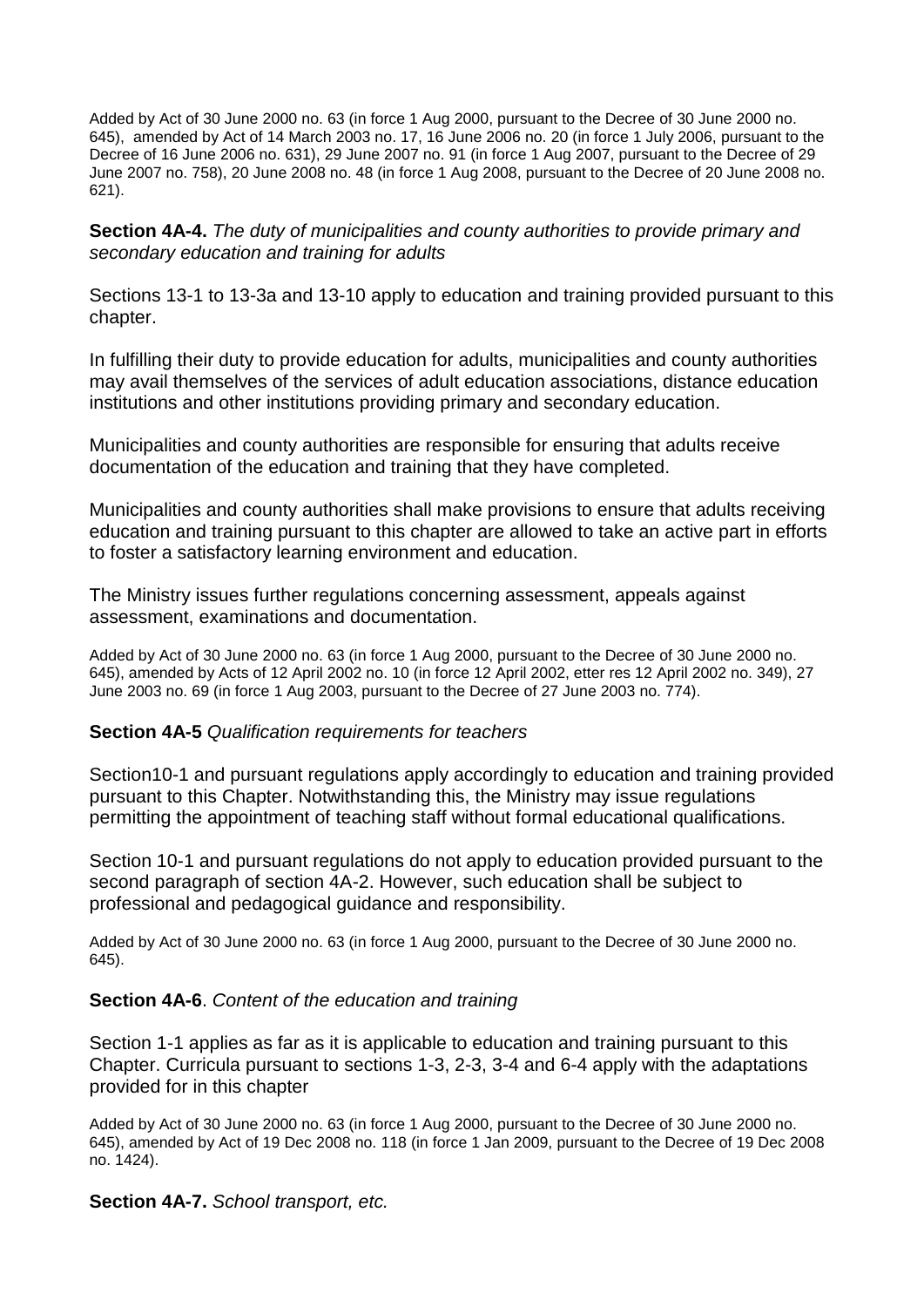Added by Act of 30 June 2000 no. 63 (in force 1 Aug 2000, pursuant to the Decree of 30 June 2000 no. 645), amended by Act of 14 March 2003 no. 17, 16 June 2006 no. 20 (in force 1 July 2006, pursuant to the Decree of 16 June 2006 no. 631), 29 June 2007 no. 91 (in force 1 Aug 2007, pursuant to the Decree of 29 June 2007 no. 758), 20 June 2008 no. 48 (in force 1 Aug 2008, pursuant to the Decree of 20 June 2008 no. 621).

**Section 4A-4.** *The duty of municipalities and county authorities to provide primary and secondary education and training for adults*

Sections 13-1 to 13-3a and 13-10 apply to education and training provided pursuant to this chapter.

In fulfilling their duty to provide education for adults, municipalities and county authorities may avail themselves of the services of adult education associations, distance education institutions and other institutions providing primary and secondary education.

Municipalities and county authorities are responsible for ensuring that adults receive documentation of the education and training that they have completed.

Municipalities and county authorities shall make provisions to ensure that adults receiving education and training pursuant to this chapter are allowed to take an active part in efforts to foster a satisfactory learning environment and education.

The Ministry issues further regulations concerning assessment, appeals against assessment, examinations and documentation.

Added by Act of 30 June 2000 no. 63 (in force 1 Aug 2000, pursuant to the Decree of 30 June 2000 no. 645), amended by Acts of 12 April 2002 no. 10 (in force 12 April 2002, etter res 12 April 2002 no. 349), 27 June 2003 no. 69 (in force 1 Aug 2003, pursuant to the Decree of 27 June 2003 no. 774).

**Section 4A-5** *Qualification requirements for teachers*

Section10-1 and pursuant regulations apply accordingly to education and training provided pursuant to this Chapter. Notwithstanding this, the Ministry may issue regulations permitting the appointment of teaching staff without formal educational qualifications.

Section 10-1 and pursuant regulations do not apply to education provided pursuant to the second paragraph of section 4A-2. However, such education shall be subject to professional and pedagogical guidance and responsibility.

Added by Act of 30 June 2000 no. 63 (in force 1 Aug 2000, pursuant to the Decree of 30 June 2000 no. 645).

**Section 4A-6**. *Content of the education and training*

Section 1-1 applies as far as it is applicable to education and training pursuant to this Chapter. Curricula pursuant to sections 1-3, 2-3, 3-4 and 6-4 apply with the adaptations provided for in this chapter

Added by Act of 30 June 2000 no. 63 (in force 1 Aug 2000, pursuant to the Decree of 30 June 2000 no. 645), amended by Act of 19 Dec 2008 no. 118 (in force 1 Jan 2009, pursuant to the Decree of 19 Dec 2008 no. 1424).

**Section 4A-7.** *School transport, etc.*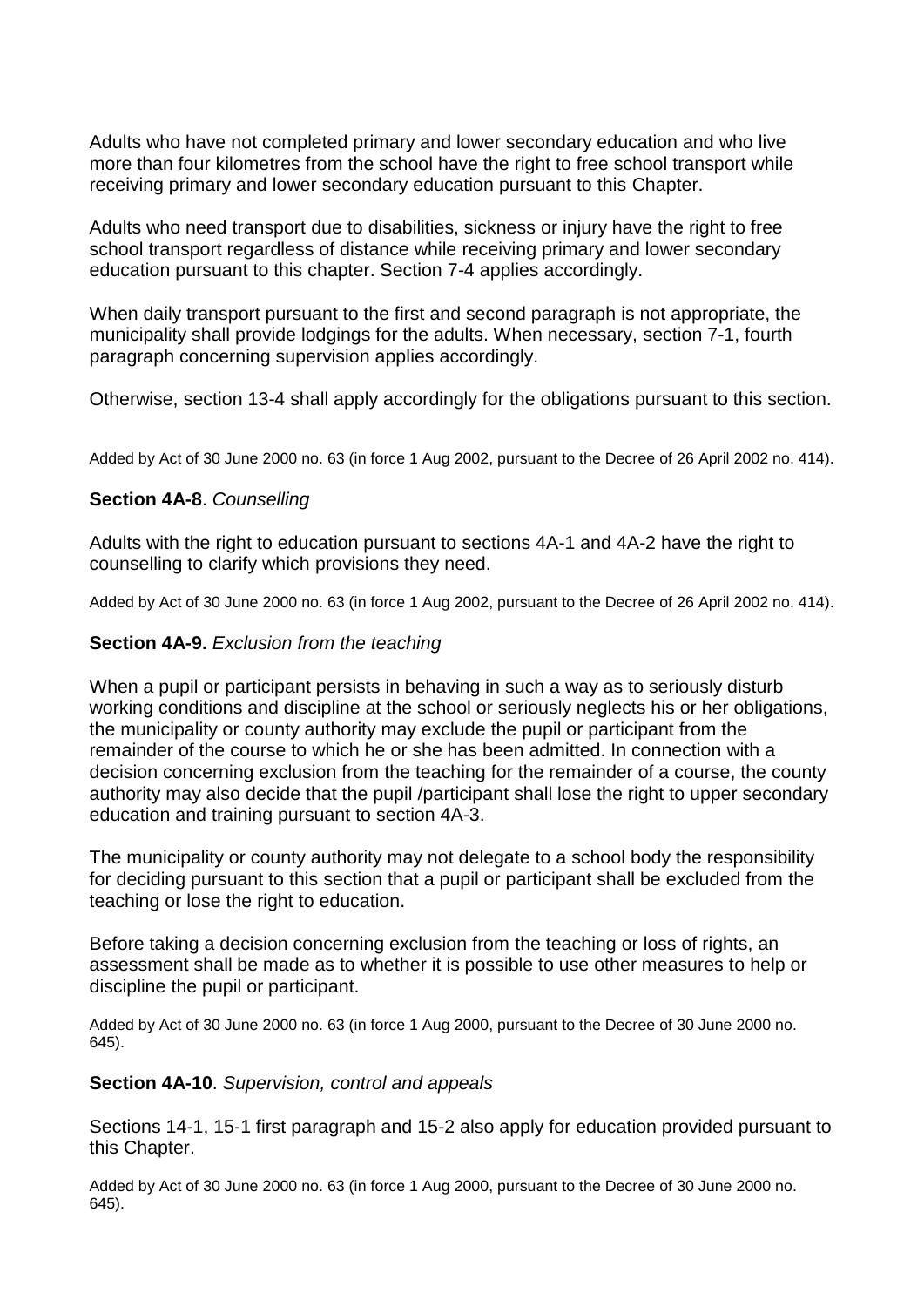Adults who have not completed primary and lower secondary education and who live more than four kilometres from the school have the right to free school transport while receiving primary and lower secondary education pursuant to this Chapter.

Adults who need transport due to disabilities, sickness or injury have the right to free school transport regardless of distance while receiving primary and lower secondary education pursuant to this chapter. Section 7-4 applies accordingly.

When daily transport pursuant to the first and second paragraph is not appropriate, the municipality shall provide lodgings for the adults. When necessary, section 7-1, fourth paragraph concerning supervision applies accordingly.

Otherwise, section 13-4 shall apply accordingly for the obligations pursuant to this section.

Added by Act of 30 June 2000 no. 63 (in force 1 Aug 2002, pursuant to the Decree of 26 April 2002 no. 414).

**Section 4A-8**. *Counselling*

Adults with the right to education pursuant to sections 4A-1 and 4A-2 have the right to counselling to clarify which provisions they need.

Added by Act of 30 June 2000 no. 63 (in force 1 Aug 2002, pursuant to the Decree of 26 April 2002 no. 414).

**Section 4A-9.** *Exclusion from the teaching*

When a pupil or participant persists in behaving in such a way as to seriously disturb working conditions and discipline at the school or seriously neglects his or her obligations, the municipality or county authority may exclude the pupil or participant from the remainder of the course to which he or she has been admitted. In connection with a decision concerning exclusion from the teaching for the remainder of a course, the county authority may also decide that the pupil /participant shall lose the right to upper secondary education and training pursuant to section 4A-3.

The municipality or county authority may not delegate to a school body the responsibility for deciding pursuant to this section that a pupil or participant shall be excluded from the teaching or lose the right to education.

Before taking a decision concerning exclusion from the teaching or loss of rights, an assessment shall be made as to whether it is possible to use other measures to help or discipline the pupil or participant.

Added by Act of 30 June 2000 no. 63 (in force 1 Aug 2000, pursuant to the Decree of 30 June 2000 no. 645).

**Section 4A-10**. *Supervision, control and appeals*

Sections 14-1, 15-1 first paragraph and 15-2 also apply for education provided pursuant to this Chapter.

Added by Act of 30 June 2000 no. 63 (in force 1 Aug 2000, pursuant to the Decree of 30 June 2000 no. 645).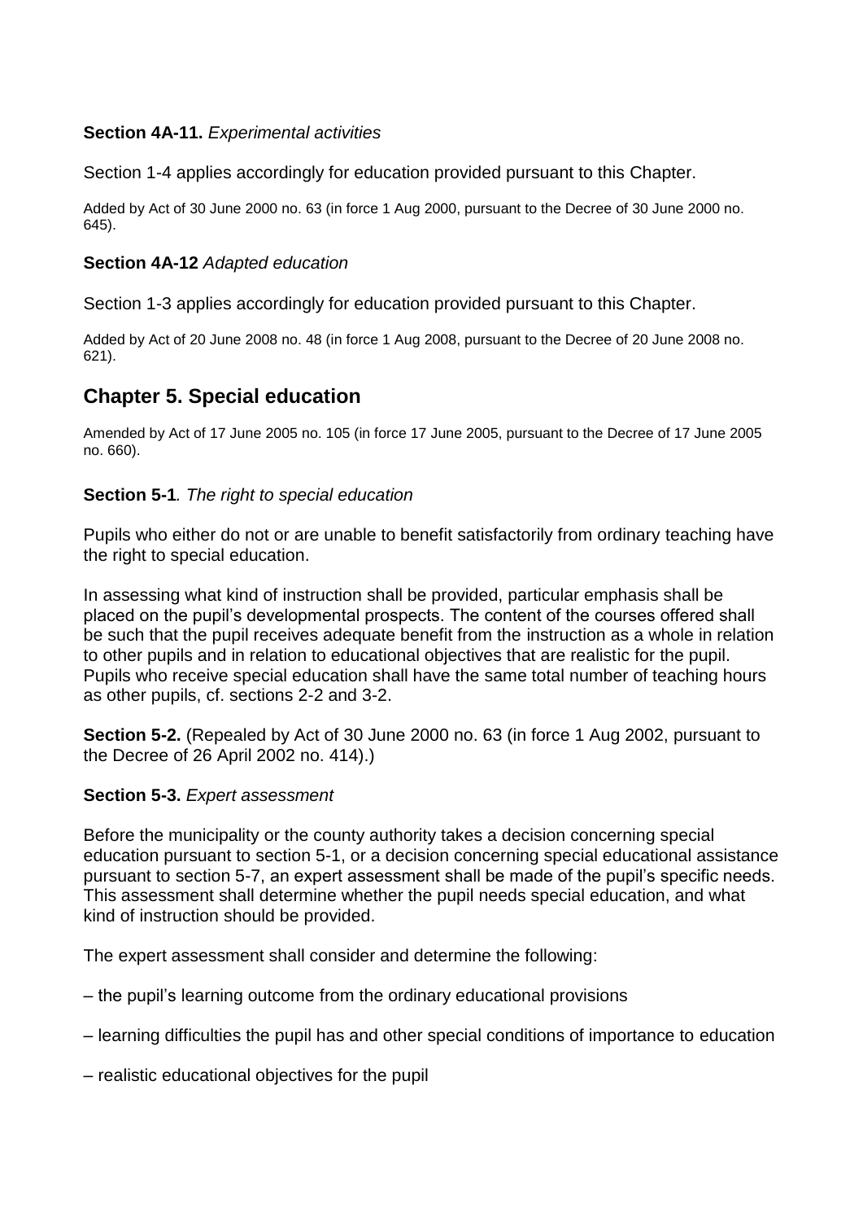**Section 4A-11.** *Experimental activities*

Section 1-4 applies accordingly for education provided pursuant to this Chapter.

Added by Act of 30 June 2000 no. 63 (in force 1 Aug 2000, pursuant to the Decree of 30 June 2000 no. 645).

**Section 4A-12** *Adapted education*

Section 1-3 applies accordingly for education provided pursuant to this Chapter.

Added by Act of 20 June 2008 no. 48 (in force 1 Aug 2008, pursuant to the Decree of 20 June 2008 no. 621).

## Chapter 5. Special education

Amended by Act of 17 June 2005 no. 105 (in force 17 June 2005, pursuant to the Decree of 17 June 2005 no. 660).

**Section 5-1***. The right to special education*

Pupils who either do not or are unable to benefit satisfactorily from ordinary teaching have the right to special education.

In assessing what kind of instruction shall be provided, particular emphasis shall be placed on the pupil's developmental prospects. The content of the courses offered shall be such that the pupil receives adequate benefit from the instruction as a whole in relation to other pupils and in relation to educational objectives that are realistic for the pupil. Pupils who receive special education shall have the same total number of teaching hours as other pupils, cf. sections 2-2 and 3-2.

**Section 5-2.** (Repealed by Act of 30 June 2000 no. 63 (in force 1 Aug 2002, pursuant to the Decree of 26 April 2002 no. 414).)

**Section 5-3.** *Expert assessment*

Before the municipality or the county authority takes a decision concerning special education pursuant to section 5-1, or a decision concerning special educational assistance pursuant to section 5-7, an expert assessment shall be made of the pupil's specific needs. This assessment shall determine whether the pupil needs special education, and what kind of instruction should be provided.

The expert assessment shall consider and determine the following:

– the pupil's learning outcome from the ordinary educational provisions

– learning difficulties the pupil has and other special conditions of importance to education

– realistic educational objectives for the pupil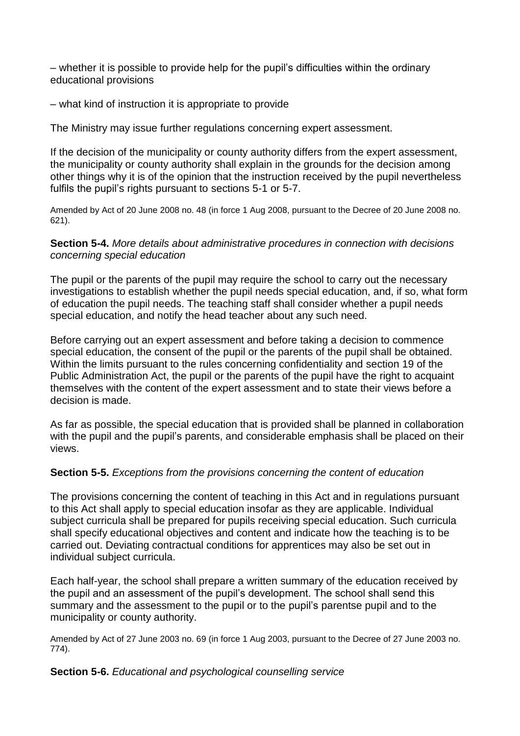– whether it is possible to provide help for the pupil's difficulties within the ordinary educational provisions

– what kind of instruction it is appropriate to provide

The Ministry may issue further regulations concerning expert assessment.

If the decision of the municipality or county authority differs from the expert assessment, the municipality or county authority shall explain in the grounds for the decision among other things why it is of the opinion that the instruction received by the pupil nevertheless fulfils the pupil's rights pursuant to sections 5-1 or 5-7.

Amended by Act of 20 June 2008 no. 48 (in force 1 Aug 2008, pursuant to the Decree of 20 June 2008 no. 621).

**Section 5-4.** *More details about administrative procedures in connection with decisions concerning special education*

The pupil or the parents of the pupil may require the school to carry out the necessary investigations to establish whether the pupil needs special education, and, if so, what form of education the pupil needs. The teaching staff shall consider whether a pupil needs special education, and notify the head teacher about any such need.

Before carrying out an expert assessment and before taking a decision to commence special education, the consent of the pupil or the parents of the pupil shall be obtained. Within the limits pursuant to the rules concerning confidentiality and section 19 of the Public Administration Act, the pupil or the parents of the pupil have the right to acquaint themselves with the content of the expert assessment and to state their views before a decision is made.

As far as possible, the special education that is provided shall be planned in collaboration with the pupil and the pupil's parents, and considerable emphasis shall be placed on their views.

**Section 5-5.** *Exceptions from the provisions concerning the content of education*

The provisions concerning the content of teaching in this Act and in regulations pursuant to this Act shall apply to special education insofar as they are applicable. Individual subject curricula shall be prepared for pupils receiving special education. Such curricula shall specify educational objectives and content and indicate how the teaching is to be carried out. Deviating contractual conditions for apprentices may also be set out in individual subject curricula.

Each half-year, the school shall prepare a written summary of the education received by the pupil and an assessment of the pupil's development. The school shall send this summary and the assessment to the pupil or to the pupil's parentse pupil and to the municipality or county authority.

Amended by Act of 27 June 2003 no. 69 (in force 1 Aug 2003, pursuant to the Decree of 27 June 2003 no. 774).

**Section 5-6.** *Educational and psychological counselling service*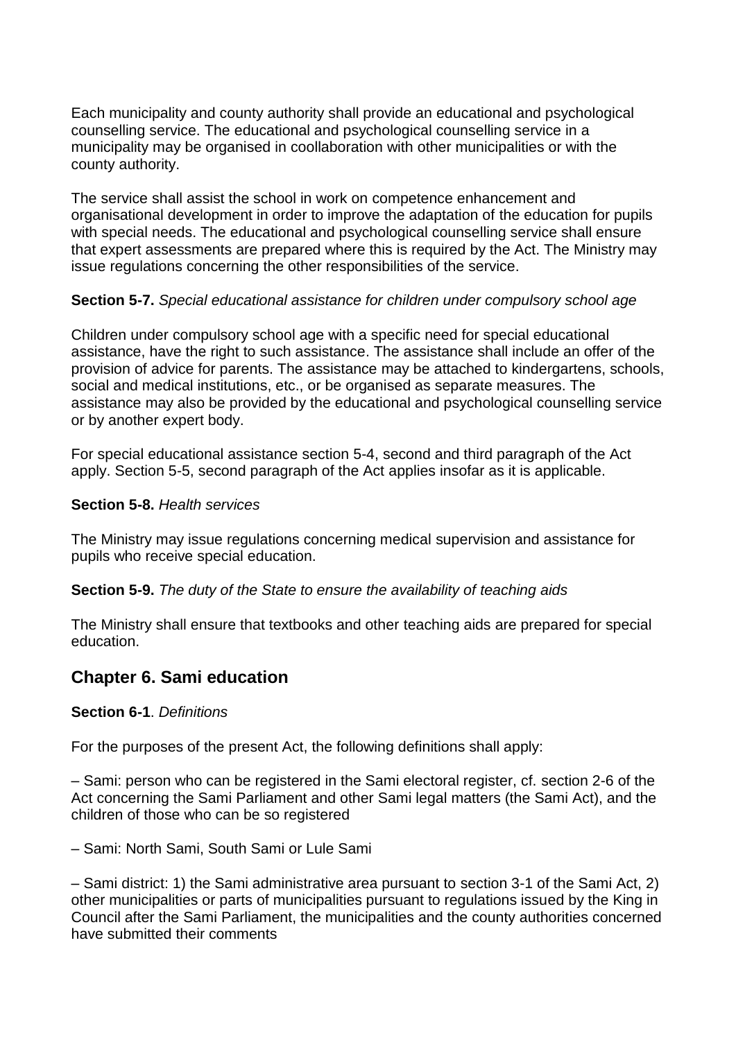Each municipality and county authority shall provide an educational and psychological counselling service. The educational and psychological counselling service in a municipality may be organised in coollaboration with other municipalities or with the county authority.

The service shall assist the school in work on competence enhancement and organisational development in order to improve the adaptation of the education for pupils with special needs. The educational and psychological counselling service shall ensure that expert assessments are prepared where this is required by the Act. The Ministry may issue regulations concerning the other responsibilities of the service.

**Section 5-7.** *Special educational assistance for children under compulsory school age*

Children under compulsory school age with a specific need for special educational assistance, have the right to such assistance. The assistance shall include an offer of the provision of advice for parents. The assistance may be attached to kindergartens, schools, social and medical institutions, etc., or be organised as separate measures. The assistance may also be provided by the educational and psychological counselling service or by another expert body.

For special educational assistance section 5-4, second and third paragraph of the Act apply. Section 5-5, second paragraph of the Act applies insofar as it is applicable.

**Section 5-8.** *Health services*

The Ministry may issue regulations concerning medical supervision and assistance for pupils who receive special education.

**Section 5-9.** *The duty of the State to ensure the availability of teaching aids*

The Ministry shall ensure that textbooks and other teaching aids are prepared for special education.

## Chapter 6. Sami education

**Section 6-1**. *Definitions*

For the purposes of the present Act, the following definitions shall apply:

– Sami: person who can be registered in the Sami electoral register, cf. section 2-6 of the Act concerning the Sami Parliament and other Sami legal matters (the Sami Act), and the children of those who can be so registered

– Sami: North Sami, South Sami or Lule Sami

– Sami district: 1) the Sami administrative area pursuant to section 3-1 of the Sami Act, 2) other municipalities or parts of municipalities pursuant to regulations issued by the King in Council after the Sami Parliament, the municipalities and the county authorities concerned have submitted their comments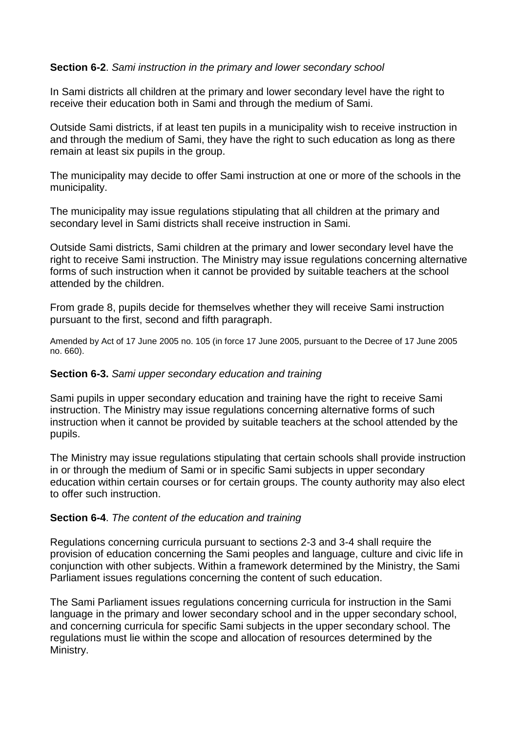**Section 6-2**. *Sami instruction in the primary and lower secondary school*

In Sami districts all children at the primary and lower secondary level have the right to receive their education both in Sami and through the medium of Sami.

Outside Sami districts, if at least ten pupils in a municipality wish to receive instruction in and through the medium of Sami, they have the right to such education as long as there remain at least six pupils in the group.

The municipality may decide to offer Sami instruction at one or more of the schools in the municipality.

The municipality may issue regulations stipulating that all children at the primary and secondary level in Sami districts shall receive instruction in Sami.

Outside Sami districts, Sami children at the primary and lower secondary level have the right to receive Sami instruction. The Ministry may issue regulations concerning alternative forms of such instruction when it cannot be provided by suitable teachers at the school attended by the children.

From grade 8, pupils decide for themselves whether they will receive Sami instruction pursuant to the first, second and fifth paragraph.

Amended by Act of 17 June 2005 no. 105 (in force 17 June 2005, pursuant to the Decree of 17 June 2005 no. 660).

**Section 6-3.** *Sami upper secondary education and training*

Sami pupils in upper secondary education and training have the right to receive Sami instruction. The Ministry may issue regulations concerning alternative forms of such instruction when it cannot be provided by suitable teachers at the school attended by the pupils.

The Ministry may issue regulations stipulating that certain schools shall provide instruction in or through the medium of Sami or in specific Sami subjects in upper secondary education within certain courses or for certain groups. The county authority may also elect to offer such instruction.

**Section 6-4**. *The content of the education and training*

Regulations concerning curricula pursuant to sections 2-3 and 3-4 shall require the provision of education concerning the Sami peoples and language, culture and civic life in conjunction with other subjects. Within a framework determined by the Ministry, the Sami Parliament issues regulations concerning the content of such education.

The Sami Parliament issues regulations concerning curricula for instruction in the Sami language in the primary and lower secondary school and in the upper secondary school, and concerning curricula for specific Sami subjects in the upper secondary school. The regulations must lie within the scope and allocation of resources determined by the Ministry.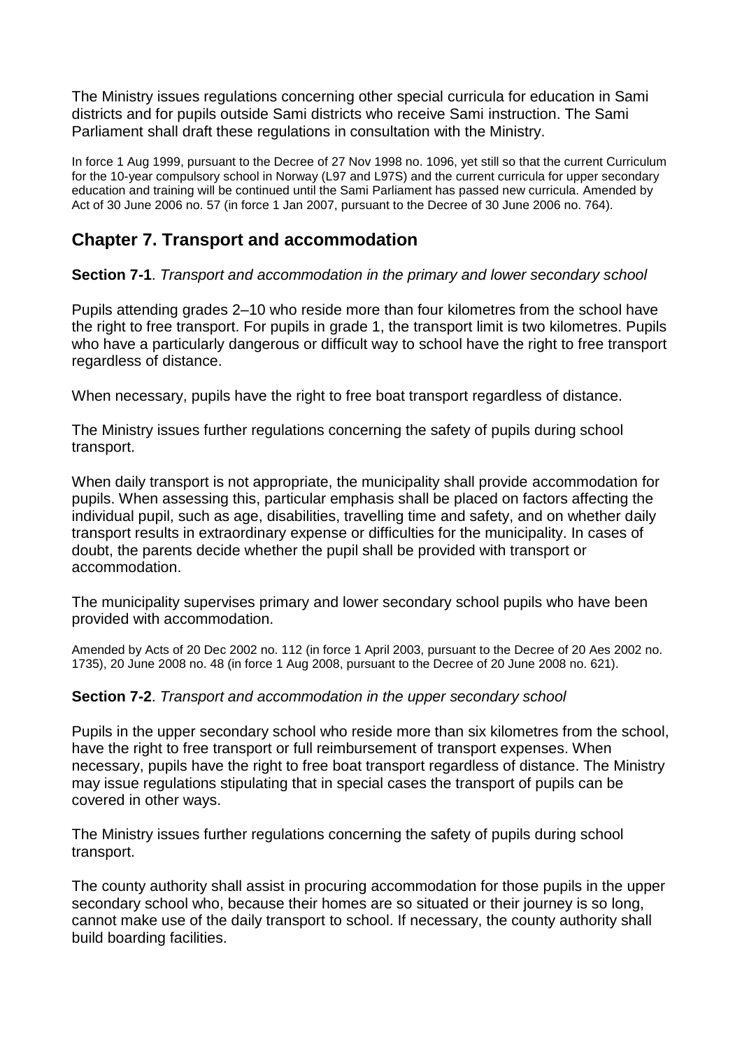The Ministry issues regulations concerning other special curricula for education in Sami districts and for pupils outside Sami districts who receive Sami instruction. The Sami Parliament shall draft these regulations in consultation with the Ministry.

In force 1 Aug 1999, pursuant to the Decree of 27 Nov 1998 no. 1096, yet still so that the current Curriculum for the 10-year compulsory school in Norway (L97 and L97S) and the current curricula for upper secondary education and training will be continued until the Sami Parliament has passed new curricula. Amended by Act of 30 June 2006 no. 57 (in force 1 Jan 2007, pursuant to the Decree of 30 June 2006 no. 764).

## Chapter 7. Transport and accommodation

**Section 7-1**. *Transport and accommodation in the primary and lower secondary school*

Pupils attending grades 2–10 who reside more than four kilometres from the school have the right to free transport. For pupils in grade 1, the transport limit is two kilometres. Pupils who have a particularly dangerous or difficult way to school have the right to free transport regardless of distance.

When necessary, pupils have the right to free boat transport regardless of distance.

The Ministry issues further regulations concerning the safety of pupils during school transport.

When daily transport is not appropriate, the municipality shall provide accommodation for pupils. When assessing this, particular emphasis shall be placed on factors affecting the individual pupil, such as age, disabilities, travelling time and safety, and on whether daily transport results in extraordinary expense or difficulties for the municipality. In cases of doubt, the parents decide whether the pupil shall be provided with transport or accommodation.

The municipality supervises primary and lower secondary school pupils who have been provided with accommodation.

Amended by Acts of 20 Dec 2002 no. 112 (in force 1 April 2003, pursuant to the Decree of 20 Aes 2002 no. 1735), 20 June 2008 no. 48 (in force 1 Aug 2008, pursuant to the Decree of 20 June 2008 no. 621).

**Section 7-2**. *Transport and accommodation in the upper secondary school*

Pupils in the upper secondary school who reside more than six kilometres from the school, have the right to free transport or full reimbursement of transport expenses. When necessary, pupils have the right to free boat transport regardless of distance. The Ministry may issue regulations stipulating that in special cases the transport of pupils can be covered in other ways.

The Ministry issues further regulations concerning the safety of pupils during school transport.

The county authority shall assist in procuring accommodation for those pupils in the upper secondary school who, because their homes are so situated or their journey is so long, cannot make use of the daily transport to school. If necessary, the county authority shall build boarding facilities.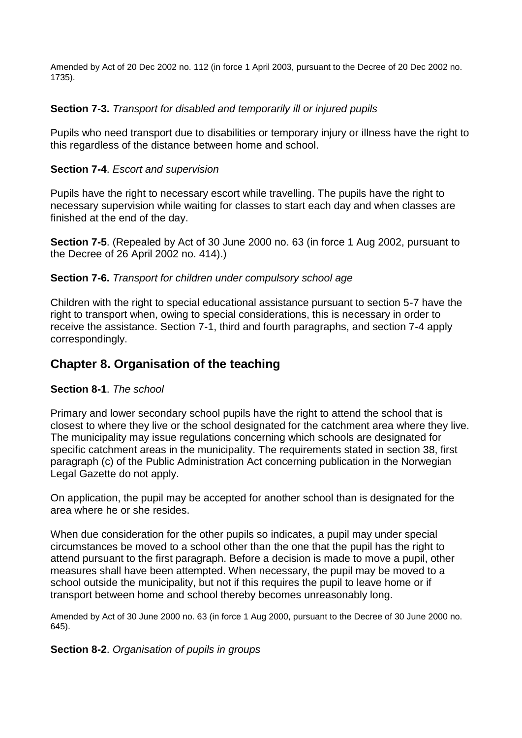Amended by Act of 20 Dec 2002 no. 112 (in force 1 April 2003, pursuant to the Decree of 20 Dec 2002 no. 1735).

**Section 7-3.** *Transport for disabled and temporarily ill or injured pupils*

Pupils who need transport due to disabilities or temporary injury or illness have the right to this regardless of the distance between home and school.

**Section 7-4**. *Escort and supervision*

Pupils have the right to necessary escort while travelling. The pupils have the right to necessary supervision while waiting for classes to start each day and when classes are finished at the end of the day.

**Section 7-5**. (Repealed by Act of 30 June 2000 no. 63 (in force 1 Aug 2002, pursuant to the Decree of 26 April 2002 no. 414).)

**Section 7-6.** *Transport for children under compulsory school age*

Children with the right to special educational assistance pursuant to section 5-7 have the right to transport when, owing to special considerations, this is necessary in order to receive the assistance. Section 7-1, third and fourth paragraphs, and section 7-4 apply correspondingly.

## Chapter 8. Organisation of the teaching

**Section 8-1**. *The school*

Primary and lower secondary school pupils have the right to attend the school that is closest to where they live or the school designated for the catchment area where they live. The municipality may issue regulations concerning which schools are designated for specific catchment areas in the municipality. The requirements stated in section 38, first paragraph (c) of the Public Administration Act concerning publication in the Norwegian Legal Gazette do not apply.

On application, the pupil may be accepted for another school than is designated for the area where he or she resides.

When due consideration for the other pupils so indicates, a pupil may under special circumstances be moved to a school other than the one that the pupil has the right to attend pursuant to the first paragraph. Before a decision is made to move a pupil, other measures shall have been attempted. When necessary, the pupil may be moved to a school outside the municipality, but not if this requires the pupil to leave home or if transport between home and school thereby becomes unreasonably long.

Amended by Act of 30 June 2000 no. 63 (in force 1 Aug 2000, pursuant to the Decree of 30 June 2000 no. 645).

**Section 8-2**. *Organisation of pupils in groups*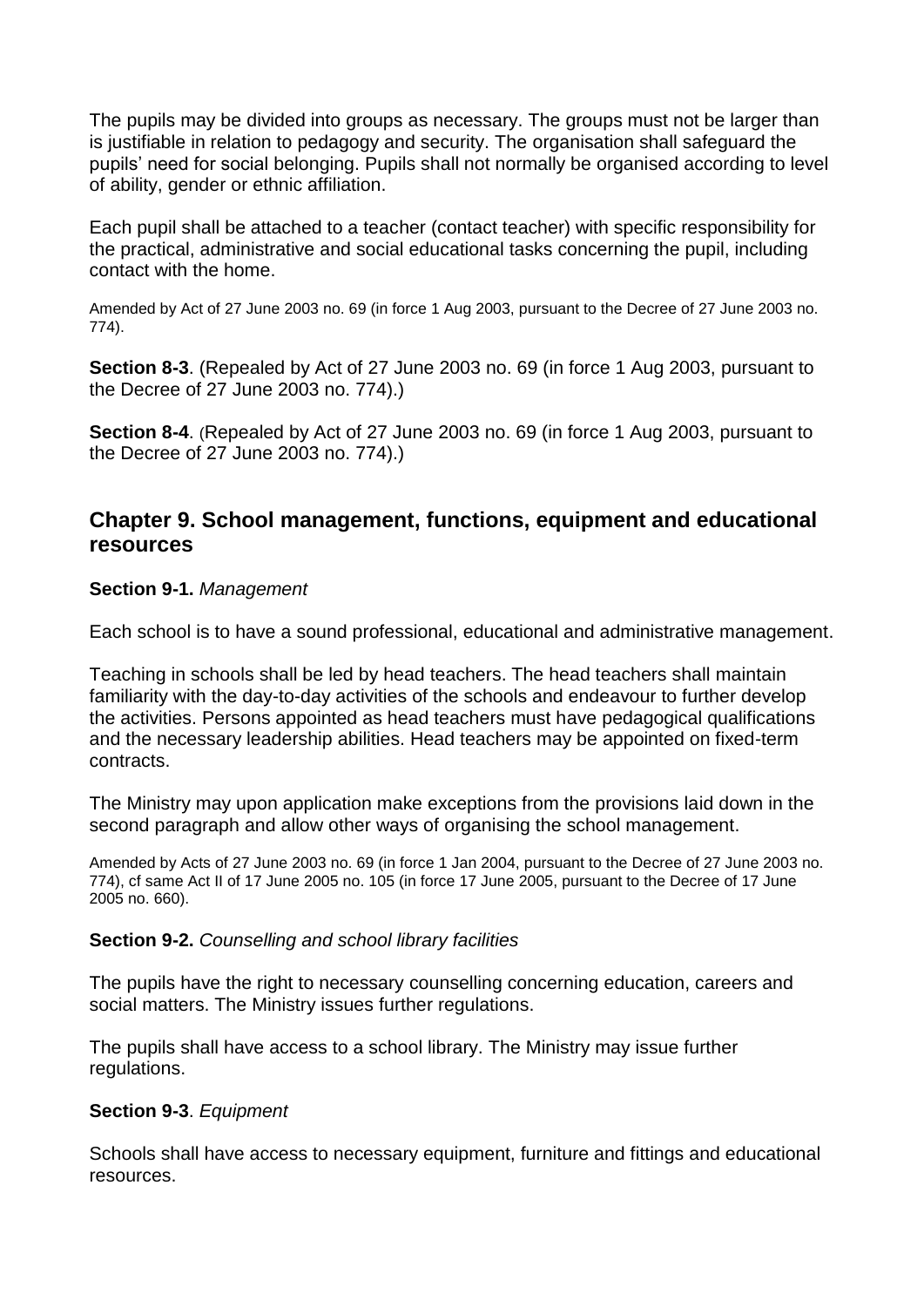The pupils may be divided into groups as necessary. The groups must not be larger than is justifiable in relation to pedagogy and security. The organisation shall safeguard the pupils' need for social belonging. Pupils shall not normally be organised according to level of ability, gender or ethnic affiliation.

Each pupil shall be attached to a teacher (contact teacher) with specific responsibility for the practical, administrative and social educational tasks concerning the pupil, including contact with the home.

Amended by Act of 27 June 2003 no. 69 (in force 1 Aug 2003, pursuant to the Decree of 27 June 2003 no. 774).

**Section 8-3**. (Repealed by Act of 27 June 2003 no. 69 (in force 1 Aug 2003, pursuant to the Decree of 27 June 2003 no. 774).)

**Section 8-4**. (Repealed by Act of 27 June 2003 no. 69 (in force 1 Aug 2003, pursuant to the Decree of 27 June 2003 no. 774).)

## Chapter 9. School management, functions, equipment and educational resources

**Section 9-1.** *Management*

Each school is to have a sound professional, educational and administrative management.

Teaching in schools shall be led by head teachers. The head teachers shall maintain familiarity with the day-to-day activities of the schools and endeavour to further develop the activities. Persons appointed as head teachers must have pedagogical qualifications and the necessary leadership abilities. Head teachers may be appointed on fixed-term contracts.

The Ministry may upon application make exceptions from the provisions laid down in the second paragraph and allow other ways of organising the school management.

Amended by Acts of 27 June 2003 no. 69 (in force 1 Jan 2004, pursuant to the Decree of 27 June 2003 no. 774), cf same Act II of 17 June 2005 no. 105 (in force 17 June 2005, pursuant to the Decree of 17 June 2005 no. 660).

**Section 9-2.** *Counselling and school library facilities*

The pupils have the right to necessary counselling concerning education, careers and social matters. The Ministry issues further regulations.

The pupils shall have access to a school library. The Ministry may issue further regulations.

**Section 9-3**. *Equipment*

Schools shall have access to necessary equipment, furniture and fittings and educational resources.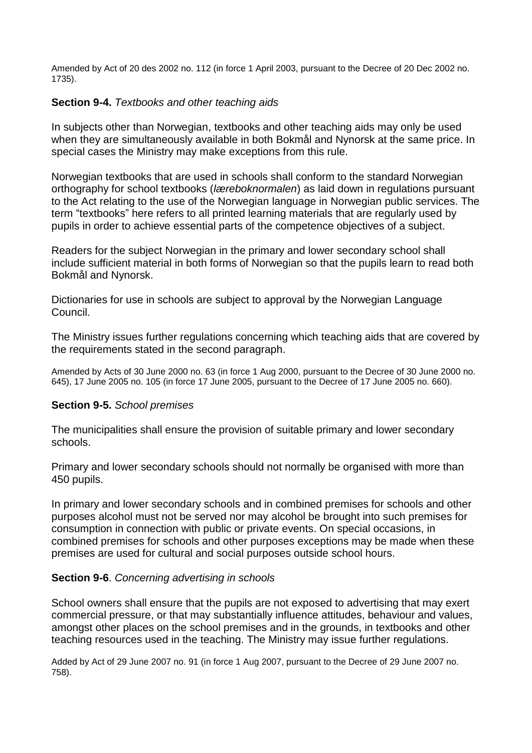Amended by Act of 20 des 2002 no. 112 (in force 1 April 2003, pursuant to the Decree of 20 Dec 2002 no. 1735).

**Section 9-4.** *Textbooks and other teaching aids*

In subjects other than Norwegian, textbooks and other teaching aids may only be used when they are simultaneously available in both Bokmål and Nynorsk at the same price. In special cases the Ministry may make exceptions from this rule.

Norwegian textbooks that are used in schools shall conform to the standard Norwegian orthography for school textbooks (*læreboknormalen*) as laid down in regulations pursuant to the Act relating to the use of the Norwegian language in Norwegian public services. The term “textbooks” here refers to all printed learning materials that are regularly used by pupils in order to achieve essential parts of the competence objectives of a subject.

Readers for the subject Norwegian in the primary and lower secondary school shall include sufficient material in both forms of Norwegian so that the pupils learn to read both Bokmål and Nynorsk.

Dictionaries for use in schools are subject to approval by the Norwegian Language Council.

The Ministry issues further regulations concerning which teaching aids that are covered by the requirements stated in the second paragraph.

Amended by Acts of 30 June 2000 no. 63 (in force 1 Aug 2000, pursuant to the Decree of 30 June 2000 no. 645), 17 June 2005 no. 105 (in force 17 June 2005, pursuant to the Decree of 17 June 2005 no. 660).

**Section 9-5.** *School premises*

The municipalities shall ensure the provision of suitable primary and lower secondary schools.

Primary and lower secondary schools should not normally be organised with more than 450 pupils.

In primary and lower secondary schools and in combined premises for schools and other purposes alcohol must not be served nor may alcohol be brought into such premises for consumption in connection with public or private events. On special occasions, in combined premises for schools and other purposes exceptions may be made when these premises are used for cultural and social purposes outside school hours.

**Section 9-6**. *Concerning advertising in schools*

School owners shall ensure that the pupils are not exposed to advertising that may exert commercial pressure, or that may substantially influence attitudes, behaviour and values, amongst other places on the school premises and in the grounds, in textbooks and other teaching resources used in the teaching. The Ministry may issue further regulations.

Added by Act of 29 June 2007 no. 91 (in force 1 Aug 2007, pursuant to the Decree of 29 June 2007 no. 758).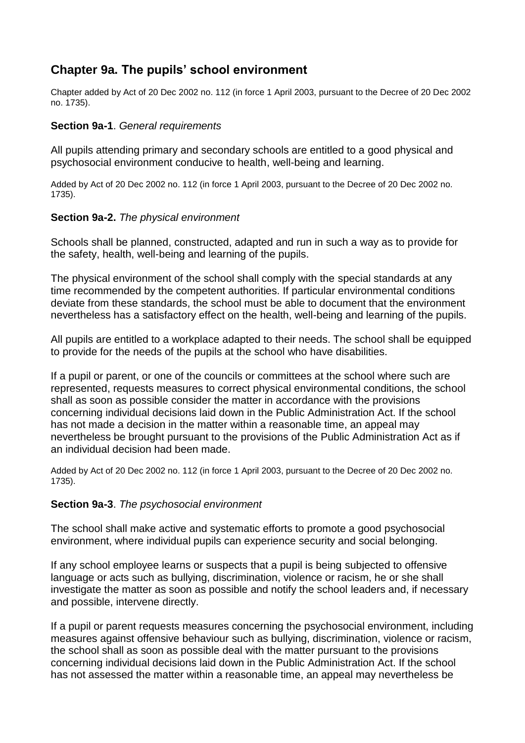## Chapter 9a. The pupils' school environment

Chapter added by Act of 20 Dec 2002 no. 112 (in force 1 April 2003, pursuant to the Decree of 20 Dec 2002 no. 1735).

### **Section 9a-1**. *General requirements*

All pupils attending primary and secondary schools are entitled to a good physical and psychosocial environment conducive to health, well-being and learning.

Added by Act of 20 Dec 2002 no. 112 (in force 1 April 2003, pursuant to the Decree of 20 Dec 2002 no. 1735).

### **Section 9a-2.** *The physical environment*

Schools shall be planned, constructed, adapted and run in such a way as to provide for the safety, health, well-being and learning of the pupils.

The physical environment of the school shall comply with the special standards at any time recommended by the competent authorities. If particular environmental conditions deviate from these standards, the school must be able to document that the environment nevertheless has a satisfactory effect on the health, well-being and learning of the pupils.

All pupils are entitled to a workplace adapted to their needs. The school shall be equipped to provide for the needs of the pupils at the school who have disabilities.

If a pupil or parent, or one of the councils or committees at the school where such are represented, requests measures to correct physical environmental conditions, the school shall as soon as possible consider the matter in accordance with the provisions concerning individual decisions laid down in the Public Administration Act. If the school has not made a decision in the matter within a reasonable time, an appeal may nevertheless be brought pursuant to the provisions of the Public Administration Act as if an individual decision had been made.

Added by Act of 20 Dec 2002 no. 112 (in force 1 April 2003, pursuant to the Decree of 20 Dec 2002 no. 1735).

### **Section 9a-3**. *The psychosocial environment*

The school shall make active and systematic efforts to promote a good psychosocial environment, where individual pupils can experience security and social belonging.

If any school employee learns or suspects that a pupil is being subjected to offensive language or acts such as bullying, discrimination, violence or racism, he or she shall investigate the matter as soon as possible and notify the school leaders and, if necessary and possible, intervene directly.

If a pupil or parent requests measures concerning the psychosocial environment, including measures against offensive behaviour such as bullying, discrimination, violence or racism, the school shall as soon as possible deal with the matter pursuant to the provisions concerning individual decisions laid down in the Public Administration Act. If the school has not assessed the matter within a reasonable time, an appeal may nevertheless be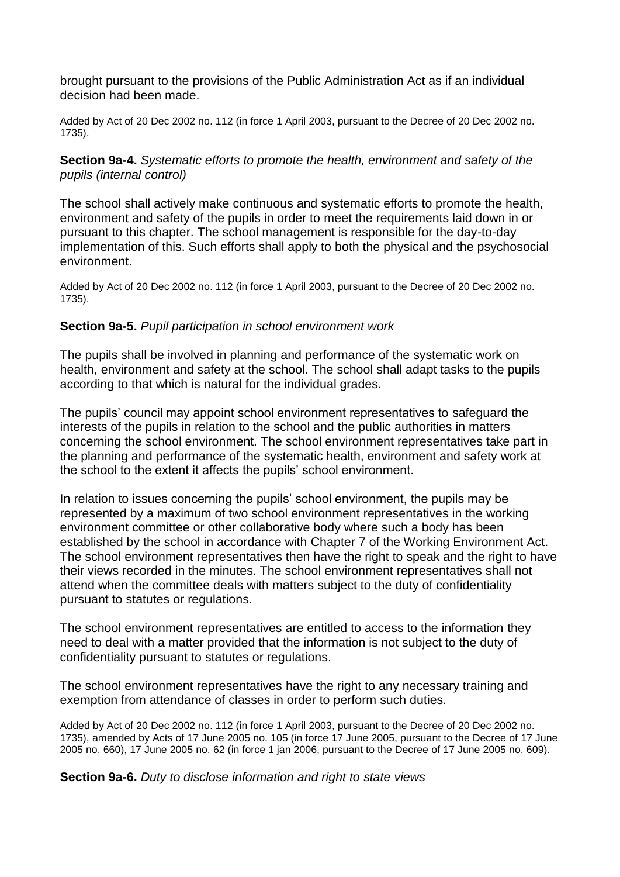brought pursuant to the provisions of the Public Administration Act as if an individual decision had been made.

Added by Act of 20 Dec 2002 no. 112 (in force 1 April 2003, pursuant to the Decree of 20 Dec 2002 no. 1735).

**Section 9a-4.** *Systematic efforts to promote the health, environment and safety of the pupils (internal control)*

The school shall actively make continuous and systematic efforts to promote the health, environment and safety of the pupils in order to meet the requirements laid down in or pursuant to this chapter. The school management is responsible for the day-to-day implementation of this. Such efforts shall apply to both the physical and the psychosocial environment.

Added by Act of 20 Dec 2002 no. 112 (in force 1 April 2003, pursuant to the Decree of 20 Dec 2002 no. 1735).

**Section 9a-5.** *Pupil participation in school environment work*

The pupils shall be involved in planning and performance of the systematic work on health, environment and safety at the school. The school shall adapt tasks to the pupils according to that which is natural for the individual grades.

The pupils' council may appoint school environment representatives to safeguard the interests of the pupils in relation to the school and the public authorities in matters concerning the school environment. The school environment representatives take part in the planning and performance of the systematic health, environment and safety work at the school to the extent it affects the pupils' school environment.

In relation to issues concerning the pupils' school environment, the pupils may be represented by a maximum of two school environment representatives in the working environment committee or other collaborative body where such a body has been established by the school in accordance with Chapter 7 of the Working Environment Act. The school environment representatives then have the right to speak and the right to have their views recorded in the minutes. The school environment representatives shall not attend when the committee deals with matters subject to the duty of confidentiality pursuant to statutes or regulations.

The school environment representatives are entitled to access to the information they need to deal with a matter provided that the information is not subject to the duty of confidentiality pursuant to statutes or regulations.

The school environment representatives have the right to any necessary training and exemption from attendance of classes in order to perform such duties.

Added by Act of 20 Dec 2002 no. 112 (in force 1 April 2003, pursuant to the Decree of 20 Dec 2002 no. 1735), amended by Acts of 17 June 2005 no. 105 (in force 17 June 2005, pursuant to the Decree of 17 June 2005 no. 660), 17 June 2005 no. 62 (in force 1 jan 2006, pursuant to the Decree of 17 June 2005 no. 609).

**Section 9a-6.** *Duty to disclose information and right to state views*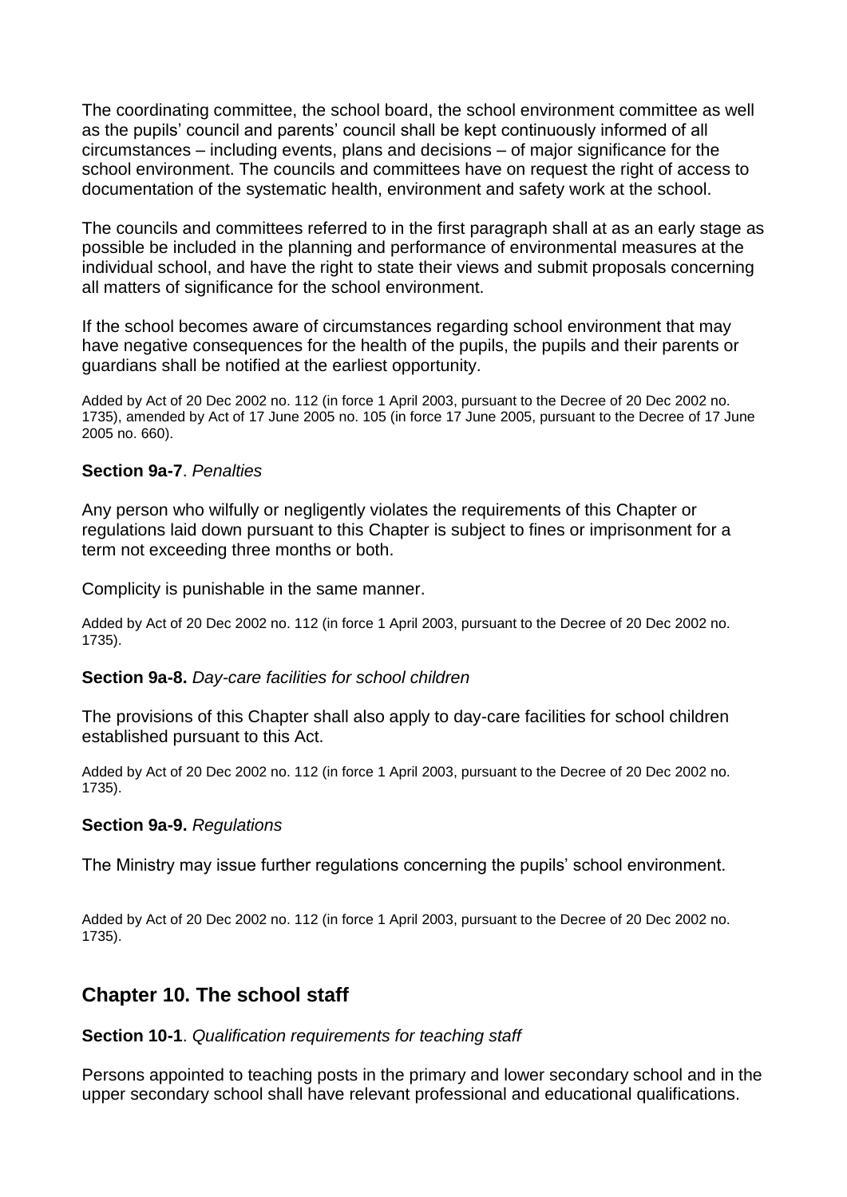The coordinating committee, the school board, the school environment committee as well as the pupils' council and parents' council shall be kept continuously informed of all circumstances – including events, plans and decisions – of major significance for the school environment. The councils and committees have on request the right of access to documentation of the systematic health, environment and safety work at the school.

The councils and committees referred to in the first paragraph shall at as an early stage as possible be included in the planning and performance of environmental measures at the individual school, and have the right to state their views and submit proposals concerning all matters of significance for the school environment.

If the school becomes aware of circumstances regarding school environment that may have negative consequences for the health of the pupils, the pupils and their parents or guardians shall be notified at the earliest opportunity.

Added by Act of 20 Dec 2002 no. 112 (in force 1 April 2003, pursuant to the Decree of 20 Dec 2002 no. 1735), amended by Act of 17 June 2005 no. 105 (in force 17 June 2005, pursuant to the Decree of 17 June 2005 no. 660).

**Section 9a-7**. *Penalties*

Any person who wilfully or negligently violates the requirements of this Chapter or regulations laid down pursuant to this Chapter is subject to fines or imprisonment for a term not exceeding three months or both.

Complicity is punishable in the same manner.

Added by Act of 20 Dec 2002 no. 112 (in force 1 April 2003, pursuant to the Decree of 20 Dec 2002 no. 1735).

**Section 9a-8.** *Day-care facilities for school children*

The provisions of this Chapter shall also apply to day-care facilities for school children established pursuant to this Act.

Added by Act of 20 Dec 2002 no. 112 (in force 1 April 2003, pursuant to the Decree of 20 Dec 2002 no. 1735).

**Section 9a-9.** *Regulations*

The Ministry may issue further regulations concerning the pupils' school environment.

Added by Act of 20 Dec 2002 no. 112 (in force 1 April 2003, pursuant to the Decree of 20 Dec 2002 no. 1735).

## Chapter 10. The school staff

**Section 10-1**. *Qualification requirements for teaching staff*

Persons appointed to teaching posts in the primary and lower secondary school and in the upper secondary school shall have relevant professional and educational qualifications.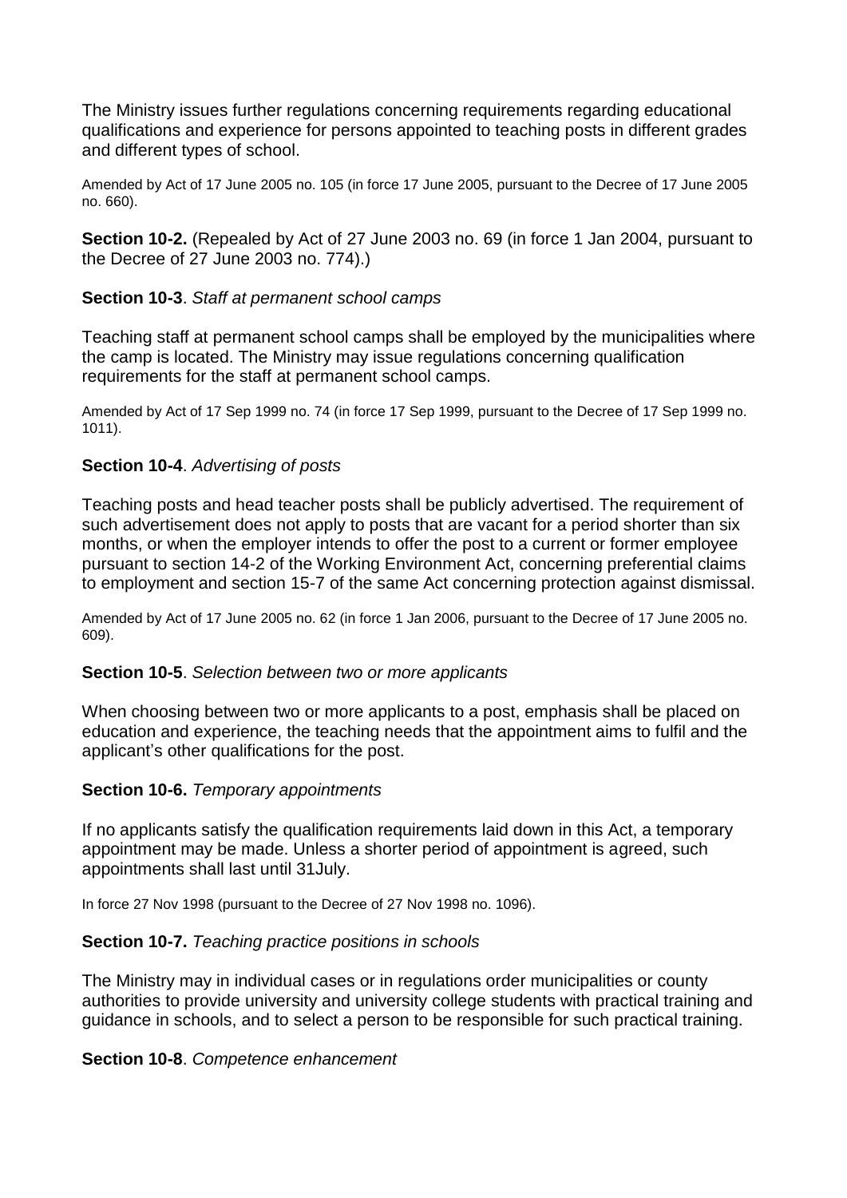The Ministry issues further regulations concerning requirements regarding educational qualifications and experience for persons appointed to teaching posts in different grades and different types of school.

Amended by Act of 17 June 2005 no. 105 (in force 17 June 2005, pursuant to the Decree of 17 June 2005 no. 660).

**Section 10-2.** (Repealed by Act of 27 June 2003 no. 69 (in force 1 Jan 2004, pursuant to the Decree of 27 June 2003 no. 774).)

**Section 10-3**. *Staff at permanent school camps*

Teaching staff at permanent school camps shall be employed by the municipalities where the camp is located. The Ministry may issue regulations concerning qualification requirements for the staff at permanent school camps.

Amended by Act of 17 Sep 1999 no. 74 (in force 17 Sep 1999, pursuant to the Decree of 17 Sep 1999 no. 1011).

**Section 10-4**. *Advertising of posts*

Teaching posts and head teacher posts shall be publicly advertised. The requirement of such advertisement does not apply to posts that are vacant for a period shorter than six months, or when the employer intends to offer the post to a current or former employee pursuant to section 14-2 of the Working Environment Act, concerning preferential claims to employment and section 15-7 of the same Act concerning protection against dismissal.

Amended by Act of 17 June 2005 no. 62 (in force 1 Jan 2006, pursuant to the Decree of 17 June 2005 no. 609).

**Section 10-5**. *Selection between two or more applicants*

When choosing between two or more applicants to a post, emphasis shall be placed on education and experience, the teaching needs that the appointment aims to fulfil and the applicant's other qualifications for the post.

**Section 10-6.** *Temporary appointments*

If no applicants satisfy the qualification requirements laid down in this Act, a temporary appointment may be made. Unless a shorter period of appointment is agreed, such appointments shall last until 31July.

In force 27 Nov 1998 (pursuant to the Decree of 27 Nov 1998 no. 1096).

**Section 10-7.** *Teaching practice positions in schools*

The Ministry may in individual cases or in regulations order municipalities or county authorities to provide university and university college students with practical training and guidance in schools, and to select a person to be responsible for such practical training.

**Section 10-8**. *Competence enhancement*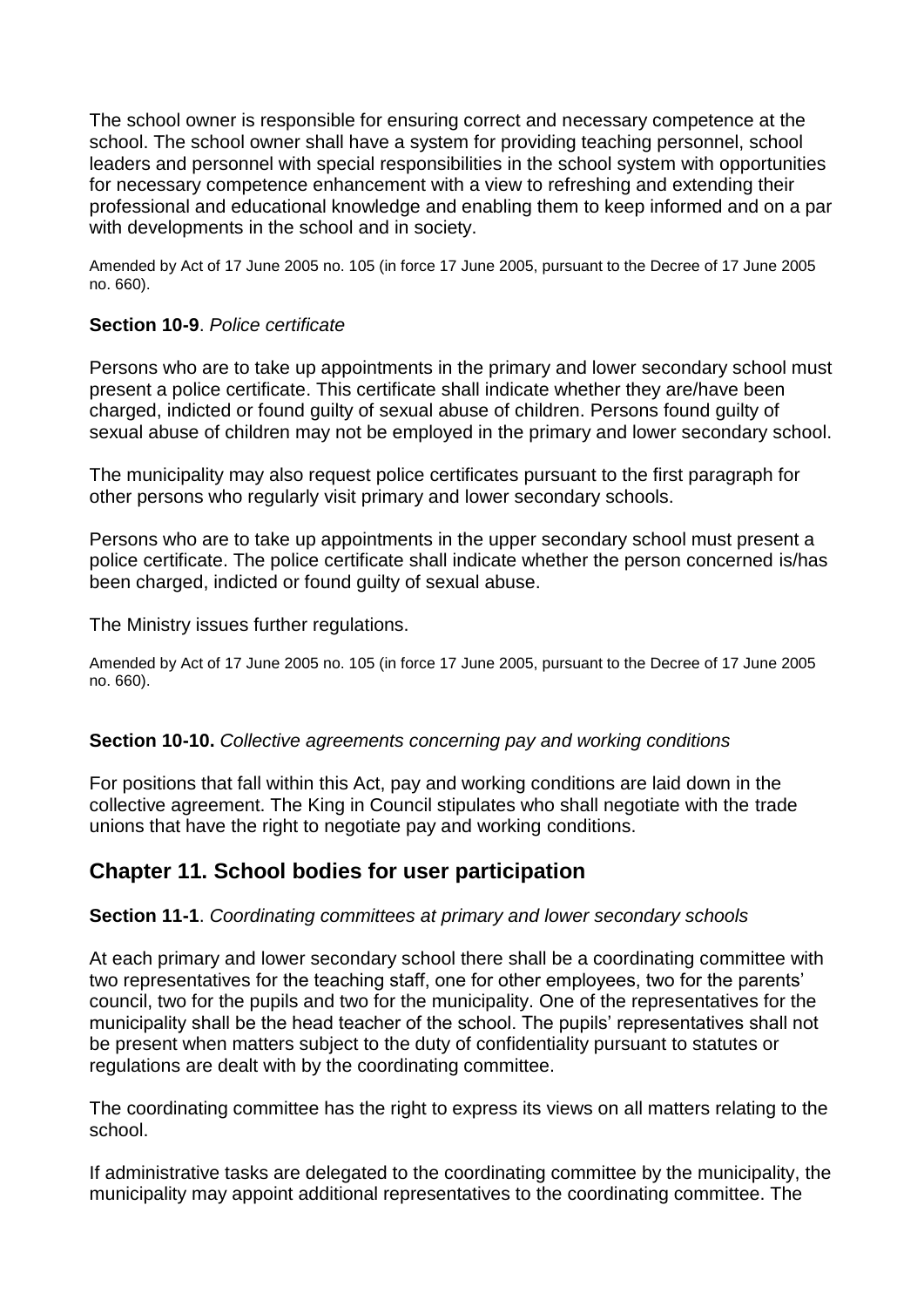The school owner is responsible for ensuring correct and necessary competence at the school. The school owner shall have a system for providing teaching personnel, school leaders and personnel with special responsibilities in the school system with opportunities for necessary competence enhancement with a view to refreshing and extending their professional and educational knowledge and enabling them to keep informed and on a par with developments in the school and in society.

Amended by Act of 17 June 2005 no. 105 (in force 17 June 2005, pursuant to the Decree of 17 June 2005 no. 660).

**Section 10-9**. *Police certificate*

Persons who are to take up appointments in the primary and lower secondary school must present a police certificate. This certificate shall indicate whether they are/have been charged, indicted or found guilty of sexual abuse of children. Persons found guilty of sexual abuse of children may not be employed in the primary and lower secondary school.

The municipality may also request police certificates pursuant to the first paragraph for other persons who regularly visit primary and lower secondary schools.

Persons who are to take up appointments in the upper secondary school must present a police certificate. The police certificate shall indicate whether the person concerned is/has been charged, indicted or found guilty of sexual abuse.

The Ministry issues further regulations.

Amended by Act of 17 June 2005 no. 105 (in force 17 June 2005, pursuant to the Decree of 17 June 2005 no. 660).

**Section 10-10.** *Collective agreements concerning pay and working conditions*

For positions that fall within this Act, pay and working conditions are laid down in the collective agreement. The King in Council stipulates who shall negotiate with the trade unions that have the right to negotiate pay and working conditions.

## Chapter 11. School bodies for user participation

**Section 11-1**. *Coordinating committees at primary and lower secondary schools*

At each primary and lower secondary school there shall be a coordinating committee with two representatives for the teaching staff, one for other employees, two for the parents' council, two for the pupils and two for the municipality. One of the representatives for the municipality shall be the head teacher of the school. The pupils' representatives shall not be present when matters subject to the duty of confidentiality pursuant to statutes or regulations are dealt with by the coordinating committee.

The coordinating committee has the right to express its views on all matters relating to the school.

If administrative tasks are delegated to the coordinating committee by the municipality, the municipality may appoint additional representatives to the coordinating committee. The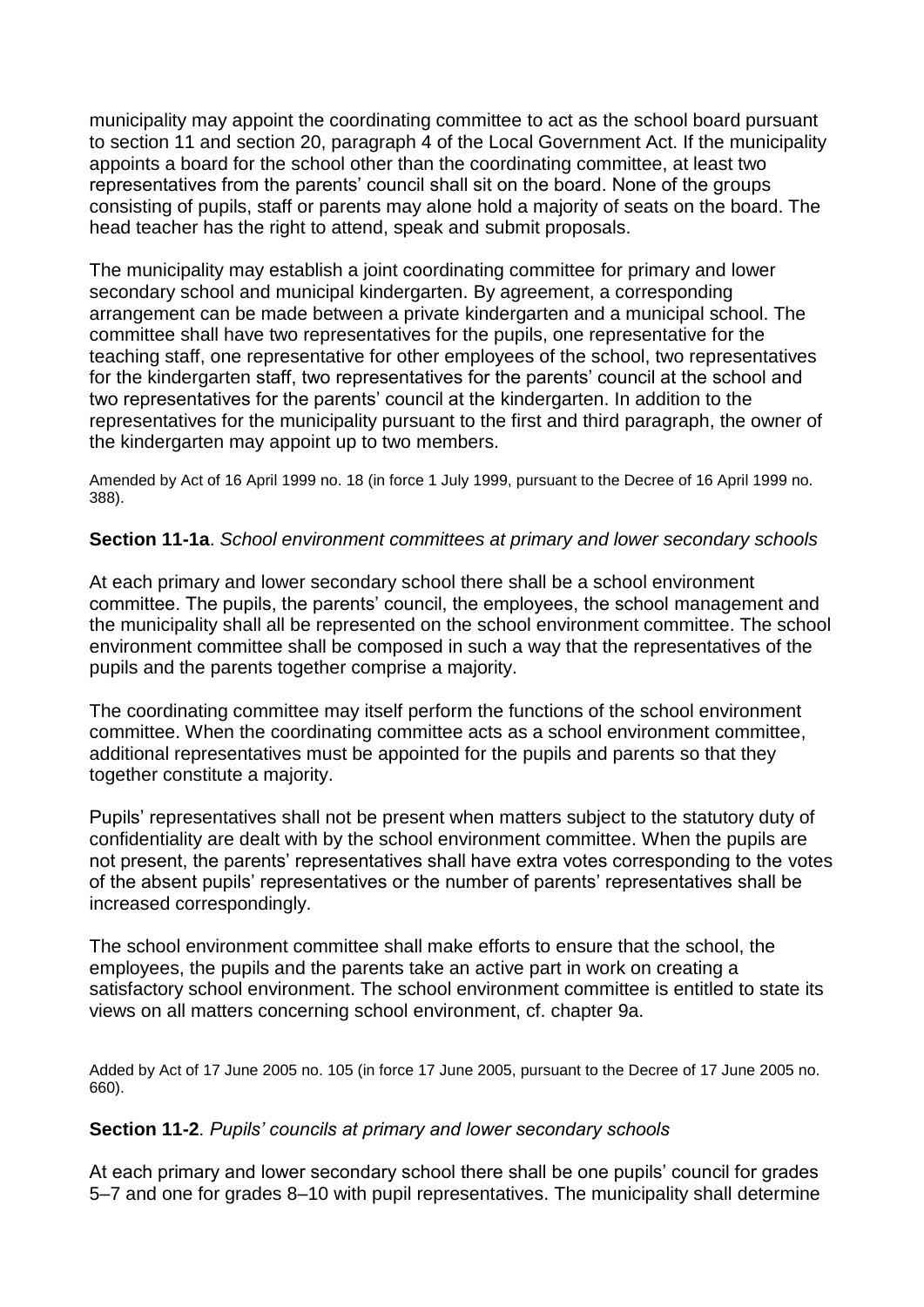municipality may appoint the coordinating committee to act as the school board pursuant to section 11 and section 20, paragraph 4 of the Local Government Act. If the municipality appoints a board for the school other than the coordinating committee, at least two representatives from the parents' council shall sit on the board. None of the groups consisting of pupils, staff or parents may alone hold a majority of seats on the board. The head teacher has the right to attend, speak and submit proposals.

The municipality may establish a joint coordinating committee for primary and lower secondary school and municipal kindergarten. By agreement, a corresponding arrangement can be made between a private kindergarten and a municipal school. The committee shall have two representatives for the pupils, one representative for the teaching staff, one representative for other employees of the school, two representatives for the kindergarten staff, two representatives for the parents' council at the school and two representatives for the parents' council at the kindergarten. In addition to the representatives for the municipality pursuant to the first and third paragraph, the owner of the kindergarten may appoint up to two members.

Amended by Act of 16 April 1999 no. 18 (in force 1 July 1999, pursuant to the Decree of 16 April 1999 no. 388).

**Section 11-1a**. *School environment committees at primary and lower secondary schools*

At each primary and lower secondary school there shall be a school environment committee. The pupils, the parents' council, the employees, the school management and the municipality shall all be represented on the school environment committee. The school environment committee shall be composed in such a way that the representatives of the pupils and the parents together comprise a majority.

The coordinating committee may itself perform the functions of the school environment committee. When the coordinating committee acts as a school environment committee, additional representatives must be appointed for the pupils and parents so that they together constitute a majority.

Pupils' representatives shall not be present when matters subject to the statutory duty of confidentiality are dealt with by the school environment committee. When the pupils are not present, the parents' representatives shall have extra votes corresponding to the votes of the absent pupils' representatives or the number of parents' representatives shall be increased correspondingly.

The school environment committee shall make efforts to ensure that the school, the employees, the pupils and the parents take an active part in work on creating a satisfactory school environment. The school environment committee is entitled to state its views on all matters concerning school environment, cf. chapter 9a.

Added by Act of 17 June 2005 no. 105 (in force 17 June 2005, pursuant to the Decree of 17 June 2005 no. 660).

**Section 11-2**. *Pupils' councils at primary and lower secondary schools*

At each primary and lower secondary school there shall be one pupils' council for grades 5–7 and one for grades 8–10 with pupil representatives. The municipality shall determine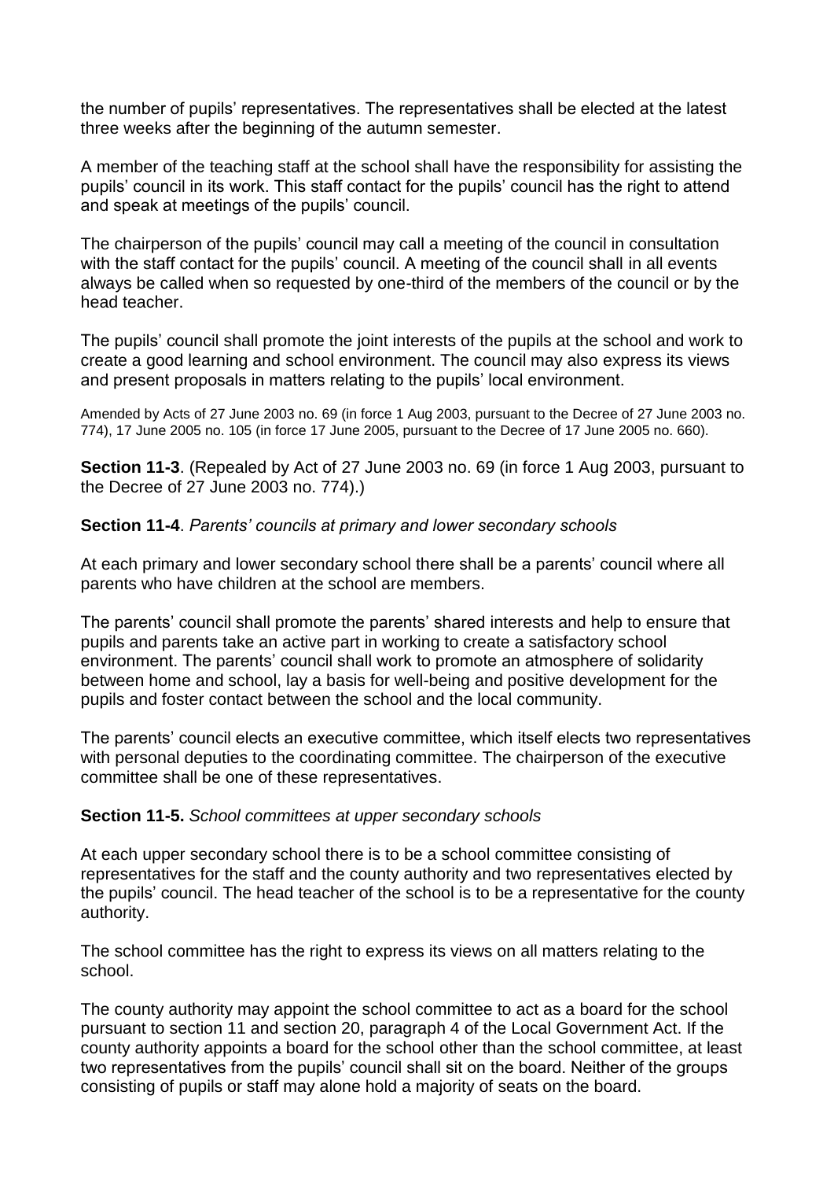the number of pupils' representatives. The representatives shall be elected at the latest three weeks after the beginning of the autumn semester.

A member of the teaching staff at the school shall have the responsibility for assisting the pupils' council in its work. This staff contact for the pupils' council has the right to attend and speak at meetings of the pupils' council.

The chairperson of the pupils' council may call a meeting of the council in consultation with the staff contact for the pupils' council. A meeting of the council shall in all events always be called when so requested by one-third of the members of the council or by the head teacher.

The pupils' council shall promote the joint interests of the pupils at the school and work to create a good learning and school environment. The council may also express its views and present proposals in matters relating to the pupils' local environment.

Amended by Acts of 27 June 2003 no. 69 (in force 1 Aug 2003, pursuant to the Decree of 27 June 2003 no. 774), 17 June 2005 no. 105 (in force 17 June 2005, pursuant to the Decree of 17 June 2005 no. 660).

**Section 11-3**. (Repealed by Act of 27 June 2003 no. 69 (in force 1 Aug 2003, pursuant to the Decree of 27 June 2003 no. 774).)

**Section 11-4**. *Parents' councils at primary and lower secondary schools*

At each primary and lower secondary school there shall be a parents' council where all parents who have children at the school are members.

The parents' council shall promote the parents' shared interests and help to ensure that pupils and parents take an active part in working to create a satisfactory school environment. The parents' council shall work to promote an atmosphere of solidarity between home and school, lay a basis for well-being and positive development for the pupils and foster contact between the school and the local community.

The parents' council elects an executive committee, which itself elects two representatives with personal deputies to the coordinating committee. The chairperson of the executive committee shall be one of these representatives.

**Section 11-5.** *School committees at upper secondary schools*

At each upper secondary school there is to be a school committee consisting of representatives for the staff and the county authority and two representatives elected by the pupils' council. The head teacher of the school is to be a representative for the county authority.

The school committee has the right to express its views on all matters relating to the school.

The county authority may appoint the school committee to act as a board for the school pursuant to section 11 and section 20, paragraph 4 of the Local Government Act. If the county authority appoints a board for the school other than the school committee, at least two representatives from the pupils' council shall sit on the board. Neither of the groups consisting of pupils or staff may alone hold a majority of seats on the board.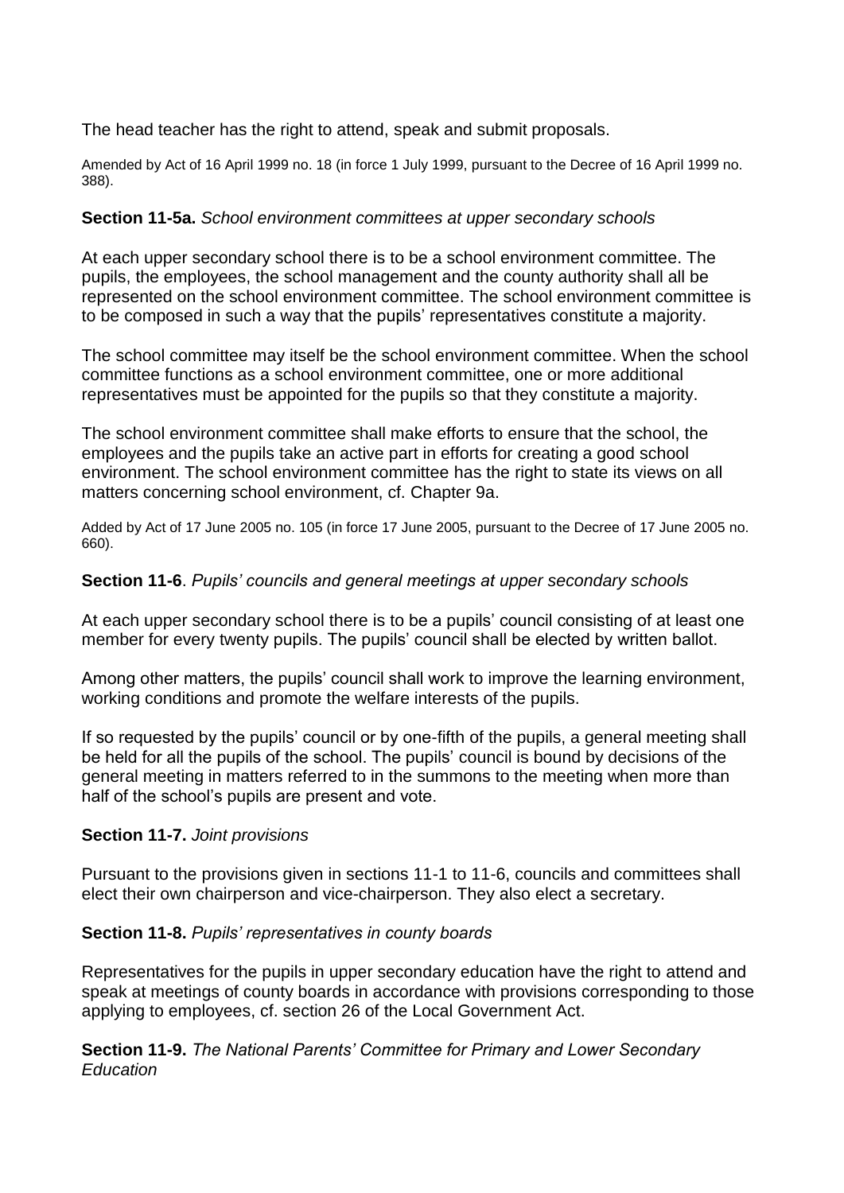The head teacher has the right to attend, speak and submit proposals.

Amended by Act of 16 April 1999 no. 18 (in force 1 July 1999, pursuant to the Decree of 16 April 1999 no. 388).

**Section 11-5a.** *School environment committees at upper secondary schools*

At each upper secondary school there is to be a school environment committee. The pupils, the employees, the school management and the county authority shall all be represented on the school environment committee. The school environment committee is to be composed in such a way that the pupils' representatives constitute a majority.

The school committee may itself be the school environment committee. When the school committee functions as a school environment committee, one or more additional representatives must be appointed for the pupils so that they constitute a majority.

The school environment committee shall make efforts to ensure that the school, the employees and the pupils take an active part in efforts for creating a good school environment. The school environment committee has the right to state its views on all matters concerning school environment, cf. Chapter 9a.

Added by Act of 17 June 2005 no. 105 (in force 17 June 2005, pursuant to the Decree of 17 June 2005 no. 660).

**Section 11-6**. *Pupils' councils and general meetings at upper secondary schools*

At each upper secondary school there is to be a pupils' council consisting of at least one member for every twenty pupils. The pupils' council shall be elected by written ballot.

Among other matters, the pupils' council shall work to improve the learning environment, working conditions and promote the welfare interests of the pupils.

If so requested by the pupils' council or by one-fifth of the pupils, a general meeting shall be held for all the pupils of the school. The pupils' council is bound by decisions of the general meeting in matters referred to in the summons to the meeting when more than half of the school's pupils are present and vote.

**Section 11-7.** *Joint provisions*

Pursuant to the provisions given in sections 11-1 to 11-6, councils and committees shall elect their own chairperson and vice-chairperson. They also elect a secretary.

**Section 11-8.** *Pupils' representatives in county boards*

Representatives for the pupils in upper secondary education have the right to attend and speak at meetings of county boards in accordance with provisions corresponding to those applying to employees, cf. section 26 of the Local Government Act.

**Section 11-9.** *The National Parents' Committee for Primary and Lower Secondary Education*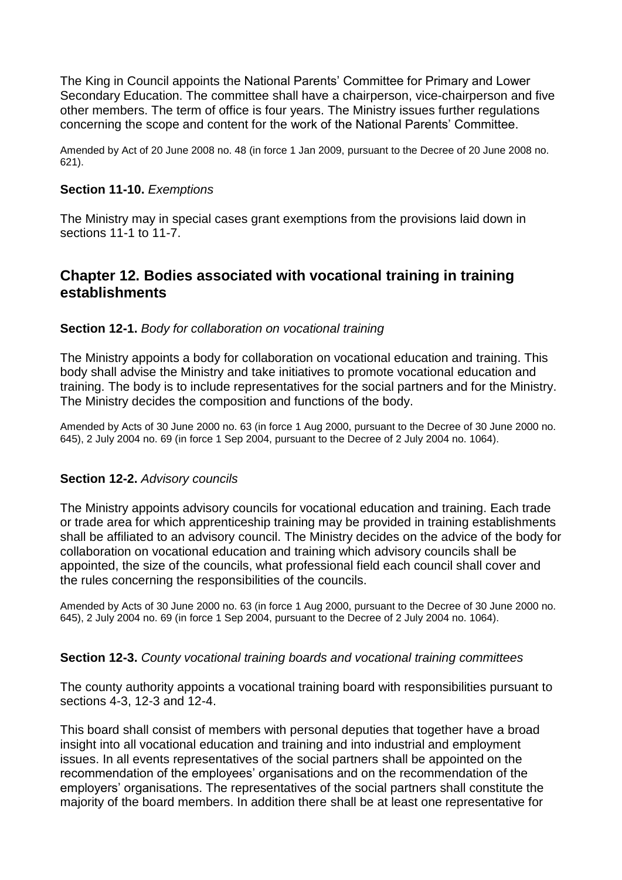The King in Council appoints the National Parents' Committee for Primary and Lower Secondary Education. The committee shall have a chairperson, vice-chairperson and five other members. The term of office is four years. The Ministry issues further regulations concerning the scope and content for the work of the National Parents' Committee.

Amended by Act of 20 June 2008 no. 48 (in force 1 Jan 2009, pursuant to the Decree of 20 June 2008 no. 621).

**Section 11-10.** *Exemptions*

The Ministry may in special cases grant exemptions from the provisions laid down in sections 11-1 to 11-7.

## Chapter 12. Bodies associated with vocational training in training establishments

**Section 12-1.** *Body for collaboration on vocational training*

The Ministry appoints a body for collaboration on vocational education and training. This body shall advise the Ministry and take initiatives to promote vocational education and training. The body is to include representatives for the social partners and for the Ministry. The Ministry decides the composition and functions of the body.

Amended by Acts of 30 June 2000 no. 63 (in force 1 Aug 2000, pursuant to the Decree of 30 June 2000 no. 645), 2 July 2004 no. 69 (in force 1 Sep 2004, pursuant to the Decree of 2 July 2004 no. 1064).

**Section 12-2.** *Advisory councils*

The Ministry appoints advisory councils for vocational education and training. Each trade or trade area for which apprenticeship training may be provided in training establishments shall be affiliated to an advisory council. The Ministry decides on the advice of the body for collaboration on vocational education and training which advisory councils shall be appointed, the size of the councils, what professional field each council shall cover and the rules concerning the responsibilities of the councils.

Amended by Acts of 30 June 2000 no. 63 (in force 1 Aug 2000, pursuant to the Decree of 30 June 2000 no. 645), 2 July 2004 no. 69 (in force 1 Sep 2004, pursuant to the Decree of 2 July 2004 no. 1064).

**Section 12-3.** *County vocational training boards and vocational training committees*

The county authority appoints a vocational training board with responsibilities pursuant to sections 4-3, 12-3 and 12-4.

This board shall consist of members with personal deputies that together have a broad insight into all vocational education and training and into industrial and employment issues. In all events representatives of the social partners shall be appointed on the recommendation of the employees' organisations and on the recommendation of the employers' organisations. The representatives of the social partners shall constitute the majority of the board members. In addition there shall be at least one representative for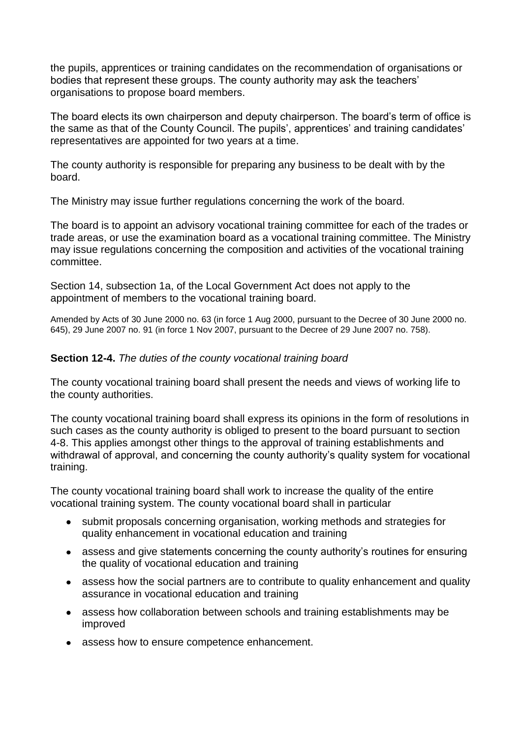the pupils, apprentices or training candidates on the recommendation of organisations or bodies that represent these groups. The county authority may ask the teachers' organisations to propose board members.

The board elects its own chairperson and deputy chairperson. The board's term of office is the same as that of the County Council. The pupils', apprentices' and training candidates' representatives are appointed for two years at a time.

The county authority is responsible for preparing any business to be dealt with by the board.

The Ministry may issue further regulations concerning the work of the board.

The board is to appoint an advisory vocational training committee for each of the trades or trade areas, or use the examination board as a vocational training committee. The Ministry may issue regulations concerning the composition and activities of the vocational training committee.

Section 14, subsection 1a, of the Local Government Act does not apply to the appointment of members to the vocational training board.

Amended by Acts of 30 June 2000 no. 63 (in force 1 Aug 2000, pursuant to the Decree of 30 June 2000 no. 645), 29 June 2007 no. 91 (in force 1 Nov 2007, pursuant to the Decree of 29 June 2007 no. 758).

**Section 12-4.** *The duties of the county vocational training board*

The county vocational training board shall present the needs and views of working life to the county authorities.

The county vocational training board shall express its opinions in the form of resolutions in such cases as the county authority is obliged to present to the board pursuant to section 4-8. This applies amongst other things to the approval of training establishments and withdrawal of approval, and concerning the county authority's quality system for vocational training.

The county vocational training board shall work to increase the quality of the entire vocational training system. The county vocational board shall in particular

- submit proposals concerning organisation, working methods and strategies for quality enhancement in vocational education and training
- assess and give statements concerning the county authority's routines for ensuring the quality of vocational education and training
- assess how the social partners are to contribute to quality enhancement and quality assurance in vocational education and training
- assess how collaboration between schools and training establishments may be improved
- assess how to ensure competence enhancement.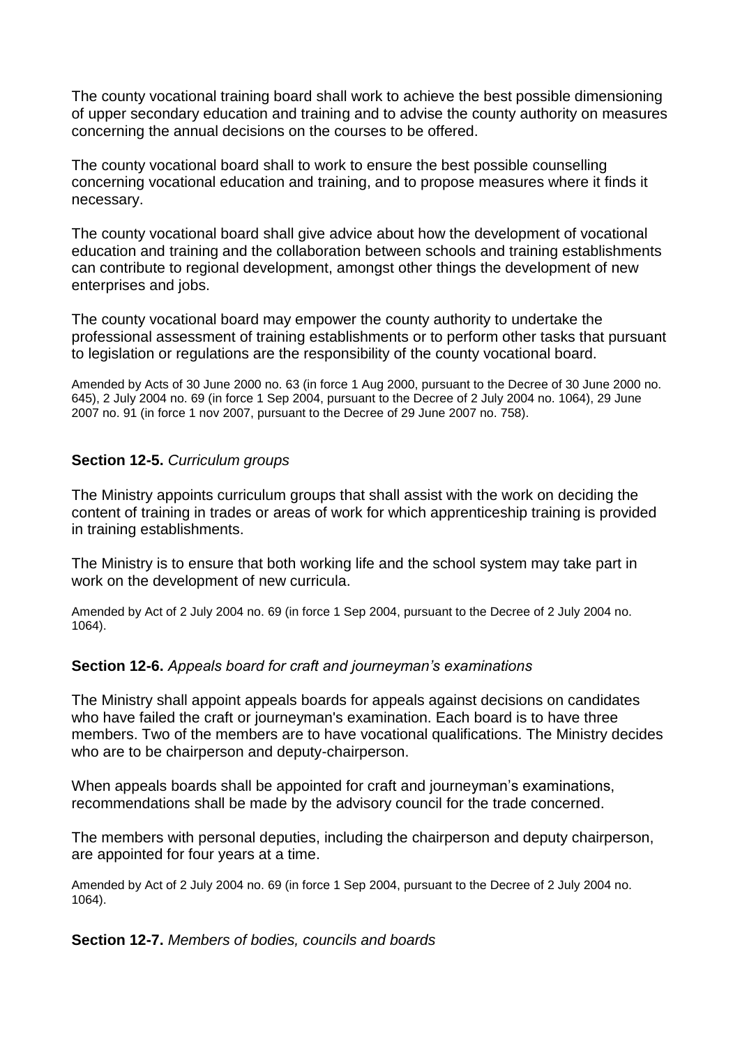The county vocational training board shall work to achieve the best possible dimensioning of upper secondary education and training and to advise the county authority on measures concerning the annual decisions on the courses to be offered.

The county vocational board shall to work to ensure the best possible counselling concerning vocational education and training, and to propose measures where it finds it necessary.

The county vocational board shall give advice about how the development of vocational education and training and the collaboration between schools and training establishments can contribute to regional development, amongst other things the development of new enterprises and jobs.

The county vocational board may empower the county authority to undertake the professional assessment of training establishments or to perform other tasks that pursuant to legislation or regulations are the responsibility of the county vocational board.

Amended by Acts of 30 June 2000 no. 63 (in force 1 Aug 2000, pursuant to the Decree of 30 June 2000 no. 645), 2 July 2004 no. 69 (in force 1 Sep 2004, pursuant to the Decree of 2 July 2004 no. 1064), 29 June 2007 no. 91 (in force 1 nov 2007, pursuant to the Decree of 29 June 2007 no. 758).

**Section 12-5.** *Curriculum groups*

The Ministry appoints curriculum groups that shall assist with the work on deciding the content of training in trades or areas of work for which apprenticeship training is provided in training establishments.

The Ministry is to ensure that both working life and the school system may take part in work on the development of new curricula.

Amended by Act of 2 July 2004 no. 69 (in force 1 Sep 2004, pursuant to the Decree of 2 July 2004 no. 1064).

**Section 12-6.** *Appeals board for craft and journeyman's examinations*

The Ministry shall appoint appeals boards for appeals against decisions on candidates who have failed the craft or journeyman's examination. Each board is to have three members. Two of the members are to have vocational qualifications. The Ministry decides who are to be chairperson and deputy-chairperson.

When appeals boards shall be appointed for craft and journeyman's examinations, recommendations shall be made by the advisory council for the trade concerned.

The members with personal deputies, including the chairperson and deputy chairperson, are appointed for four years at a time.

Amended by Act of 2 July 2004 no. 69 (in force 1 Sep 2004, pursuant to the Decree of 2 July 2004 no. 1064).

**Section 12-7.** *Members of bodies, councils and boards*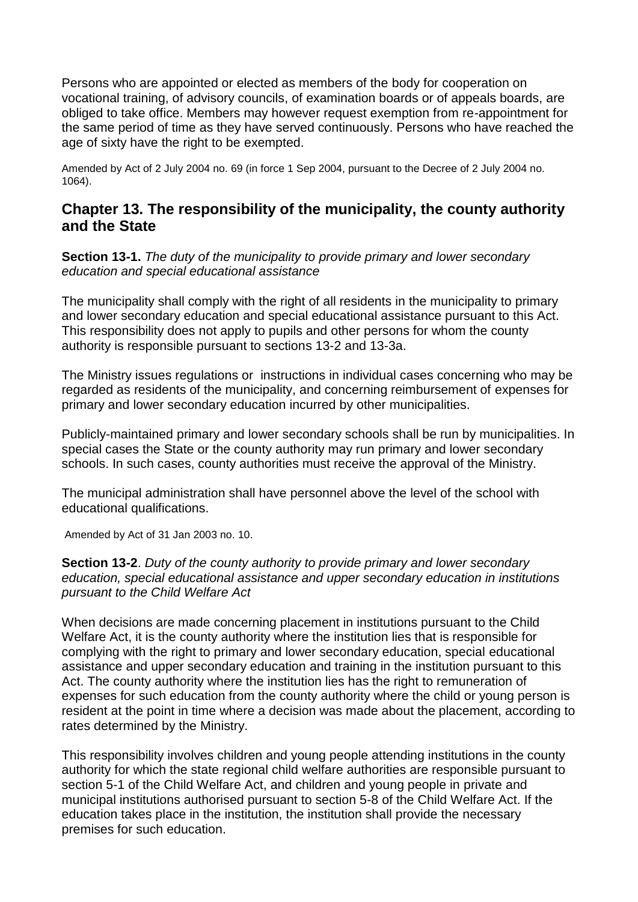Persons who are appointed or elected as members of the body for cooperation on vocational training, of advisory councils, of examination boards or of appeals boards, are obliged to take office. Members may however request exemption from re-appointment for the same period of time as they have served continuously. Persons who have reached the age of sixty have the right to be exempted.

Amended by Act of 2 July 2004 no. 69 (in force 1 Sep 2004, pursuant to the Decree of 2 July 2004 no. 1064).

## Chapter 13. The responsibility of the municipality, the county authority and the State

**Section 13-1.** *The duty of the municipality to provide primary and lower secondary education and special educational assistance*

The municipality shall comply with the right of all residents in the municipality to primary and lower secondary education and special educational assistance pursuant to this Act. This responsibility does not apply to pupils and other persons for whom the county authority is responsible pursuant to sections 13-2 and 13-3a.

The Ministry issues regulations or instructions in individual cases concerning who may be regarded as residents of the municipality, and concerning reimbursement of expenses for primary and lower secondary education incurred by other municipalities.

Publicly-maintained primary and lower secondary schools shall be run by municipalities. In special cases the State or the county authority may run primary and lower secondary schools. In such cases, county authorities must receive the approval of the Ministry.

The municipal administration shall have personnel above the level of the school with educational qualifications.

Amended by Act of 31 Jan 2003 no. 10.

**Section 13-2**. *Duty of the county authority to provide primary and lower secondary education, special educational assistance and upper secondary education in institutions pursuant to the Child Welfare Act*

When decisions are made concerning placement in institutions pursuant to the Child Welfare Act, it is the county authority where the institution lies that is responsible for complying with the right to primary and lower secondary education, special educational assistance and upper secondary education and training in the institution pursuant to this Act. The county authority where the institution lies has the right to remuneration of expenses for such education from the county authority where the child or young person is resident at the point in time where a decision was made about the placement, according to rates determined by the Ministry.

This responsibility involves children and young people attending institutions in the county authority for which the state regional child welfare authorities are responsible pursuant to section 5-1 of the Child Welfare Act, and children and young people in private and municipal institutions authorised pursuant to section 5-8 of the Child Welfare Act. If the education takes place in the institution, the institution shall provide the necessary premises for such education.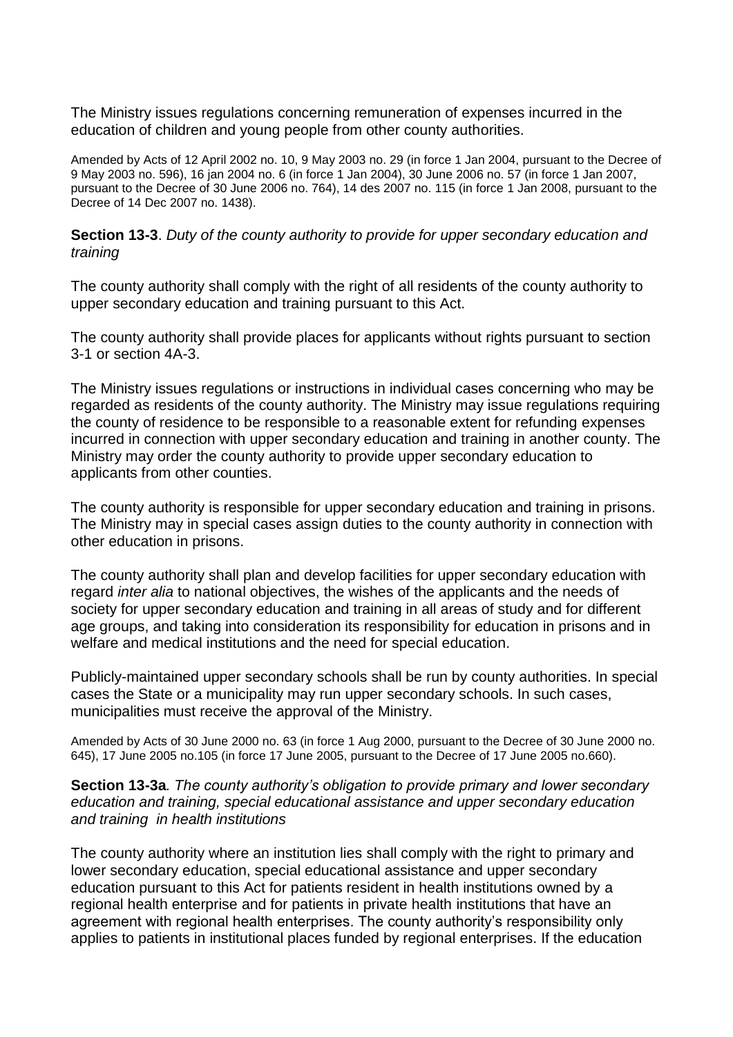The Ministry issues regulations concerning remuneration of expenses incurred in the education of children and young people from other county authorities.

Amended by Acts of 12 April 2002 no. 10, 9 May 2003 no. 29 (in force 1 Jan 2004, pursuant to the Decree of 9 May 2003 no. 596), 16 jan 2004 no. 6 (in force 1 Jan 2004), 30 June 2006 no. 57 (in force 1 Jan 2007, pursuant to the Decree of 30 June 2006 no. 764), 14 des 2007 no. 115 (in force 1 Jan 2008, pursuant to the Decree of 14 Dec 2007 no. 1438).

**Section 13-3**. *Duty of the county authority to provide for upper secondary education and training*

The county authority shall comply with the right of all residents of the county authority to upper secondary education and training pursuant to this Act.

The county authority shall provide places for applicants without rights pursuant to section 3-1 or section 4A-3.

The Ministry issues regulations or instructions in individual cases concerning who may be regarded as residents of the county authority. The Ministry may issue regulations requiring the county of residence to be responsible to a reasonable extent for refunding expenses incurred in connection with upper secondary education and training in another county. The Ministry may order the county authority to provide upper secondary education to applicants from other counties.

The county authority is responsible for upper secondary education and training in prisons. The Ministry may in special cases assign duties to the county authority in connection with other education in prisons.

The county authority shall plan and develop facilities for upper secondary education with regard *inter alia* to national objectives, the wishes of the applicants and the needs of society for upper secondary education and training in all areas of study and for different age groups, and taking into consideration its responsibility for education in prisons and in welfare and medical institutions and the need for special education.

Publicly-maintained upper secondary schools shall be run by county authorities. In special cases the State or a municipality may run upper secondary schools. In such cases, municipalities must receive the approval of the Ministry.

Amended by Acts of 30 June 2000 no. 63 (in force 1 Aug 2000, pursuant to the Decree of 30 June 2000 no. 645), 17 June 2005 no.105 (in force 17 June 2005, pursuant to the Decree of 17 June 2005 no.660).

**Section 13-3a**. *The county authority's obligation to provide primary and lower secondary education and training, special educational assistance and upper secondary education and training in health institutions*

The county authority where an institution lies shall comply with the right to primary and lower secondary education, special educational assistance and upper secondary education pursuant to this Act for patients resident in health institutions owned by a regional health enterprise and for patients in private health institutions that have an agreement with regional health enterprises. The county authority's responsibility only applies to patients in institutional places funded by regional enterprises. If the education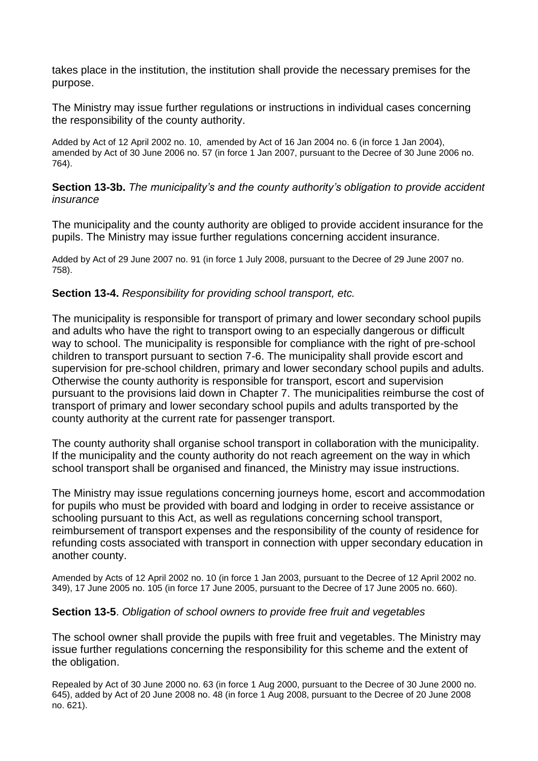takes place in the institution, the institution shall provide the necessary premises for the purpose.

The Ministry may issue further regulations or instructions in individual cases concerning the responsibility of the county authority.

Added by Act of 12 April 2002 no. 10, amended by Act of 16 Jan 2004 no. 6 (in force 1 Jan 2004), amended by Act of 30 June 2006 no. 57 (in force 1 Jan 2007, pursuant to the Decree of 30 June 2006 no. 764).

**Section 13-3b.** *The municipality's and the county authority's obligation to provide accident insurance*

The municipality and the county authority are obliged to provide accident insurance for the pupils. The Ministry may issue further regulations concerning accident insurance.

Added by Act of 29 June 2007 no. 91 (in force 1 July 2008, pursuant to the Decree of 29 June 2007 no. 758).

**Section 13-4.** *Responsibility for providing school transport, etc.*

The municipality is responsible for transport of primary and lower secondary school pupils and adults who have the right to transport owing to an especially dangerous or difficult way to school. The municipality is responsible for compliance with the right of pre-school children to transport pursuant to section 7-6. The municipality shall provide escort and supervision for pre-school children, primary and lower secondary school pupils and adults. Otherwise the county authority is responsible for transport, escort and supervision pursuant to the provisions laid down in Chapter 7. The municipalities reimburse the cost of transport of primary and lower secondary school pupils and adults transported by the county authority at the current rate for passenger transport.

The county authority shall organise school transport in collaboration with the municipality. If the municipality and the county authority do not reach agreement on the way in which school transport shall be organised and financed, the Ministry may issue instructions.

The Ministry may issue regulations concerning journeys home, escort and accommodation for pupils who must be provided with board and lodging in order to receive assistance or schooling pursuant to this Act, as well as regulations concerning school transport, reimbursement of transport expenses and the responsibility of the county of residence for refunding costs associated with transport in connection with upper secondary education in another county.

Amended by Acts of 12 April 2002 no. 10 (in force 1 Jan 2003, pursuant to the Decree of 12 April 2002 no. 349), 17 June 2005 no. 105 (in force 17 June 2005, pursuant to the Decree of 17 June 2005 no. 660).

**Section 13-5**. *Obligation of school owners to provide free fruit and vegetables*

The school owner shall provide the pupils with free fruit and vegetables. The Ministry may issue further regulations concerning the responsibility for this scheme and the extent of the obligation.

Repealed by Act of 30 June 2000 no. 63 (in force 1 Aug 2000, pursuant to the Decree of 30 June 2000 no. 645), added by Act of 20 June 2008 no. 48 (in force 1 Aug 2008, pursuant to the Decree of 20 June 2008 no. 621).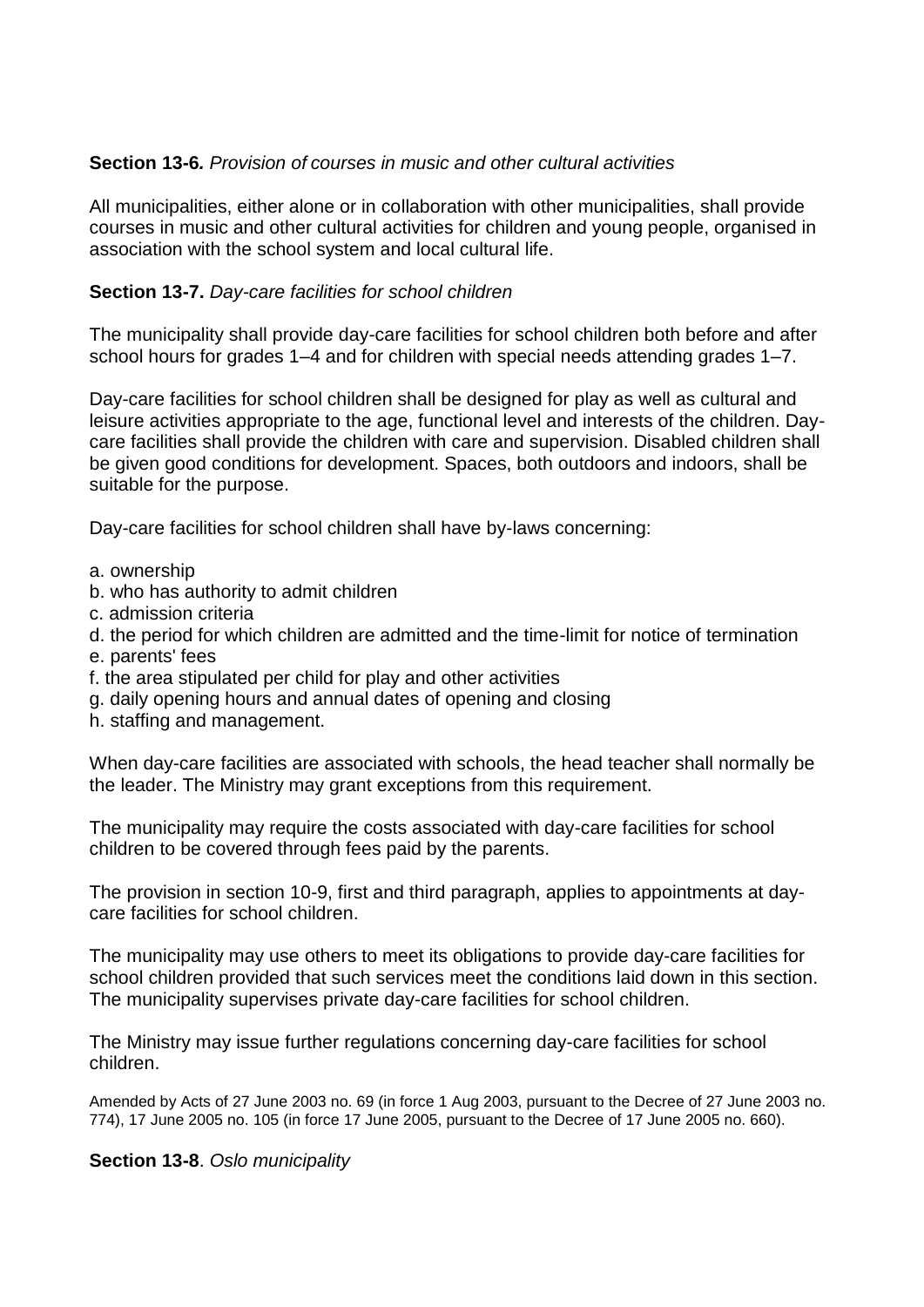**Section 13-6.** *Provision of courses in music and other cultural activities*

All municipalities, either alone or in collaboration with other municipalities, shall provide courses in music and other cultural activities for children and young people, organised in association with the school system and local cultural life.

**Section 13-7.** *Day-care facilities for school children*

The municipality shall provide day-care facilities for school children both before and after school hours for grades 1–4 and for children with special needs attending grades 1–7.

Day-care facilities for school children shall be designed for play as well as cultural and leisure activities appropriate to the age, functional level and interests of the children. Day-care facilities shall provide the children with care and supervision. Disabled children shall be given good conditions for development. Spaces, both outdoors and indoors, shall be suitable for the purpose.

Day-care facilities for school children shall have by-laws concerning:

a. ownership
b. who has authority to admit children
c. admission criteria
d. the period for which children are admitted and the time-limit for notice of termination
e. parents' fees
f. the area stipulated per child for play and other activities
g. daily opening hours and annual dates of opening and closing
h. staffing and management.

When day-care facilities are associated with schools, the head teacher shall normally be the leader. The Ministry may grant exceptions from this requirement.

The municipality may require the costs associated with day-care facilities for school children to be covered through fees paid by the parents.

The provision in section 10-9, first and third paragraph, applies to appointments at day-care facilities for school children.

The municipality may use others to meet its obligations to provide day-care facilities for school children provided that such services meet the conditions laid down in this section. The municipality supervises private day-care facilities for school children.

The Ministry may issue further regulations concerning day-care facilities for school children.

Amended by Acts of 27 June 2003 no. 69 (in force 1 Aug 2003, pursuant to the Decree of 27 June 2003 no. 774), 17 June 2005 no. 105 (in force 17 June 2005, pursuant to the Decree of 17 June 2005 no. 660).

**Section 13-8**. *Oslo municipality*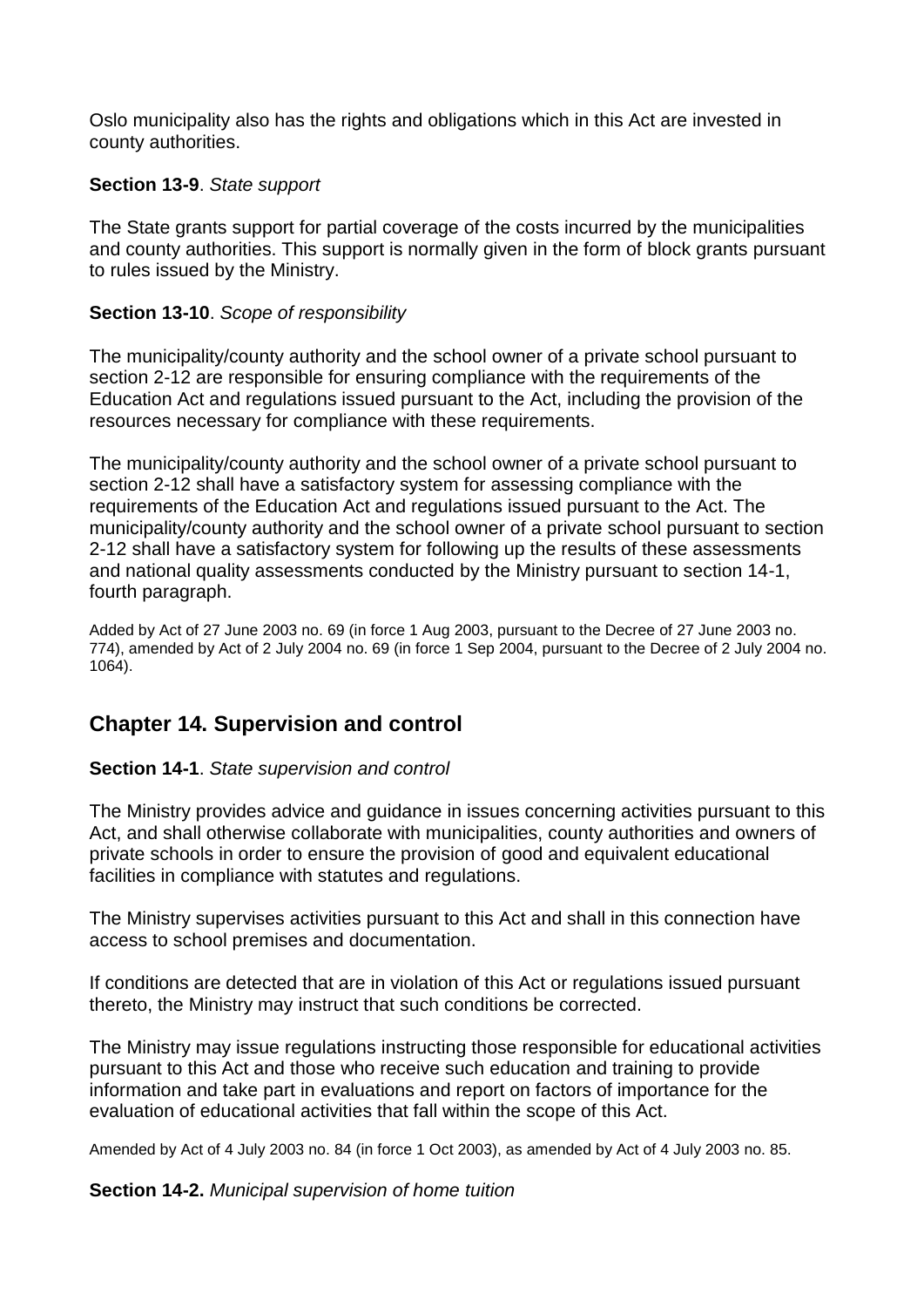Oslo municipality also has the rights and obligations which in this Act are invested in county authorities.

**Section 13-9**. *State support*

The State grants support for partial coverage of the costs incurred by the municipalities and county authorities. This support is normally given in the form of block grants pursuant to rules issued by the Ministry.

**Section 13-10**. *Scope of responsibility*

The municipality/county authority and the school owner of a private school pursuant to section 2-12 are responsible for ensuring compliance with the requirements of the Education Act and regulations issued pursuant to the Act, including the provision of the resources necessary for compliance with these requirements.

The municipality/county authority and the school owner of a private school pursuant to section 2-12 shall have a satisfactory system for assessing compliance with the requirements of the Education Act and regulations issued pursuant to the Act. The municipality/county authority and the school owner of a private school pursuant to section 2-12 shall have a satisfactory system for following up the results of these assessments and national quality assessments conducted by the Ministry pursuant to section 14-1, fourth paragraph.

Added by Act of 27 June 2003 no. 69 (in force 1 Aug 2003, pursuant to the Decree of 27 June 2003 no. 774), amended by Act of 2 July 2004 no. 69 (in force 1 Sep 2004, pursuant to the Decree of 2 July 2004 no. 1064).

## Chapter 14. Supervision and control

**Section 14-1**. *State supervision and control*

The Ministry provides advice and guidance in issues concerning activities pursuant to this Act, and shall otherwise collaborate with municipalities, county authorities and owners of private schools in order to ensure the provision of good and equivalent educational facilities in compliance with statutes and regulations.

The Ministry supervises activities pursuant to this Act and shall in this connection have access to school premises and documentation.

If conditions are detected that are in violation of this Act or regulations issued pursuant thereto, the Ministry may instruct that such conditions be corrected.

The Ministry may issue regulations instructing those responsible for educational activities pursuant to this Act and those who receive such education and training to provide information and take part in evaluations and report on factors of importance for the evaluation of educational activities that fall within the scope of this Act.

Amended by Act of 4 July 2003 no. 84 (in force 1 Oct 2003), as amended by Act of 4 July 2003 no. 85.

**Section 14-2.** *Municipal supervision of home tuition*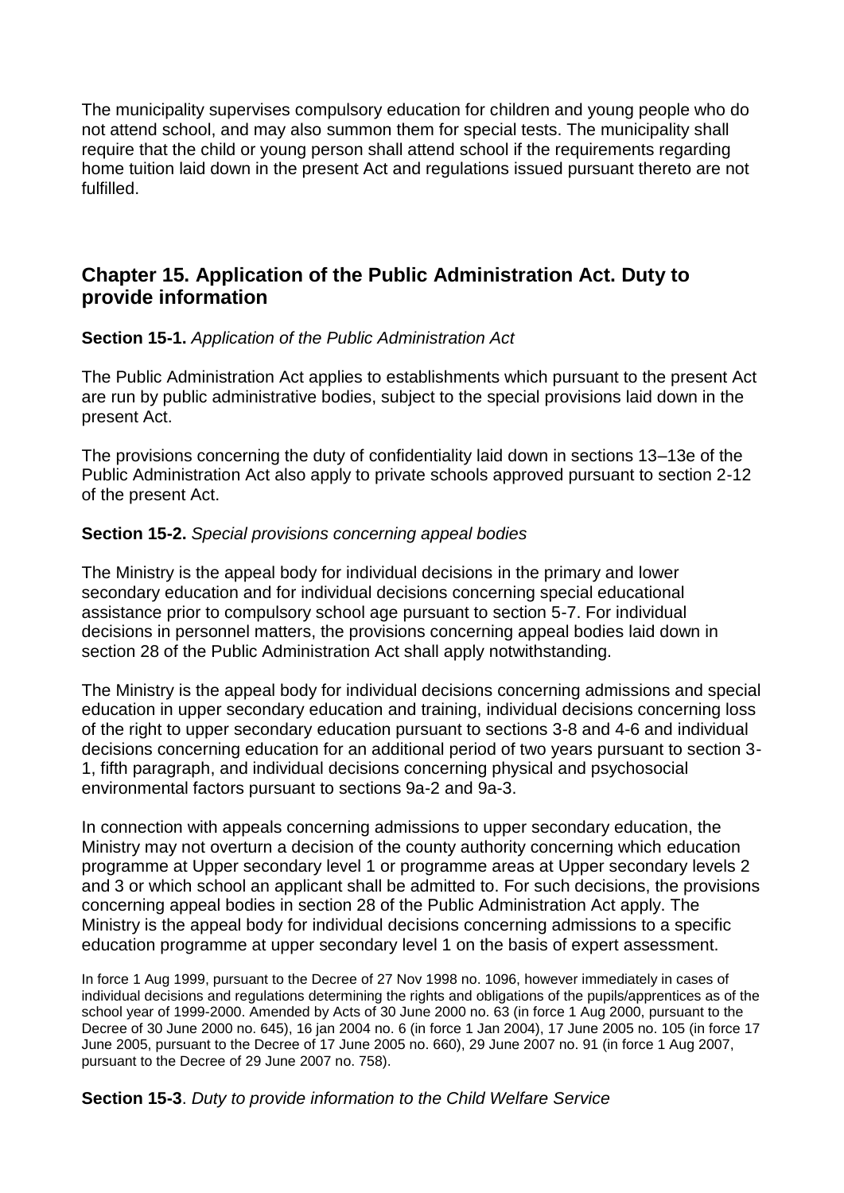The municipality supervises compulsory education for children and young people who do not attend school, and may also summon them for special tests. The municipality shall require that the child or young person shall attend school if the requirements regarding home tuition laid down in the present Act and regulations issued pursuant thereto are not fulfilled.

## Chapter 15. Application of the Public Administration Act. Duty to provide information

**Section 15-1.** *Application of the Public Administration Act*

The Public Administration Act applies to establishments which pursuant to the present Act are run by public administrative bodies, subject to the special provisions laid down in the present Act.

The provisions concerning the duty of confidentiality laid down in sections 13–13e of the Public Administration Act also apply to private schools approved pursuant to section 2-12 of the present Act.

**Section 15-2.** *Special provisions concerning appeal bodies*

The Ministry is the appeal body for individual decisions in the primary and lower secondary education and for individual decisions concerning special educational assistance prior to compulsory school age pursuant to section 5-7. For individual decisions in personnel matters, the provisions concerning appeal bodies laid down in section 28 of the Public Administration Act shall apply notwithstanding.

The Ministry is the appeal body for individual decisions concerning admissions and special education in upper secondary education and training, individual decisions concerning loss of the right to upper secondary education pursuant to sections 3-8 and 4-6 and individual decisions concerning education for an additional period of two years pursuant to section 3-1, fifth paragraph, and individual decisions concerning physical and psychosocial environmental factors pursuant to sections 9a-2 and 9a-3.

In connection with appeals concerning admissions to upper secondary education, the Ministry may not overturn a decision of the county authority concerning which education programme at Upper secondary level 1 or programme areas at Upper secondary levels 2 and 3 or which school an applicant shall be admitted to. For such decisions, the provisions concerning appeal bodies in section 28 of the Public Administration Act apply. The Ministry is the appeal body for individual decisions concerning admissions to a specific education programme at upper secondary level 1 on the basis of expert assessment.

In force 1 Aug 1999, pursuant to the Decree of 27 Nov 1998 no. 1096, however immediately in cases of individual decisions and regulations determining the rights and obligations of the pupils/apprentices as of the school year of 1999-2000. Amended by Acts of 30 June 2000 no. 63 (in force 1 Aug 2000, pursuant to the Decree of 30 June 2000 no. 645), 16 jan 2004 no. 6 (in force 1 Jan 2004), 17 June 2005 no. 105 (in force 17 June 2005, pursuant to the Decree of 17 June 2005 no. 660), 29 June 2007 no. 91 (in force 1 Aug 2007, pursuant to the Decree of 29 June 2007 no. 758).

**Section 15-3**. *Duty to provide information to the Child Welfare Service*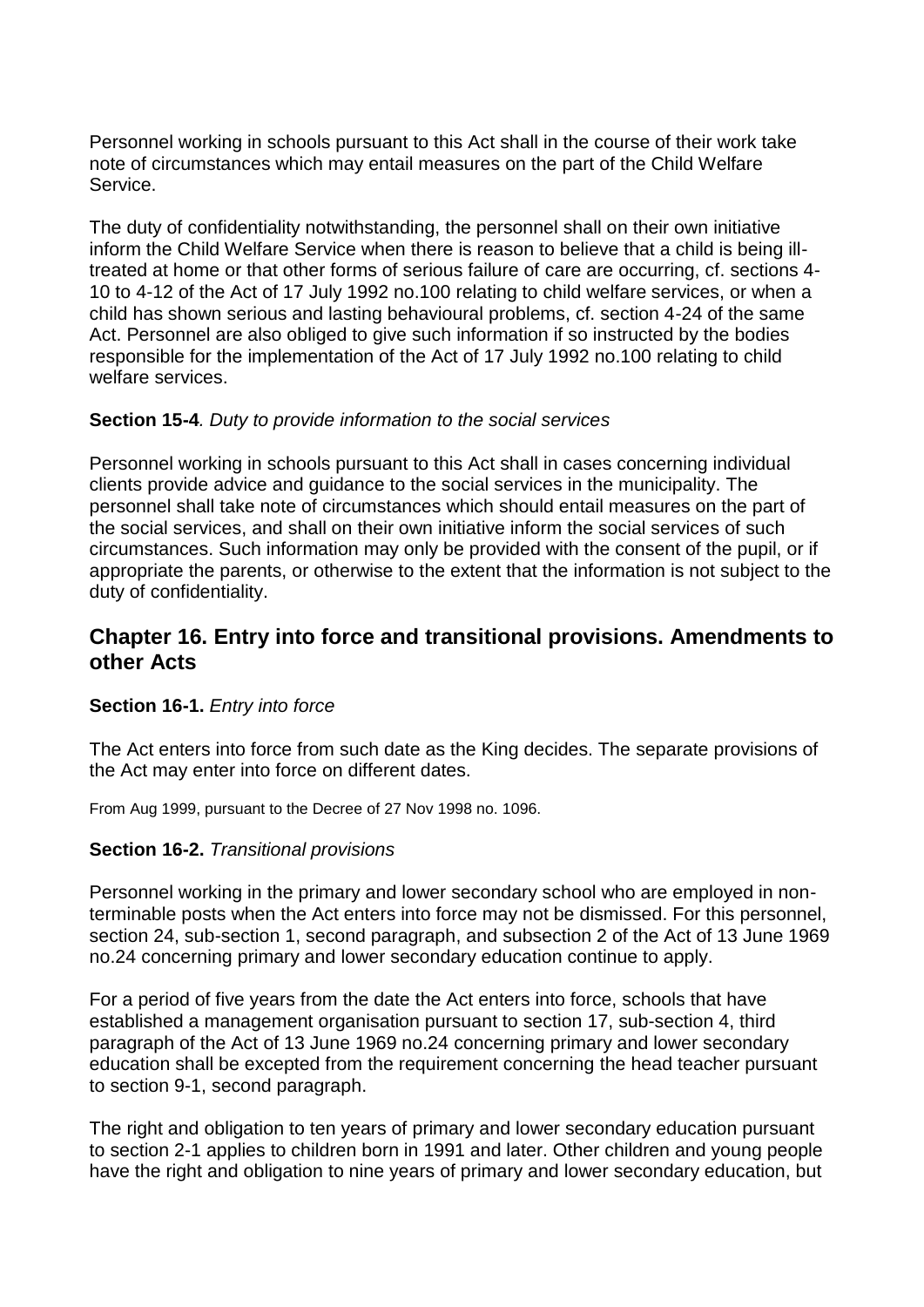Personnel working in schools pursuant to this Act shall in the course of their work take note of circumstances which may entail measures on the part of the Child Welfare Service.

The duty of confidentiality notwithstanding, the personnel shall on their own initiative inform the Child Welfare Service when there is reason to believe that a child is being ill-treated at home or that other forms of serious failure of care are occurring, cf. sections 4-10 to 4-12 of the Act of 17 July 1992 no.100 relating to child welfare services, or when a child has shown serious and lasting behavioural problems, cf. section 4-24 of the same Act. Personnel are also obliged to give such information if so instructed by the bodies responsible for the implementation of the Act of 17 July 1992 no.100 relating to child welfare services.

**Section 15-4**. *Duty to provide information to the social services*

Personnel working in schools pursuant to this Act shall in cases concerning individual clients provide advice and guidance to the social services in the municipality. The personnel shall take note of circumstances which should entail measures on the part of the social services, and shall on their own initiative inform the social services of such circumstances. Such information may only be provided with the consent of the pupil, or if appropriate the parents, or otherwise to the extent that the information is not subject to the duty of confidentiality.

## Chapter 16. Entry into force and transitional provisions. Amendments to other Acts

**Section 16-1.** *Entry into force*

The Act enters into force from such date as the King decides. The separate provisions of the Act may enter into force on different dates.

From Aug 1999, pursuant to the Decree of 27 Nov 1998 no. 1096.

**Section 16-2.** *Transitional provisions*

Personnel working in the primary and lower secondary school who are employed in non-terminable posts when the Act enters into force may not be dismissed. For this personnel, section 24, sub-section 1, second paragraph, and subsection 2 of the Act of 13 June 1969 no.24 concerning primary and lower secondary education continue to apply.

For a period of five years from the date the Act enters into force, schools that have established a management organisation pursuant to section 17, sub-section 4, third paragraph of the Act of 13 June 1969 no.24 concerning primary and lower secondary education shall be excepted from the requirement concerning the head teacher pursuant to section 9-1, second paragraph.

The right and obligation to ten years of primary and lower secondary education pursuant to section 2-1 applies to children born in 1991 and later. Other children and young people have the right and obligation to nine years of primary and lower secondary education, but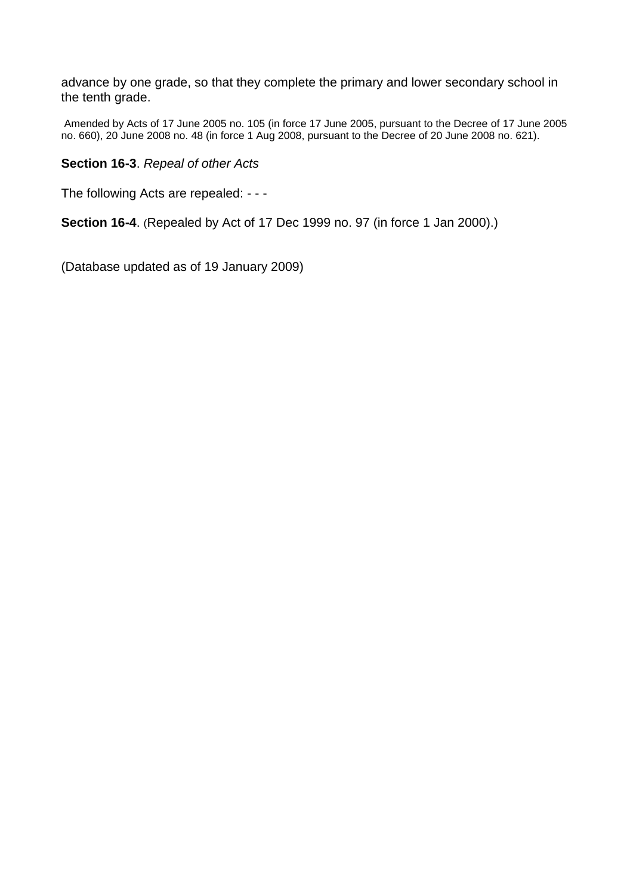advance by one grade, so that they complete the primary and lower secondary school in the tenth grade.

Amended by Acts of 17 June 2005 no. 105 (in force 17 June 2005, pursuant to the Decree of 17 June 2005 no. 660), 20 June 2008 no. 48 (in force 1 Aug 2008, pursuant to the Decree of 20 June 2008 no. 621).

**Section 16-3**. *Repeal of other Acts*

The following Acts are repealed: - - -

**Section 16-4**. (Repealed by Act of 17 Dec 1999 no. 97 (in force 1 Jan 2000).)

(Database updated as of 19 January 2009)